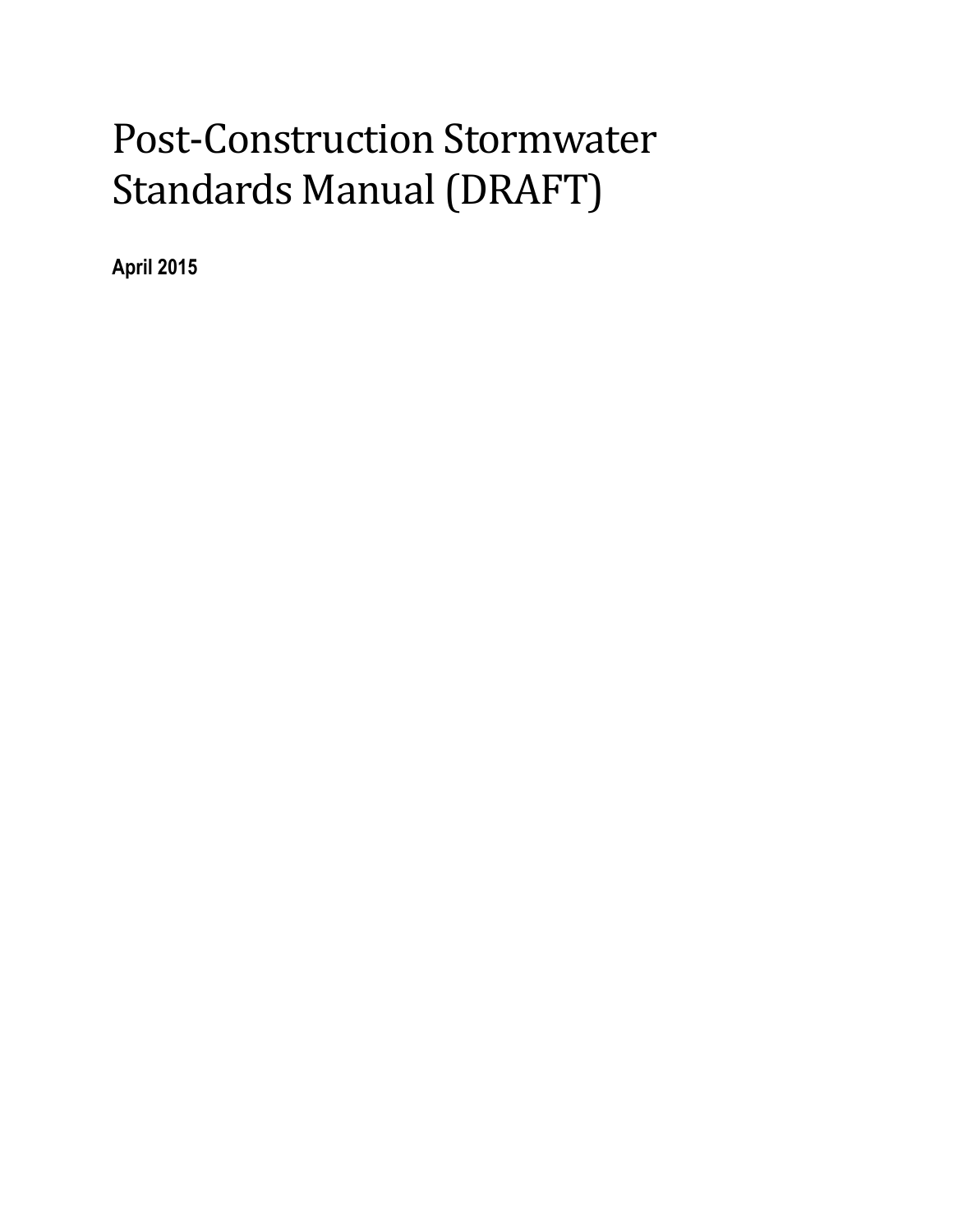# Post-Construction Stormwater Standards Manual (DRAFT)

**April 2015**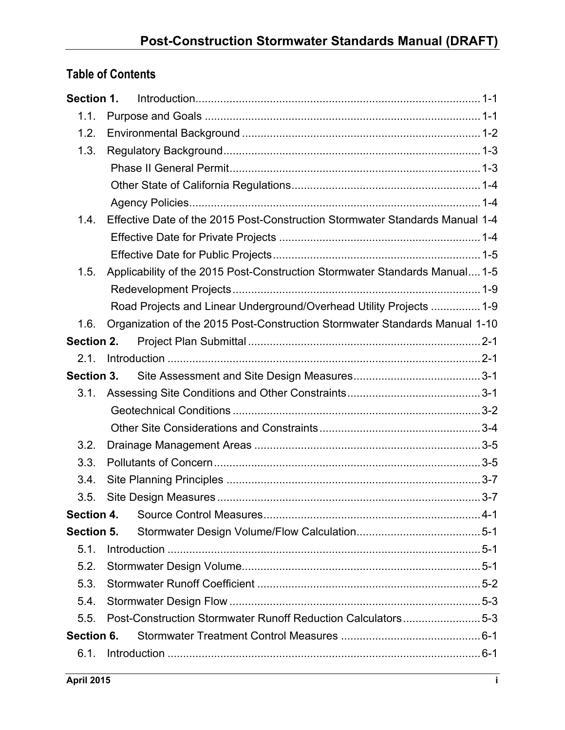## Table of Contents

| | | |
|---|---|---|
| **Section 1.** | Introduction | 1-1 |
| 1.1. | Purpose and Goals | 1-1 |
| 1.2. | Environmental Background | 1-2 |
| 1.3. | Regulatory Background | 1-3 |
| | Phase II General Permit | 1-3 |
| | Other State of California Regulations | 1-4 |
| | Agency Policies | 1-4 |
| 1.4. | Effective Date of the 2015 Post-Construction Stormwater Standards Manual | 1-4 |
| | Effective Date for Private Projects | 1-4 |
| | Effective Date for Public Projects | 1-5 |
| 1.5. | Applicability of the 2015 Post-Construction Stormwater Standards Manual | 1-5 |
| | Redevelopment Projects | 1-9 |
| | Road Projects and Linear Underground/Overhead Utility Projects | 1-9 |
| 1.6. | Organization of the 2015 Post-Construction Stormwater Standards Manual | 1-10 |
| **Section 2.** | Project Plan Submittal | 2-1 |
| 2.1. | Introduction | 2-1 |
| **Section 3.** | Site Assessment and Site Design Measures | 3-1 |
| 3.1. | Assessing Site Conditions and Other Constraints | 3-1 |
| | Geotechnical Conditions | 3-2 |
| | Other Site Considerations and Constraints | 3-4 |
| 3.2. | Drainage Management Areas | 3-5 |
| 3.3. | Pollutants of Concern | 3-5 |
| 3.4. | Site Planning Principles | 3-7 |
| 3.5. | Site Design Measures | 3-7 |
| **Section 4.** | Source Control Measures | 4-1 |
| **Section 5.** | Stormwater Design Volume/Flow Calculation | 5-1 |
| 5.1. | Introduction | 5-1 |
| 5.2. | Stormwater Design Volume | 5-1 |
| 5.3. | Stormwater Runoff Coefficient | 5-2 |
| 5.4. | Stormwater Design Flow | 5-3 |
| 5.5. | Post-Construction Stormwater Runoff Reduction Calculators | 5-3 |
| **Section 6.** | Stormwater Treatment Control Measures | 6-1 |
| 6.1. | Introduction | 6-1 |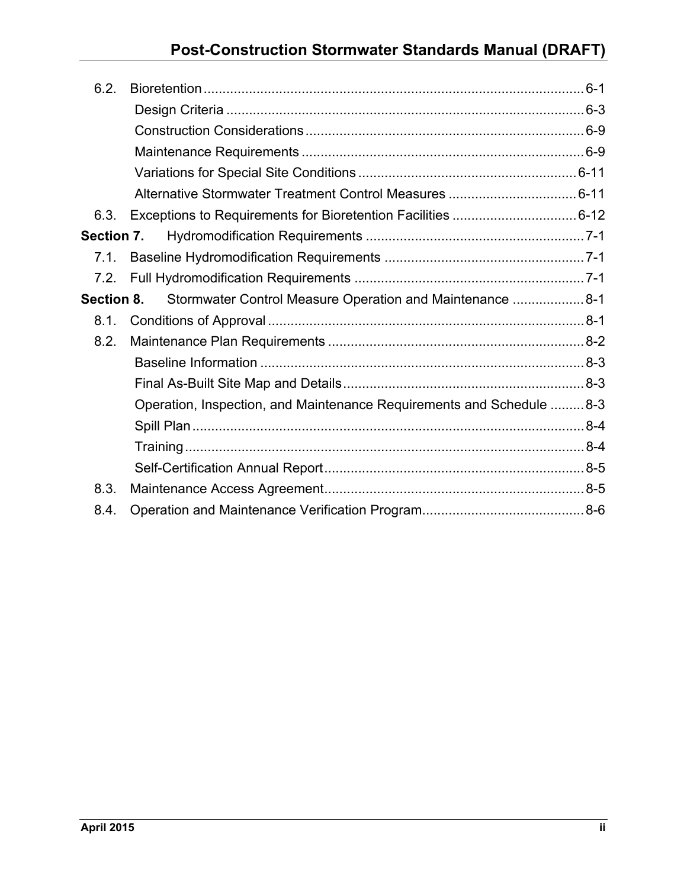6.2. Bioretention ..................................................................................................... 6-1

  Design Criteria .............................................................................................. 6-3

  Construction Considerations ......................................................................... 6-9

  Maintenance Requirements .......................................................................... 6-9

  Variations for Special Site Conditions ......................................................... 6-11

  Alternative Stormwater Treatment Control Measures .................................. 6-11

6.3. Exceptions to Requirements for Bioretention Facilities ................................ 6-12

**Section 7.** Hydromodification Requirements .......................................................... 7-1

7.1. Baseline Hydromodification Requirements .................................................... 7-1

7.2. Full Hydromodification Requirements ............................................................ 7-1

**Section 8.** Stormwater Control Measure Operation and Maintenance ................... 8-1

8.1. Conditions of Approval .................................................................................... 8-1

8.2. Maintenance Plan Requirements .................................................................... 8-2

  Baseline Information ...................................................................................... 8-3

  Final As-Built Site Map and Details ................................................................ 8-3

  Operation, Inspection, and Maintenance Requirements and Schedule ......... 8-3

  Spill Plan ........................................................................................................ 8-4

  Training .......................................................................................................... 8-4

  Self-Certification Annual Report ..................................................................... 8-5

8.3. Maintenance Access Agreement .................................................................... 8-5

8.4. Operation and Maintenance Verification Program .......................................... 8-6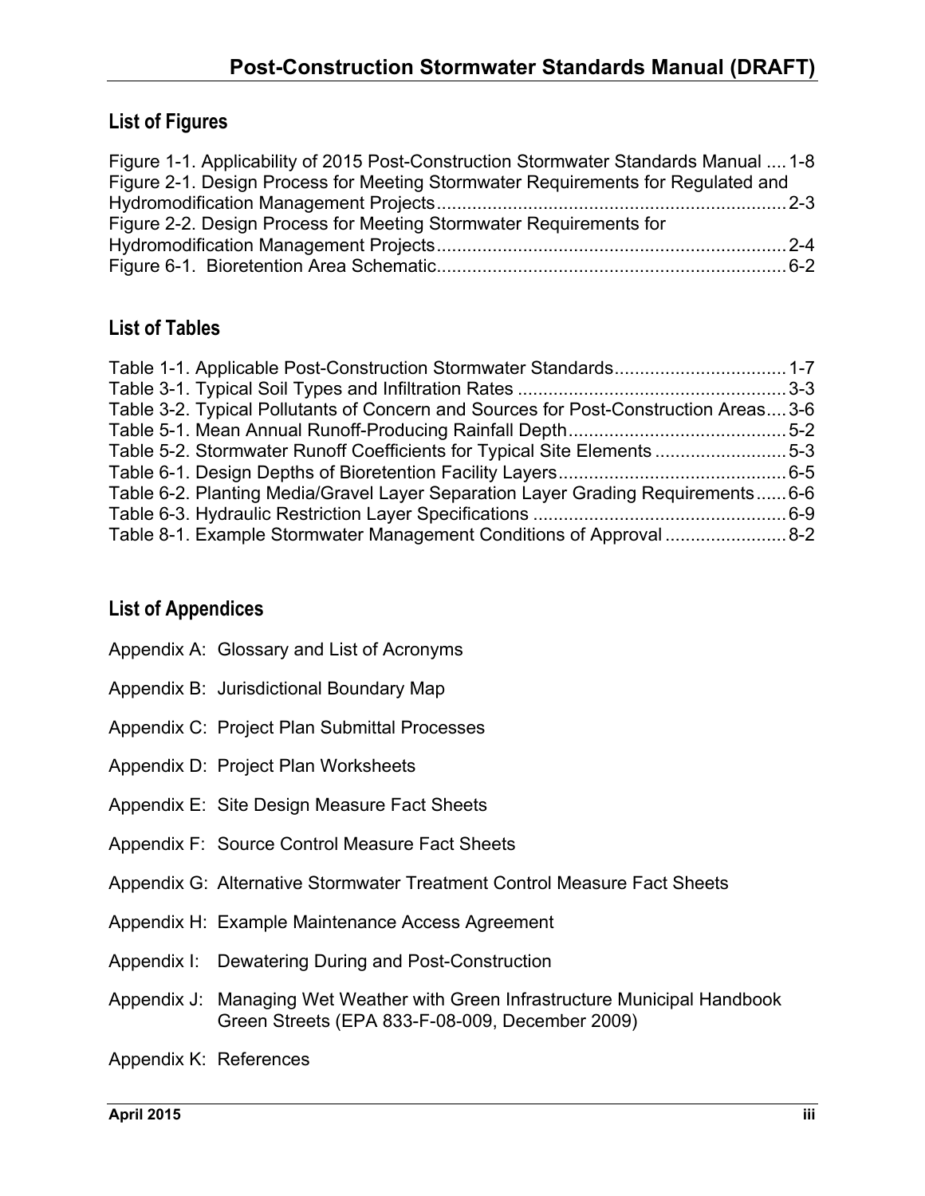## List of Figures

Figure 1-1. Applicability of 2015 Post-Construction Stormwater Standards Manual .... 1-8
Figure 2-1. Design Process for Meeting Stormwater Requirements for Regulated and Hydromodification Management Projects.................................................................... 2-3
Figure 2-2. Design Process for Meeting Stormwater Requirements for Hydromodification Management Projects.................................................................... 2-4
Figure 6-1. Bioretention Area Schematic.................................................................... 6-2

## List of Tables

Table 1-1. Applicable Post-Construction Stormwater Standards................................. 1-7
Table 3-1. Typical Soil Types and Infiltration Rates .................................................... 3-3
Table 3-2. Typical Pollutants of Concern and Sources for Post-Construction Areas.... 3-6
Table 5-1. Mean Annual Runoff-Producing Rainfall Depth........................................... 5-2
Table 5-2. Stormwater Runoff Coefficients for Typical Site Elements .......................... 5-3
Table 6-1. Design Depths of Bioretention Facility Layers............................................. 6-5
Table 6-2. Planting Media/Gravel Layer Separation Layer Grading Requirements...... 6-6
Table 6-3. Hydraulic Restriction Layer Specifications ................................................. 6-9
Table 8-1. Example Stormwater Management Conditions of Approval ........................ 8-2

## List of Appendices

Appendix A: Glossary and List of Acronyms

Appendix B: Jurisdictional Boundary Map

Appendix C: Project Plan Submittal Processes

Appendix D: Project Plan Worksheets

Appendix E: Site Design Measure Fact Sheets

Appendix F: Source Control Measure Fact Sheets

Appendix G: Alternative Stormwater Treatment Control Measure Fact Sheets

Appendix H: Example Maintenance Access Agreement

Appendix I: Dewatering During and Post-Construction

Appendix J: Managing Wet Weather with Green Infrastructure Municipal Handbook Green Streets (EPA 833-F-08-009, December 2009)

Appendix K: References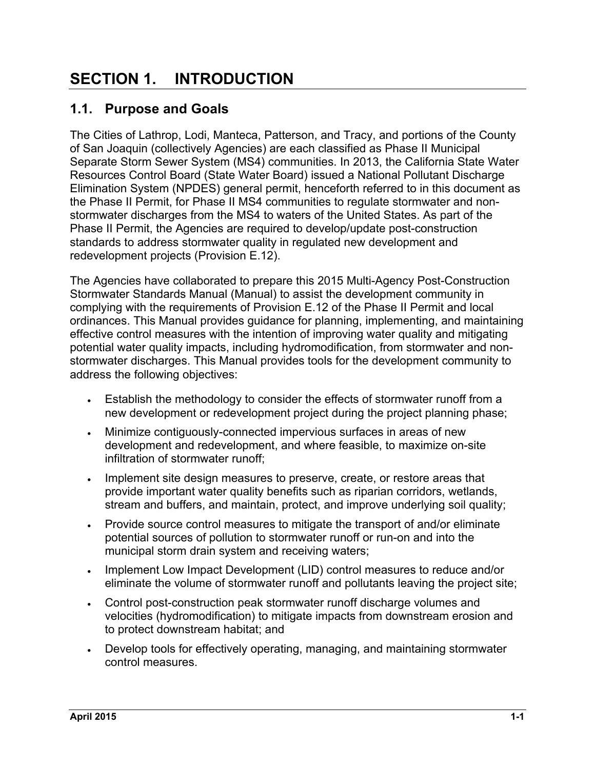# SECTION 1. INTRODUCTION

## 1.1. Purpose and Goals

The Cities of Lathrop, Lodi, Manteca, Patterson, and Tracy, and portions of the County of San Joaquin (collectively Agencies) are each classified as Phase II Municipal Separate Storm Sewer System (MS4) communities. In 2013, the California State Water Resources Control Board (State Water Board) issued a National Pollutant Discharge Elimination System (NPDES) general permit, henceforth referred to in this document as the Phase II Permit, for Phase II MS4 communities to regulate stormwater and non-stormwater discharges from the MS4 to waters of the United States. As part of the Phase II Permit, the Agencies are required to develop/update post-construction standards to address stormwater quality in regulated new development and redevelopment projects (Provision E.12).

The Agencies have collaborated to prepare this 2015 Multi-Agency Post-Construction Stormwater Standards Manual (Manual) to assist the development community in complying with the requirements of Provision E.12 of the Phase II Permit and local ordinances. This Manual provides guidance for planning, implementing, and maintaining effective control measures with the intention of improving water quality and mitigating potential water quality impacts, including hydromodification, from stormwater and non-stormwater discharges. This Manual provides tools for the development community to address the following objectives:

- Establish the methodology to consider the effects of stormwater runoff from a new development or redevelopment project during the project planning phase;
- Minimize contiguously-connected impervious surfaces in areas of new development and redevelopment, and where feasible, to maximize on-site infiltration of stormwater runoff;
- Implement site design measures to preserve, create, or restore areas that provide important water quality benefits such as riparian corridors, wetlands, stream and buffers, and maintain, protect, and improve underlying soil quality;
- Provide source control measures to mitigate the transport of and/or eliminate potential sources of pollution to stormwater runoff or run-on and into the municipal storm drain system and receiving waters;
- Implement Low Impact Development (LID) control measures to reduce and/or eliminate the volume of stormwater runoff and pollutants leaving the project site;
- Control post-construction peak stormwater runoff discharge volumes and velocities (hydromodification) to mitigate impacts from downstream erosion and to protect downstream habitat; and
- Develop tools for effectively operating, managing, and maintaining stormwater control measures.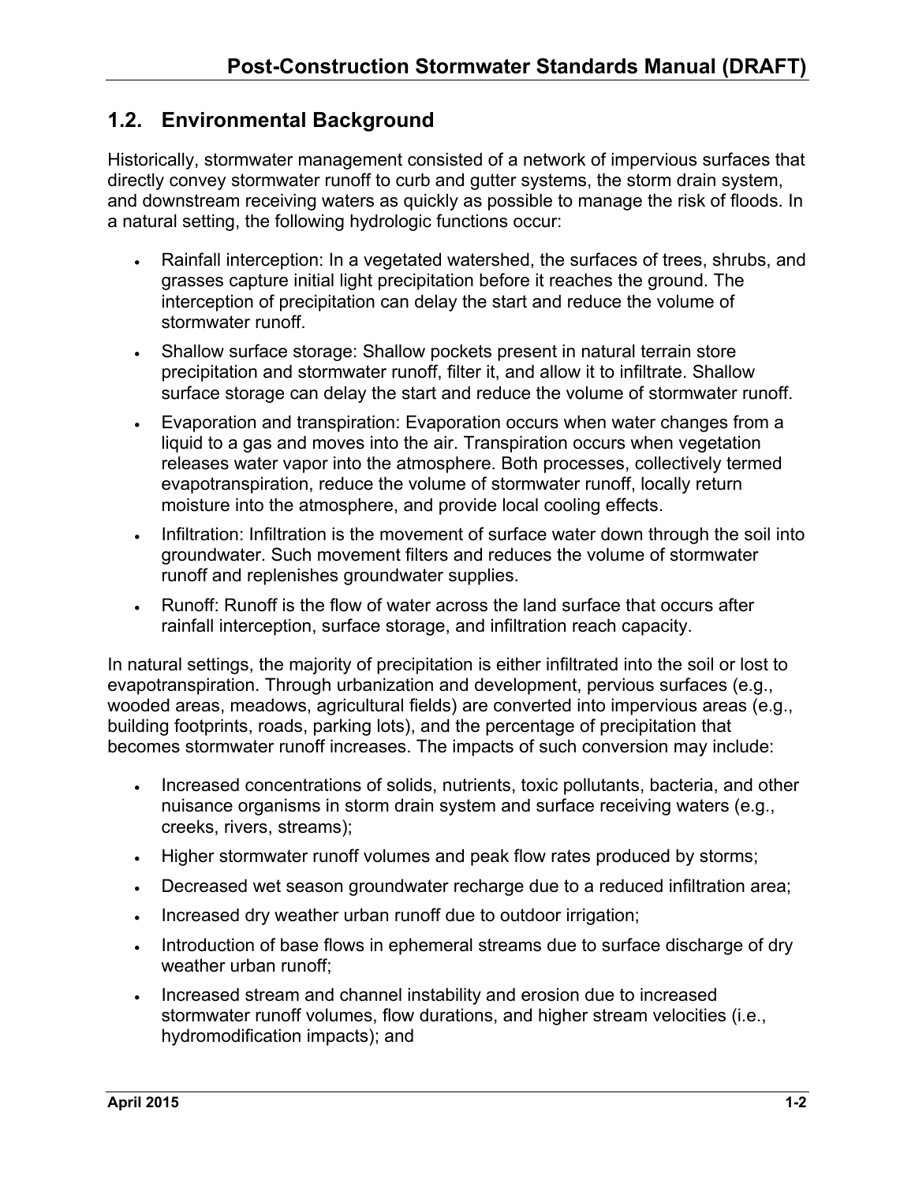## 1.2. Environmental Background

Historically, stormwater management consisted of a network of impervious surfaces that directly convey stormwater runoff to curb and gutter systems, the storm drain system, and downstream receiving waters as quickly as possible to manage the risk of floods. In a natural setting, the following hydrologic functions occur:

- Rainfall interception: In a vegetated watershed, the surfaces of trees, shrubs, and grasses capture initial light precipitation before it reaches the ground. The interception of precipitation can delay the start and reduce the volume of stormwater runoff.
- Shallow surface storage: Shallow pockets present in natural terrain store precipitation and stormwater runoff, filter it, and allow it to infiltrate. Shallow surface storage can delay the start and reduce the volume of stormwater runoff.
- Evaporation and transpiration: Evaporation occurs when water changes from a liquid to a gas and moves into the air. Transpiration occurs when vegetation releases water vapor into the atmosphere. Both processes, collectively termed evapotranspiration, reduce the volume of stormwater runoff, locally return moisture into the atmosphere, and provide local cooling effects.
- Infiltration: Infiltration is the movement of surface water down through the soil into groundwater. Such movement filters and reduces the volume of stormwater runoff and replenishes groundwater supplies.
- Runoff: Runoff is the flow of water across the land surface that occurs after rainfall interception, surface storage, and infiltration reach capacity.

In natural settings, the majority of precipitation is either infiltrated into the soil or lost to evapotranspiration. Through urbanization and development, pervious surfaces (e.g., wooded areas, meadows, agricultural fields) are converted into impervious areas (e.g., building footprints, roads, parking lots), and the percentage of precipitation that becomes stormwater runoff increases. The impacts of such conversion may include:

- Increased concentrations of solids, nutrients, toxic pollutants, bacteria, and other nuisance organisms in storm drain system and surface receiving waters (e.g., creeks, rivers, streams);
- Higher stormwater runoff volumes and peak flow rates produced by storms;
- Decreased wet season groundwater recharge due to a reduced infiltration area;
- Increased dry weather urban runoff due to outdoor irrigation;
- Introduction of base flows in ephemeral streams due to surface discharge of dry weather urban runoff;
- Increased stream and channel instability and erosion due to increased stormwater runoff volumes, flow durations, and higher stream velocities (i.e., hydromodification impacts); and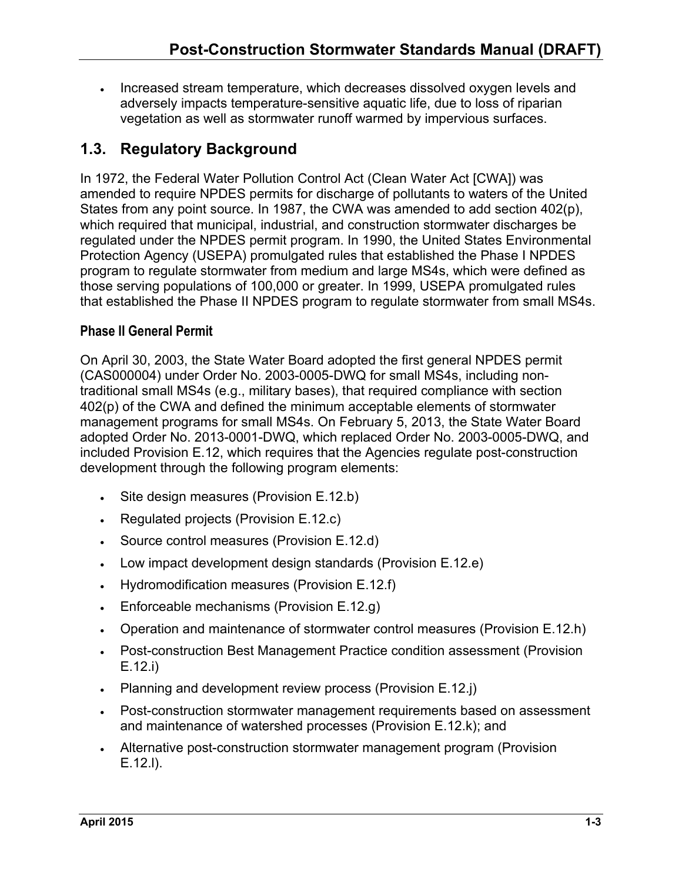- Increased stream temperature, which decreases dissolved oxygen levels and adversely impacts temperature-sensitive aquatic life, due to loss of riparian vegetation as well as stormwater runoff warmed by impervious surfaces.

## 1.3. Regulatory Background

In 1972, the Federal Water Pollution Control Act (Clean Water Act [CWA]) was amended to require NPDES permits for discharge of pollutants to waters of the United States from any point source. In 1987, the CWA was amended to add section 402(p), which required that municipal, industrial, and construction stormwater discharges be regulated under the NPDES permit program. In 1990, the United States Environmental Protection Agency (USEPA) promulgated rules that established the Phase I NPDES program to regulate stormwater from medium and large MS4s, which were defined as those serving populations of 100,000 or greater. In 1999, USEPA promulgated rules that established the Phase II NPDES program to regulate stormwater from small MS4s.

### Phase II General Permit

On April 30, 2003, the State Water Board adopted the first general NPDES permit (CAS000004) under Order No. 2003-0005-DWQ for small MS4s, including non-traditional small MS4s (e.g., military bases), that required compliance with section 402(p) of the CWA and defined the minimum acceptable elements of stormwater management programs for small MS4s. On February 5, 2013, the State Water Board adopted Order No. 2013-0001-DWQ, which replaced Order No. 2003-0005-DWQ, and included Provision E.12, which requires that the Agencies regulate post-construction development through the following program elements:

- Site design measures (Provision E.12.b)
- Regulated projects (Provision E.12.c)
- Source control measures (Provision E.12.d)
- Low impact development design standards (Provision E.12.e)
- Hydromodification measures (Provision E.12.f)
- Enforceable mechanisms (Provision E.12.g)
- Operation and maintenance of stormwater control measures (Provision E.12.h)
- Post-construction Best Management Practice condition assessment (Provision E.12.i)
- Planning and development review process (Provision E.12.j)
- Post-construction stormwater management requirements based on assessment and maintenance of watershed processes (Provision E.12.k); and
- Alternative post-construction stormwater management program (Provision E.12.l).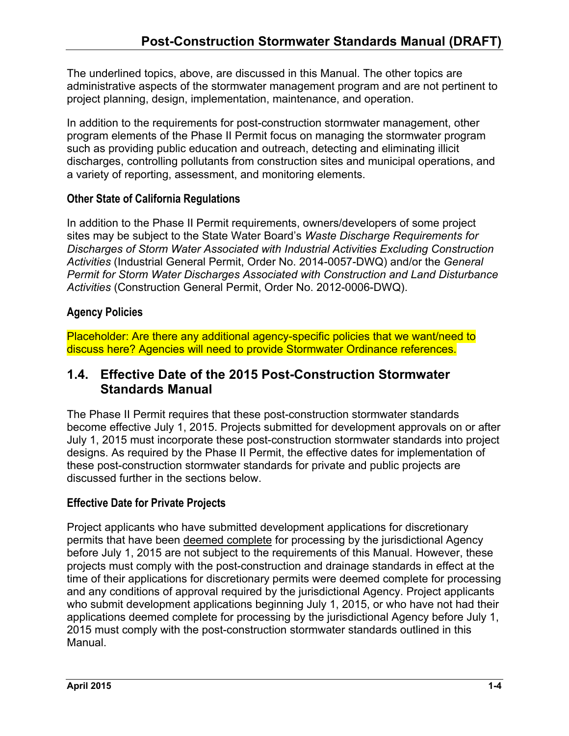The underlined topics, above, are discussed in this Manual. The other topics are administrative aspects of the stormwater management program and are not pertinent to project planning, design, implementation, maintenance, and operation.

In addition to the requirements for post-construction stormwater management, other program elements of the Phase II Permit focus on managing the stormwater program such as providing public education and outreach, detecting and eliminating illicit discharges, controlling pollutants from construction sites and municipal operations, and a variety of reporting, assessment, and monitoring elements.

### Other State of California Regulations

In addition to the Phase II Permit requirements, owners/developers of some project sites may be subject to the State Water Board's *Waste Discharge Requirements for Discharges of Storm Water Associated with Industrial Activities Excluding Construction Activities* (Industrial General Permit, Order No. 2014-0057-DWQ) and/or the *General Permit for Storm Water Discharges Associated with Construction and Land Disturbance Activities* (Construction General Permit, Order No. 2012-0006-DWQ).

### Agency Policies

Placeholder: Are there any additional agency-specific policies that we want/need to discuss here? Agencies will need to provide Stormwater Ordinance references.

## 1.4. Effective Date of the 2015 Post-Construction Stormwater Standards Manual

The Phase II Permit requires that these post-construction stormwater standards become effective July 1, 2015. Projects submitted for development approvals on or after July 1, 2015 must incorporate these post-construction stormwater standards into project designs. As required by the Phase II Permit, the effective dates for implementation of these post-construction stormwater standards for private and public projects are discussed further in the sections below.

### Effective Date for Private Projects

Project applicants who have submitted development applications for discretionary permits that have been deemed complete for processing by the jurisdictional Agency before July 1, 2015 are not subject to the requirements of this Manual. However, these projects must comply with the post-construction and drainage standards in effect at the time of their applications for discretionary permits were deemed complete for processing and any conditions of approval required by the jurisdictional Agency. Project applicants who submit development applications beginning July 1, 2015, or who have not had their applications deemed complete for processing by the jurisdictional Agency before July 1, 2015 must comply with the post-construction stormwater standards outlined in this Manual.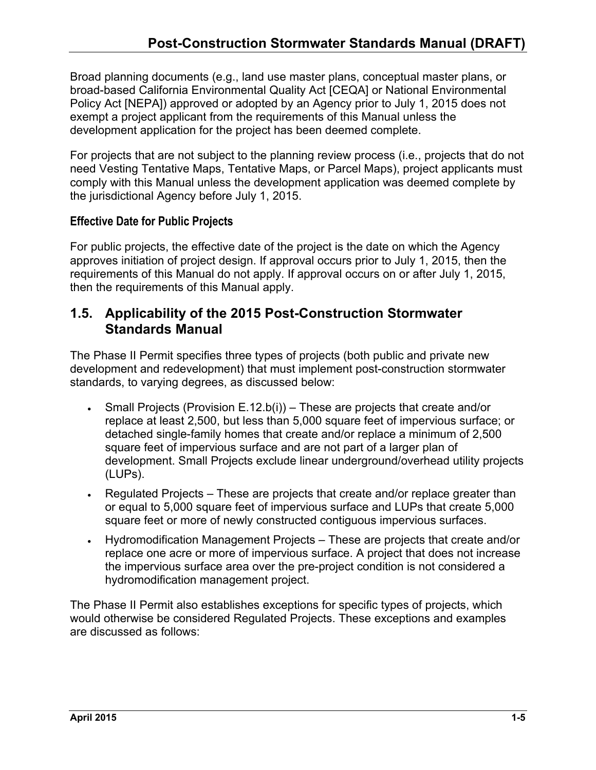Broad planning documents (e.g., land use master plans, conceptual master plans, or broad-based California Environmental Quality Act [CEQA] or National Environmental Policy Act [NEPA]) approved or adopted by an Agency prior to July 1, 2015 does not exempt a project applicant from the requirements of this Manual unless the development application for the project has been deemed complete.

For projects that are not subject to the planning review process (i.e., projects that do not need Vesting Tentative Maps, Tentative Maps, or Parcel Maps), project applicants must comply with this Manual unless the development application was deemed complete by the jurisdictional Agency before July 1, 2015.

#### Effective Date for Public Projects

For public projects, the effective date of the project is the date on which the Agency approves initiation of project design. If approval occurs prior to July 1, 2015, then the requirements of this Manual do not apply. If approval occurs on or after July 1, 2015, then the requirements of this Manual apply.

## 1.5. Applicability of the 2015 Post-Construction Stormwater Standards Manual

The Phase II Permit specifies three types of projects (both public and private new development and redevelopment) that must implement post-construction stormwater standards, to varying degrees, as discussed below:

- Small Projects (Provision E.12.b(i)) – These are projects that create and/or replace at least 2,500, but less than 5,000 square feet of impervious surface; or detached single-family homes that create and/or replace a minimum of 2,500 square feet of impervious surface and are not part of a larger plan of development. Small Projects exclude linear underground/overhead utility projects (LUPs).
- Regulated Projects – These are projects that create and/or replace greater than or equal to 5,000 square feet of impervious surface and LUPs that create 5,000 square feet or more of newly constructed contiguous impervious surfaces.
- Hydromodification Management Projects – These are projects that create and/or replace one acre or more of impervious surface. A project that does not increase the impervious surface area over the pre-project condition is not considered a hydromodification management project.

The Phase II Permit also establishes exceptions for specific types of projects, which would otherwise be considered Regulated Projects. These exceptions and examples are discussed as follows: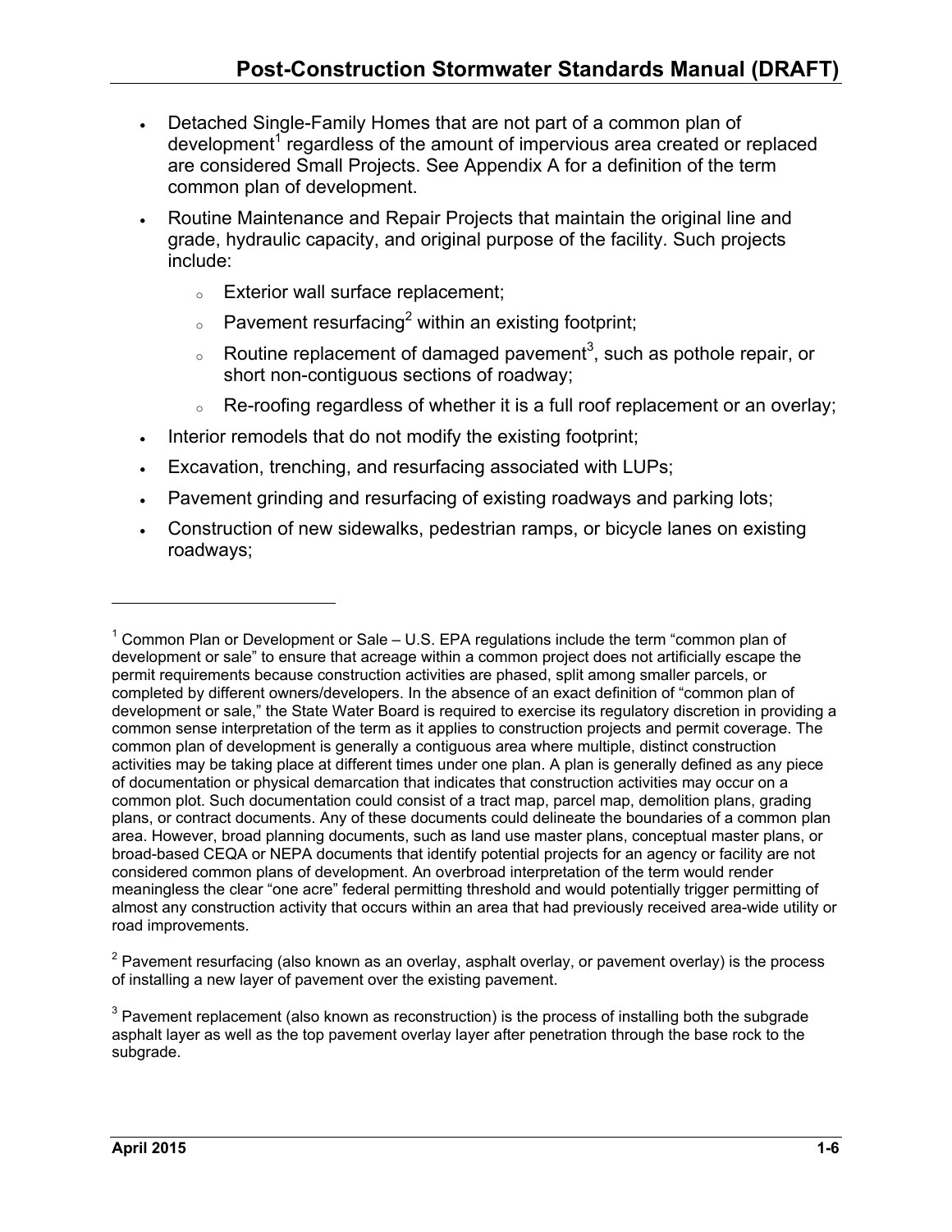- Detached Single-Family Homes that are not part of a common plan of development[1] regardless of the amount of impervious area created or replaced are considered Small Projects. See Appendix A for a definition of the term common plan of development.
- Routine Maintenance and Repair Projects that maintain the original line and grade, hydraulic capacity, and original purpose of the facility. Such projects include:
  - Exterior wall surface replacement;
  - Pavement resurfacing[2] within an existing footprint;
  - Routine replacement of damaged pavement[3], such as pothole repair, or short non-contiguous sections of roadway;
  - Re-roofing regardless of whether it is a full roof replacement or an overlay;
- Interior remodels that do not modify the existing footprint;
- Excavation, trenching, and resurfacing associated with LUPs;
- Pavement grinding and resurfacing of existing roadways and parking lots;
- Construction of new sidewalks, pedestrian ramps, or bicycle lanes on existing roadways;

---

[1] Common Plan or Development or Sale – U.S. EPA regulations include the term "common plan of development or sale" to ensure that acreage within a common project does not artificially escape the permit requirements because construction activities are phased, split among smaller parcels, or completed by different owners/developers. In the absence of an exact definition of "common plan of development or sale," the State Water Board is required to exercise its regulatory discretion in providing a common sense interpretation of the term as it applies to construction projects and permit coverage. The common plan of development is generally a contiguous area where multiple, distinct construction activities may be taking place at different times under one plan. A plan is generally defined as any piece of documentation or physical demarcation that indicates that construction activities may occur on a common plot. Such documentation could consist of a tract map, parcel map, demolition plans, grading plans, or contract documents. Any of these documents could delineate the boundaries of a common plan area. However, broad planning documents, such as land use master plans, conceptual master plans, or broad-based CEQA or NEPA documents that identify potential projects for an agency or facility are not considered common plans of development. An overbroad interpretation of the term would render meaningless the clear "one acre" federal permitting threshold and would potentially trigger permitting of almost any construction activity that occurs within an area that had previously received area-wide utility or road improvements.

[2] Pavement resurfacing (also known as an overlay, asphalt overlay, or pavement overlay) is the process of installing a new layer of pavement over the existing pavement.

[3] Pavement replacement (also known as reconstruction) is the process of installing both the subgrade asphalt layer as well as the top pavement overlay layer after penetration through the base rock to the subgrade.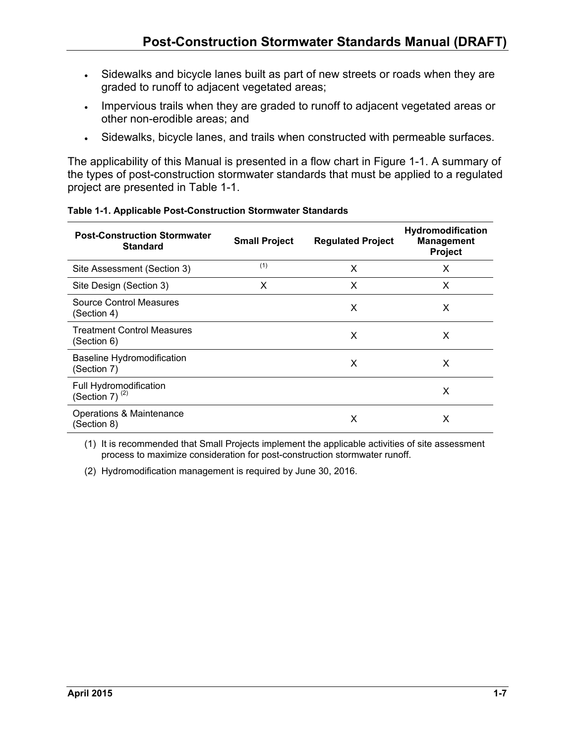- Sidewalks and bicycle lanes built as part of new streets or roads when they are graded to runoff to adjacent vegetated areas;
- Impervious trails when they are graded to runoff to adjacent vegetated areas or other non-erodible areas; and
- Sidewalks, bicycle lanes, and trails when constructed with permeable surfaces.

The applicability of this Manual is presented in a flow chart in Figure 1-1. A summary of the types of post-construction stormwater standards that must be applied to a regulated project are presented in Table 1-1.

**Table 1-1. Applicable Post-Construction Stormwater Standards**

| Post-Construction Stormwater Standard | Small Project | Regulated Project | Hydromodification Management Project |
|---|---|---|---|
| Site Assessment (Section 3) | (1) | X | X |
| Site Design (Section 3) | X | X | X |
| Source Control Measures (Section 4) | | X | X |
| Treatment Control Measures (Section 6) | | X | X |
| Baseline Hydromodification (Section 7) | | X | X |
| Full Hydromodification (Section 7) (2) | | | X |
| Operations & Maintenance (Section 8) | | X | X |

(1) It is recommended that Small Projects implement the applicable activities of site assessment process to maximize consideration for post-construction stormwater runoff.

(2) Hydromodification management is required by June 30, 2016.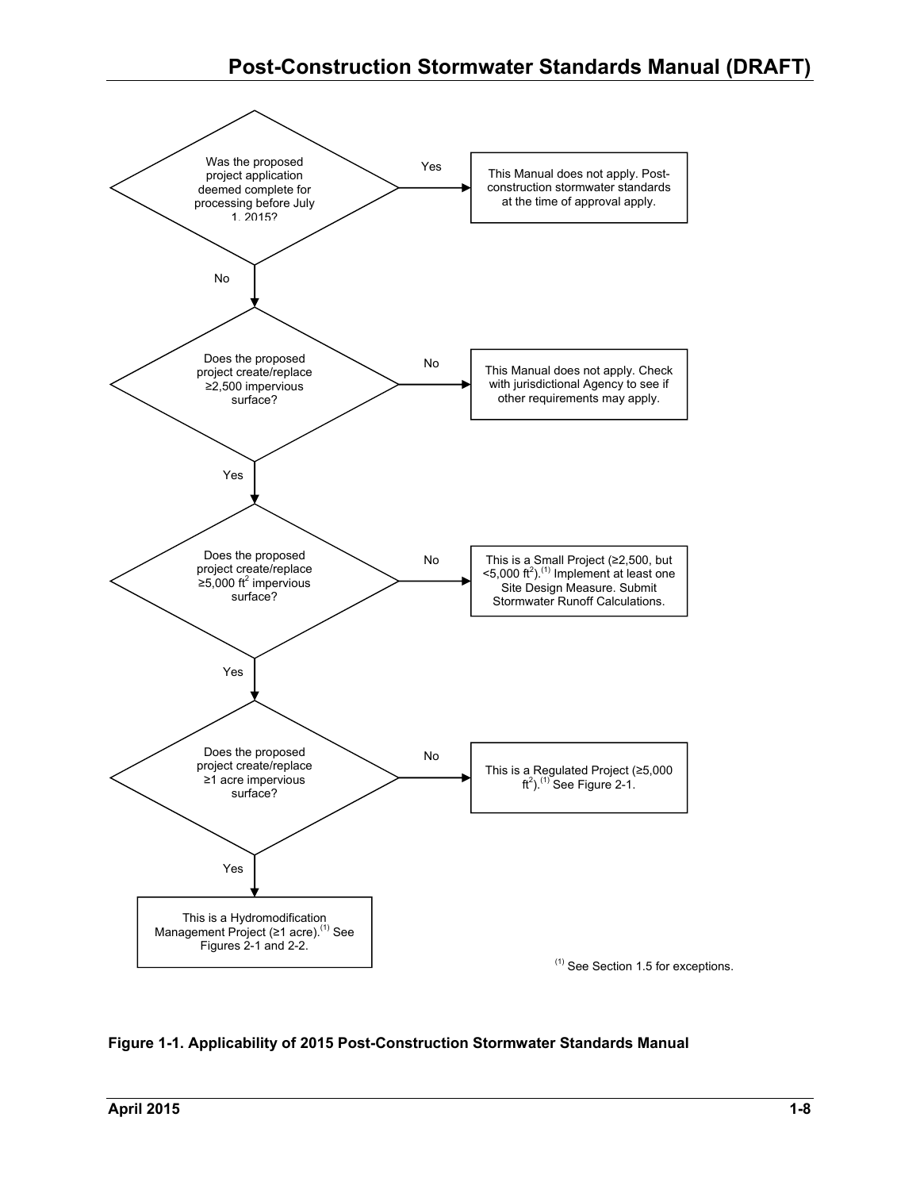Was the proposed project application deemed complete for processing before July 1, 2015?

- **Yes** → This Manual does not apply. Post-construction stormwater standards at the time of approval apply.
- **No** ↓

Does the proposed project create/replace ≥2,500 impervious surface?

- **No** → This Manual does not apply. Check with jurisdictional Agency to see if other requirements may apply.
- **Yes** ↓

Does the proposed project create/replace ≥5,000 $ft^2$ impervious surface?

- **No** → This is a Small Project (≥2,500, but <5,000 $ft^2$).[(1)] Implement at least one Site Design Measure. Submit Stormwater Runoff Calculations.
- **Yes** ↓

Does the proposed project create/replace ≥1 acre impervious surface?

- **No** → This is a Regulated Project (≥5,000 $ft^2$).[(1)] See Figure 2-1.
- **Yes** ↓

This is a Hydromodification Management Project (≥1 acre).[(1)] See Figures 2-1 and 2-2.

[(1)] See Section 1.5 for exceptions.

**Figure 1-1. Applicability of 2015 Post-Construction Stormwater Standards Manual**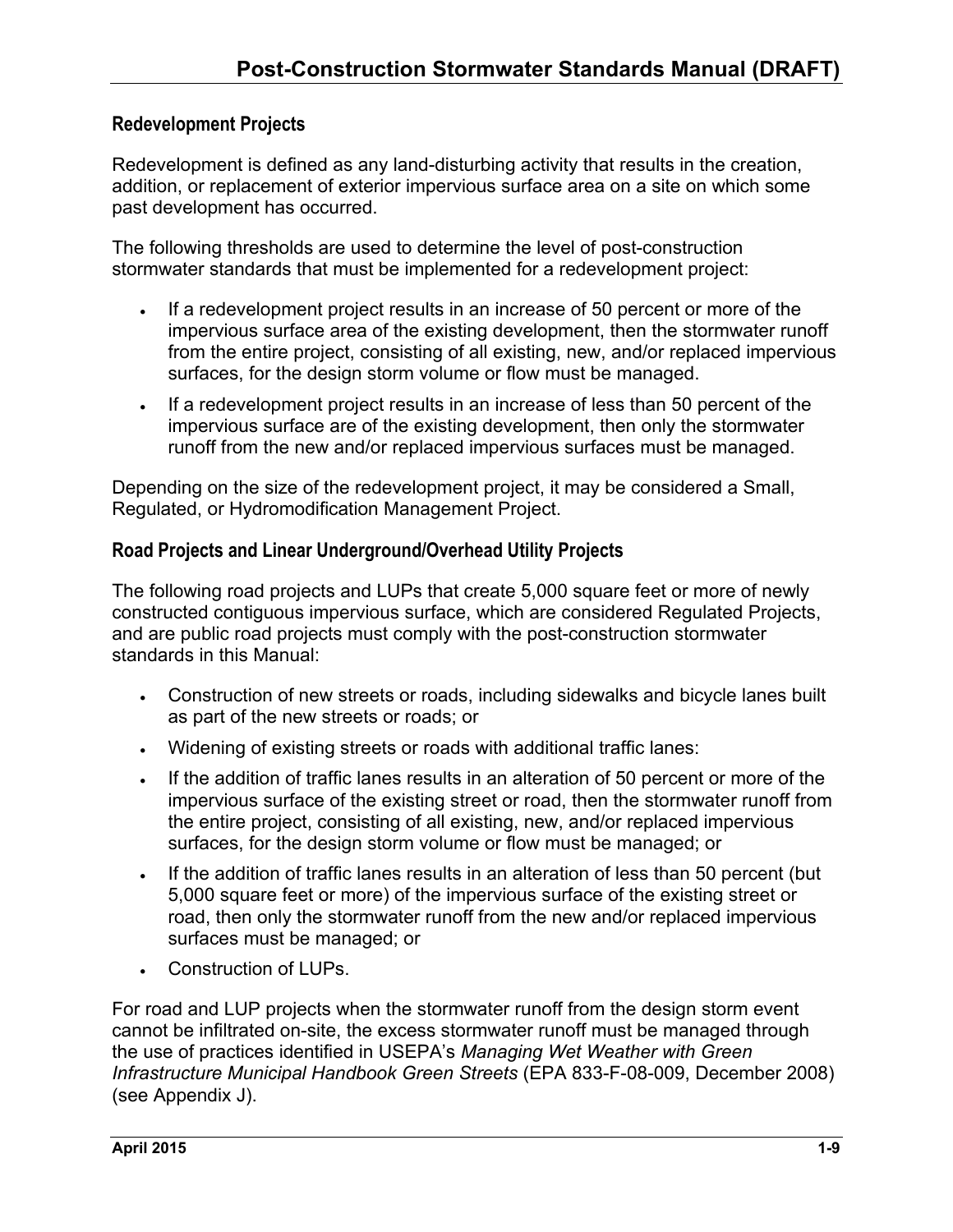### Redevelopment Projects

Redevelopment is defined as any land-disturbing activity that results in the creation, addition, or replacement of exterior impervious surface area on a site on which some past development has occurred.

The following thresholds are used to determine the level of post-construction stormwater standards that must be implemented for a redevelopment project:

- If a redevelopment project results in an increase of 50 percent or more of the impervious surface area of the existing development, then the stormwater runoff from the entire project, consisting of all existing, new, and/or replaced impervious surfaces, for the design storm volume or flow must be managed.
- If a redevelopment project results in an increase of less than 50 percent of the impervious surface are of the existing development, then only the stormwater runoff from the new and/or replaced impervious surfaces must be managed.

Depending on the size of the redevelopment project, it may be considered a Small, Regulated, or Hydromodification Management Project.

### Road Projects and Linear Underground/Overhead Utility Projects

The following road projects and LUPs that create 5,000 square feet or more of newly constructed contiguous impervious surface, which are considered Regulated Projects, and are public road projects must comply with the post-construction stormwater standards in this Manual:

- Construction of new streets or roads, including sidewalks and bicycle lanes built as part of the new streets or roads; or
- Widening of existing streets or roads with additional traffic lanes:
- If the addition of traffic lanes results in an alteration of 50 percent or more of the impervious surface of the existing street or road, then the stormwater runoff from the entire project, consisting of all existing, new, and/or replaced impervious surfaces, for the design storm volume or flow must be managed; or
- If the addition of traffic lanes results in an alteration of less than 50 percent (but 5,000 square feet or more) of the impervious surface of the existing street or road, then only the stormwater runoff from the new and/or replaced impervious surfaces must be managed; or
- Construction of LUPs.

For road and LUP projects when the stormwater runoff from the design storm event cannot be infiltrated on-site, the excess stormwater runoff must be managed through the use of practices identified in USEPA's *Managing Wet Weather with Green Infrastructure Municipal Handbook Green Streets* (EPA 833-F-08-009, December 2008) (see Appendix J).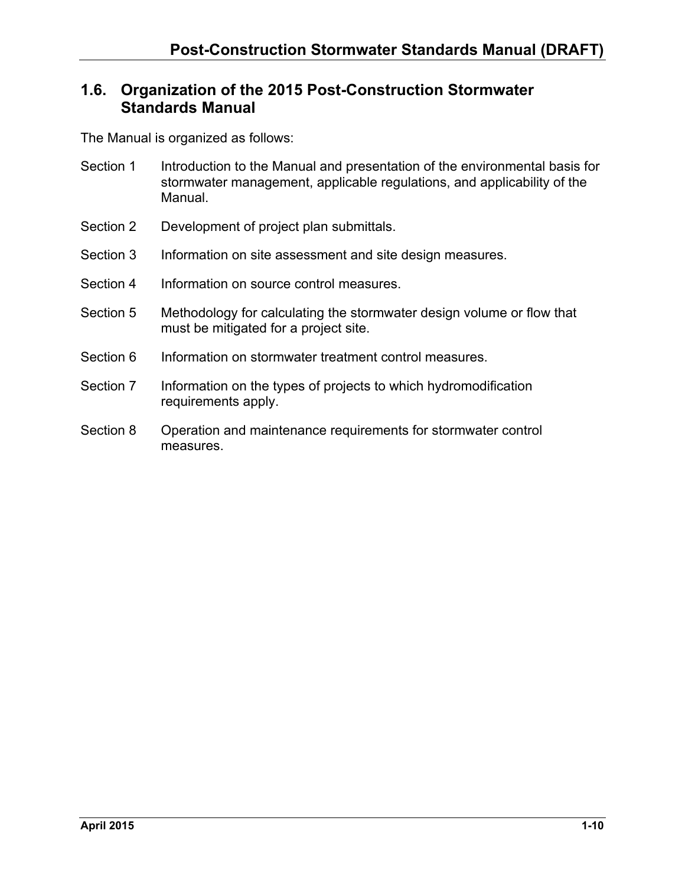## 1.6. Organization of the 2015 Post-Construction Stormwater Standards Manual

The Manual is organized as follows:

| | |
|---|---|
| Section 1 | Introduction to the Manual and presentation of the environmental basis for stormwater management, applicable regulations, and applicability of the Manual. |
| Section 2 | Development of project plan submittals. |
| Section 3 | Information on site assessment and site design measures. |
| Section 4 | Information on source control measures. |
| Section 5 | Methodology for calculating the stormwater design volume or flow that must be mitigated for a project site. |
| Section 6 | Information on stormwater treatment control measures. |
| Section 7 | Information on the types of projects to which hydromodification requirements apply. |
| Section 8 | Operation and maintenance requirements for stormwater control measures. |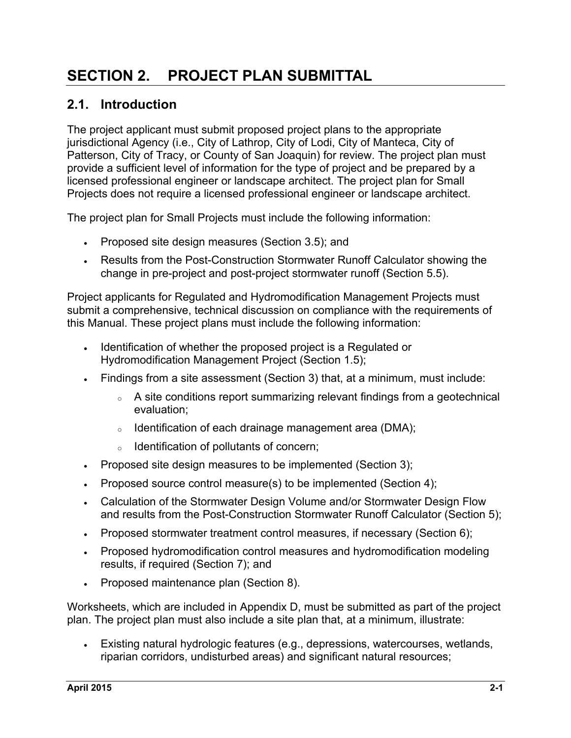# SECTION 2. PROJECT PLAN SUBMITTAL

## 2.1. Introduction

The project applicant must submit proposed project plans to the appropriate jurisdictional Agency (i.e., City of Lathrop, City of Lodi, City of Manteca, City of Patterson, City of Tracy, or County of San Joaquin) for review. The project plan must provide a sufficient level of information for the type of project and be prepared by a licensed professional engineer or landscape architect. The project plan for Small Projects does not require a licensed professional engineer or landscape architect.

The project plan for Small Projects must include the following information:

- Proposed site design measures (Section 3.5); and
- Results from the Post-Construction Stormwater Runoff Calculator showing the change in pre-project and post-project stormwater runoff (Section 5.5).

Project applicants for Regulated and Hydromodification Management Projects must submit a comprehensive, technical discussion on compliance with the requirements of this Manual. These project plans must include the following information:

- Identification of whether the proposed project is a Regulated or Hydromodification Management Project (Section 1.5);
- Findings from a site assessment (Section 3) that, at a minimum, must include:
    - A site conditions report summarizing relevant findings from a geotechnical evaluation;
    - Identification of each drainage management area (DMA);
    - Identification of pollutants of concern;
- Proposed site design measures to be implemented (Section 3);
- Proposed source control measure(s) to be implemented (Section 4);
- Calculation of the Stormwater Design Volume and/or Stormwater Design Flow and results from the Post-Construction Stormwater Runoff Calculator (Section 5);
- Proposed stormwater treatment control measures, if necessary (Section 6);
- Proposed hydromodification control measures and hydromodification modeling results, if required (Section 7); and
- Proposed maintenance plan (Section 8).

Worksheets, which are included in Appendix D, must be submitted as part of the project plan. The project plan must also include a site plan that, at a minimum, illustrate:

- Existing natural hydrologic features (e.g., depressions, watercourses, wetlands, riparian corridors, undisturbed areas) and significant natural resources;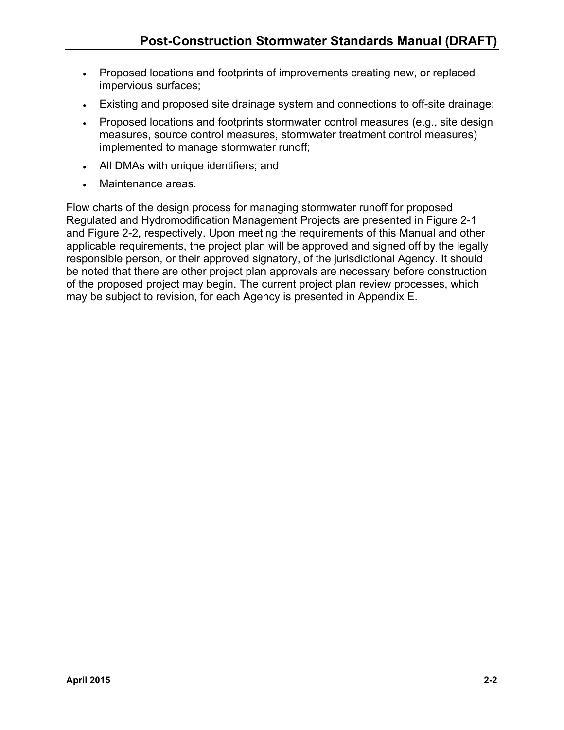- Proposed locations and footprints of improvements creating new, or replaced impervious surfaces;
- Existing and proposed site drainage system and connections to off-site drainage;
- Proposed locations and footprints stormwater control measures (e.g., site design measures, source control measures, stormwater treatment control measures) implemented to manage stormwater runoff;
- All DMAs with unique identifiers; and
- Maintenance areas.

Flow charts of the design process for managing stormwater runoff for proposed Regulated and Hydromodification Management Projects are presented in Figure 2-1 and Figure 2-2, respectively. Upon meeting the requirements of this Manual and other applicable requirements, the project plan will be approved and signed off by the legally responsible person, or their approved signatory, of the jurisdictional Agency. It should be noted that there are other project plan approvals are necessary before construction of the proposed project may begin. The current project plan review processes, which may be subject to revision, for each Agency is presented in Appendix E.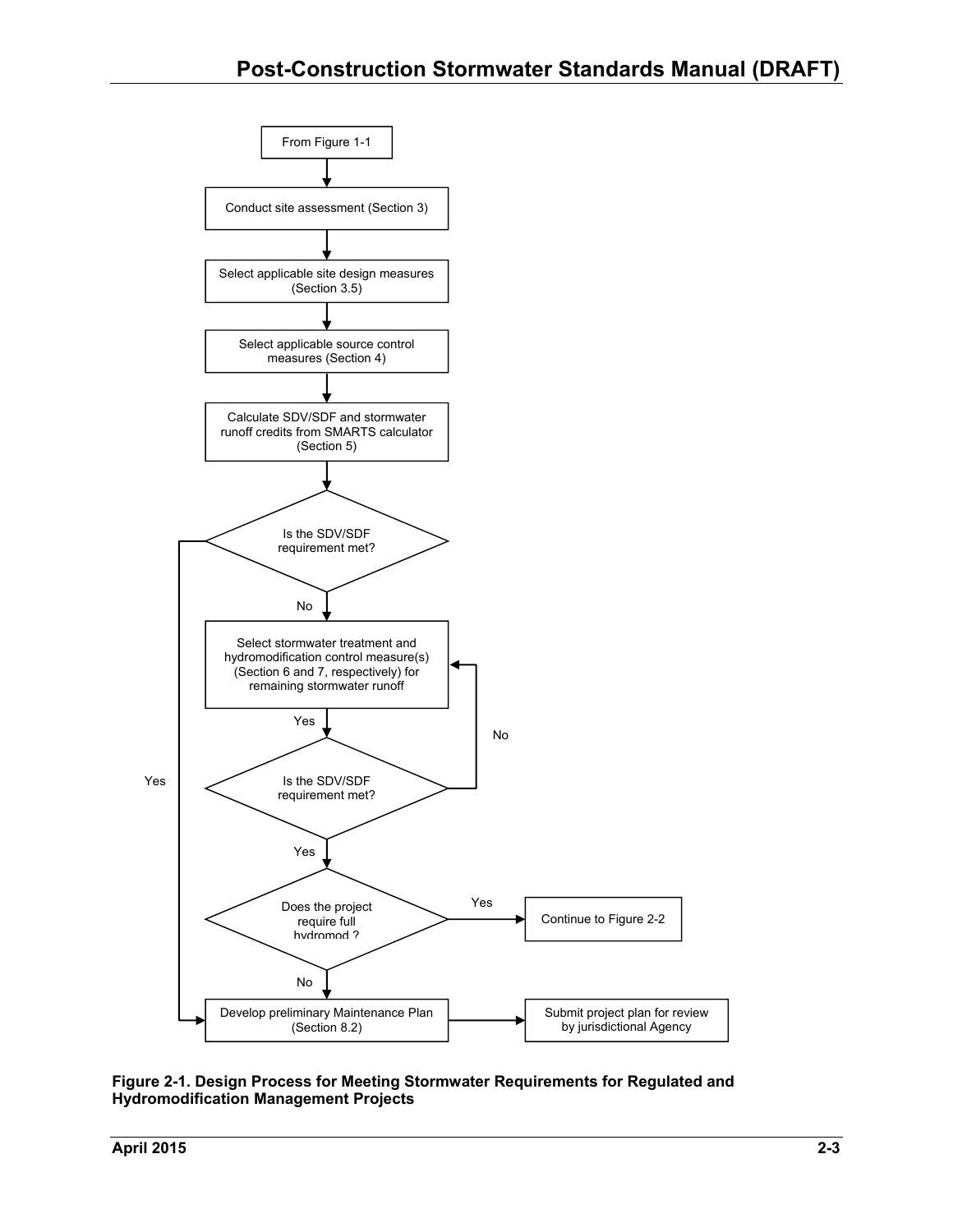From Figure 1-1

Conduct site assessment (Section 3)

Select applicable site design measures (Section 3.5)

Select applicable source control measures (Section 4)

Calculate SDV/SDF and stormwater runoff credits from SMARTS calculator (Section 5)

Is the SDV/SDF requirement met?

Yes

No

Select stormwater treatment and hydromodification control measure(s) (Section 6 and 7, respectively) for remaining stormwater runoff

Yes

No

Is the SDV/SDF requirement met?

Yes

Does the project require full hydromod ?

Yes

Continue to Figure 2-2

No

Develop preliminary Maintenance Plan (Section 8.2)

Submit project plan for review by jurisdictional Agency

**Figure 2-1. Design Process for Meeting Stormwater Requirements for Regulated and Hydromodification Management Projects**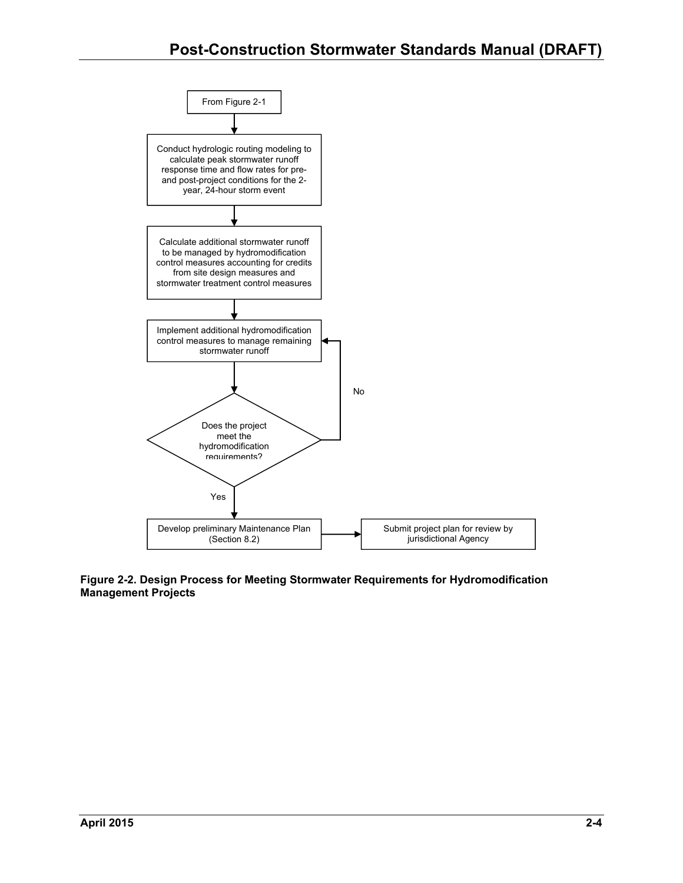From Figure 2-1

Conduct hydrologic routing modeling to calculate peak stormwater runoff response time and flow rates for pre- and post-project conditions for the 2-year, 24-hour storm event

Calculate additional stormwater runoff to be managed by hydromodification control measures accounting for credits from site design measures and stormwater treatment control measures

Implement additional hydromodification control measures to manage remaining stormwater runoff

Does the project meet the hydromodification requirements?

No

Yes

Develop preliminary Maintenance Plan (Section 8.2)

Submit project plan for review by jurisdictional Agency

**Figure 2-2. Design Process for Meeting Stormwater Requirements for Hydromodification Management Projects**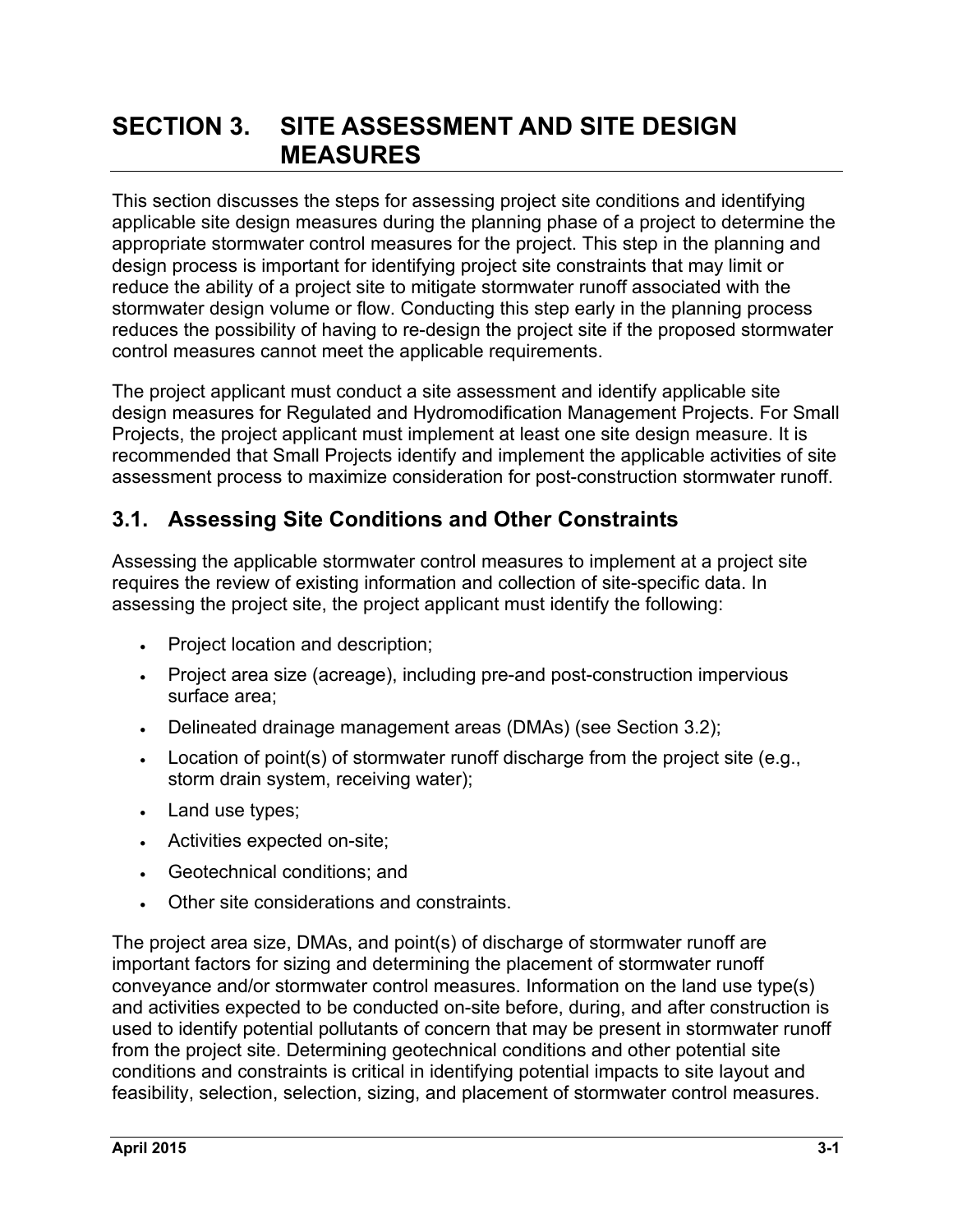# SECTION 3. SITE ASSESSMENT AND SITE DESIGN MEASURES

This section discusses the steps for assessing project site conditions and identifying applicable site design measures during the planning phase of a project to determine the appropriate stormwater control measures for the project. This step in the planning and design process is important for identifying project site constraints that may limit or reduce the ability of a project site to mitigate stormwater runoff associated with the stormwater design volume or flow. Conducting this step early in the planning process reduces the possibility of having to re-design the project site if the proposed stormwater control measures cannot meet the applicable requirements.

The project applicant must conduct a site assessment and identify applicable site design measures for Regulated and Hydromodification Management Projects. For Small Projects, the project applicant must implement at least one site design measure. It is recommended that Small Projects identify and implement the applicable activities of site assessment process to maximize consideration for post-construction stormwater runoff.

## 3.1. Assessing Site Conditions and Other Constraints

Assessing the applicable stormwater control measures to implement at a project site requires the review of existing information and collection of site-specific data. In assessing the project site, the project applicant must identify the following:

- Project location and description;
- Project area size (acreage), including pre-and post-construction impervious surface area;
- Delineated drainage management areas (DMAs) (see Section 3.2);
- Location of point(s) of stormwater runoff discharge from the project site (e.g., storm drain system, receiving water);
- Land use types;
- Activities expected on-site;
- Geotechnical conditions; and
- Other site considerations and constraints.

The project area size, DMAs, and point(s) of discharge of stormwater runoff are important factors for sizing and determining the placement of stormwater runoff conveyance and/or stormwater control measures. Information on the land use type(s) and activities expected to be conducted on-site before, during, and after construction is used to identify potential pollutants of concern that may be present in stormwater runoff from the project site. Determining geotechnical conditions and other potential site conditions and constraints is critical in identifying potential impacts to site layout and feasibility, selection, selection, sizing, and placement of stormwater control measures.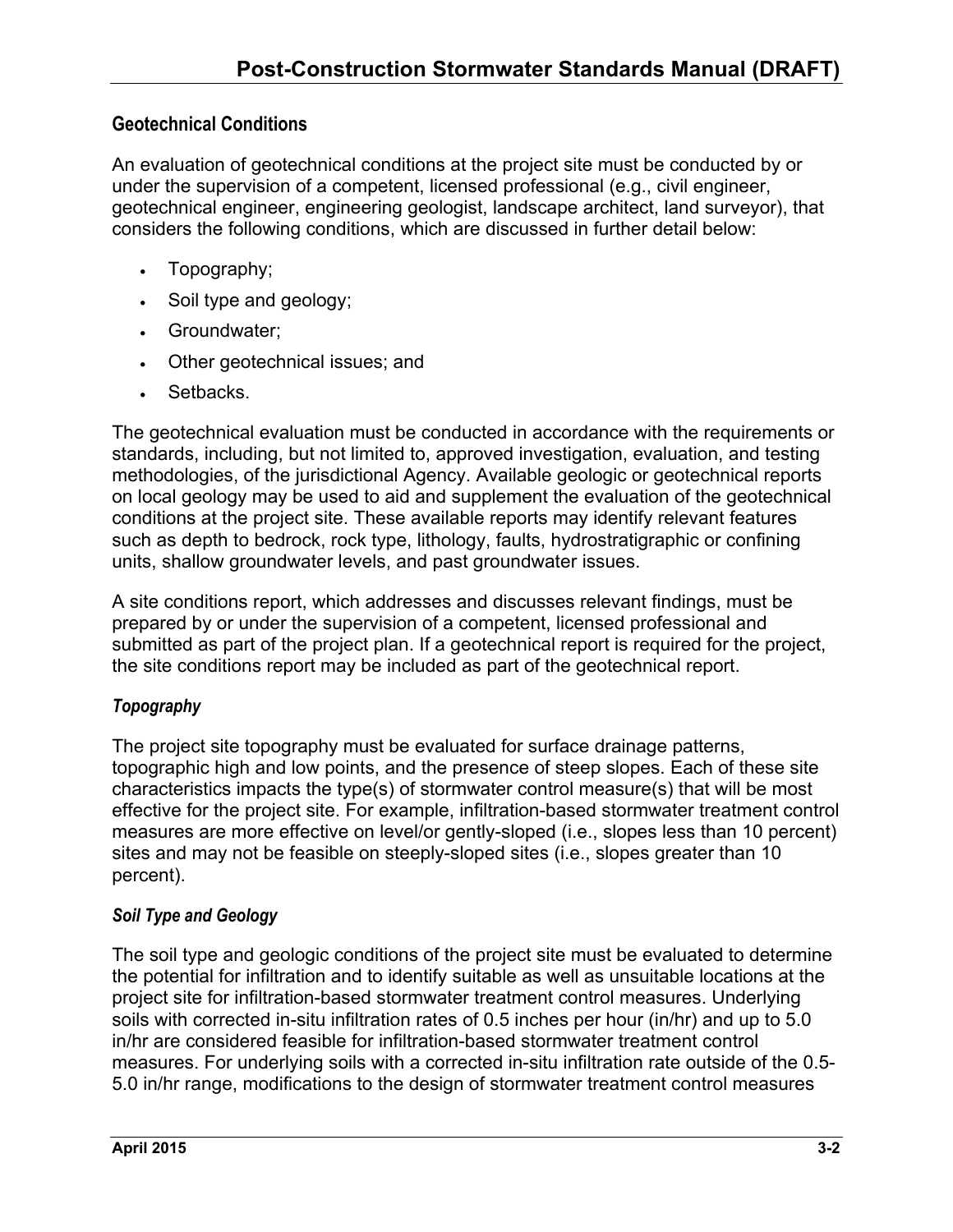### Geotechnical Conditions

An evaluation of geotechnical conditions at the project site must be conducted by or under the supervision of a competent, licensed professional (e.g., civil engineer, geotechnical engineer, engineering geologist, landscape architect, land surveyor), that considers the following conditions, which are discussed in further detail below:

- Topography;
- Soil type and geology;
- Groundwater;
- Other geotechnical issues; and
- Setbacks.

The geotechnical evaluation must be conducted in accordance with the requirements or standards, including, but not limited to, approved investigation, evaluation, and testing methodologies, of the jurisdictional Agency. Available geologic or geotechnical reports on local geology may be used to aid and supplement the evaluation of the geotechnical conditions at the project site. These available reports may identify relevant features such as depth to bedrock, rock type, lithology, faults, hydrostratigraphic or confining units, shallow groundwater levels, and past groundwater issues.

A site conditions report, which addresses and discusses relevant findings, must be prepared by or under the supervision of a competent, licensed professional and submitted as part of the project plan. If a geotechnical report is required for the project, the site conditions report may be included as part of the geotechnical report.

#### *Topography*

The project site topography must be evaluated for surface drainage patterns, topographic high and low points, and the presence of steep slopes. Each of these site characteristics impacts the type(s) of stormwater control measure(s) that will be most effective for the project site. For example, infiltration-based stormwater treatment control measures are more effective on level/or gently-sloped (i.e., slopes less than 10 percent) sites and may not be feasible on steeply-sloped sites (i.e., slopes greater than 10 percent).

#### *Soil Type and Geology*

The soil type and geologic conditions of the project site must be evaluated to determine the potential for infiltration and to identify suitable as well as unsuitable locations at the project site for infiltration-based stormwater treatment control measures. Underlying soils with corrected in-situ infiltration rates of 0.5 inches per hour (in/hr) and up to 5.0 in/hr are considered feasible for infiltration-based stormwater treatment control measures. For underlying soils with a corrected in-situ infiltration rate outside of the 0.5-5.0 in/hr range, modifications to the design of stormwater treatment control measures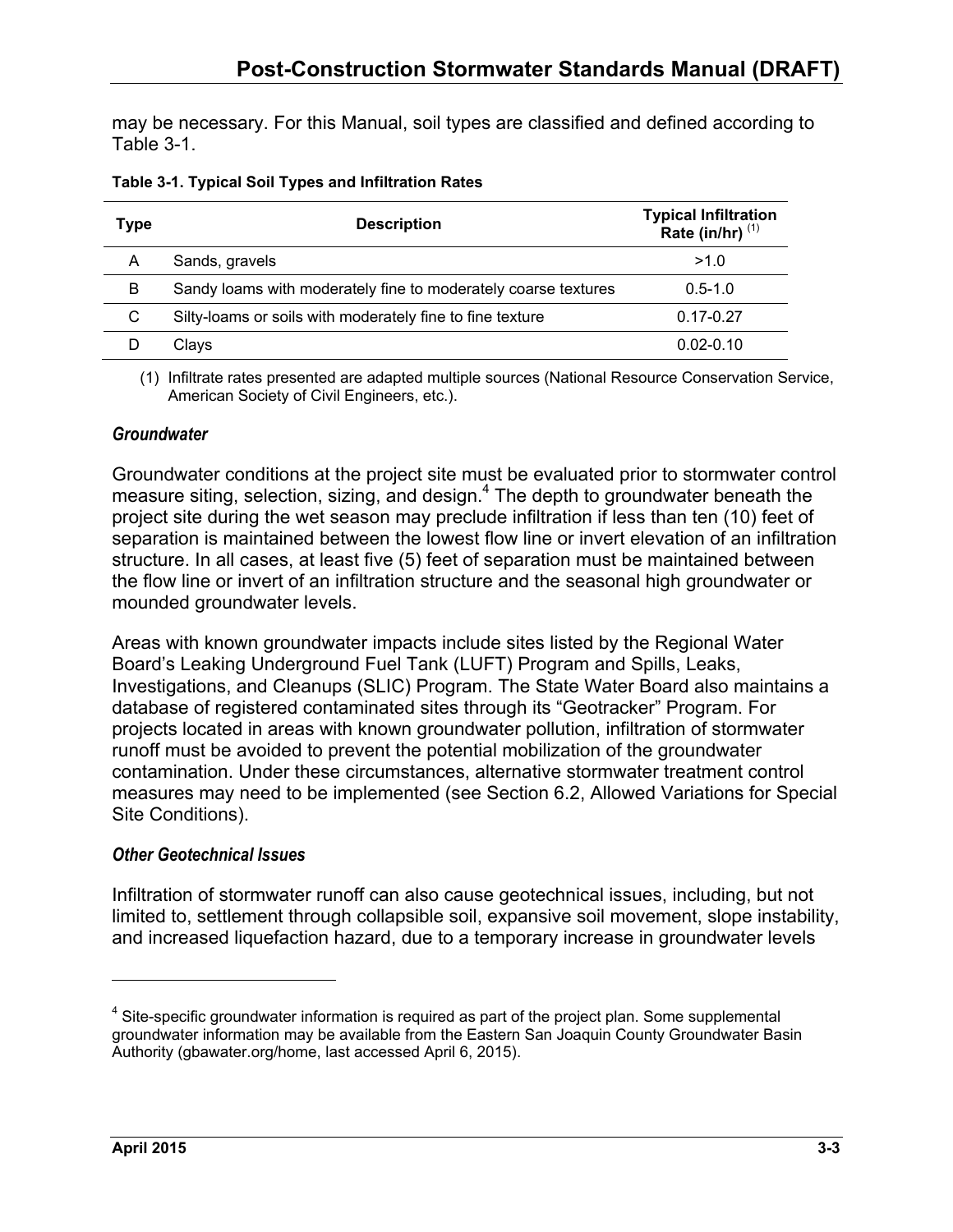may be necessary. For this Manual, soil types are classified and defined according to Table 3-1.

**Table 3-1. Typical Soil Types and Infiltration Rates**

| Type | Description | Typical Infiltration Rate (in/hr) (1) |
|---|---|---|
| A | Sands, gravels | >1.0 |
| B | Sandy loams with moderately fine to moderately coarse textures | 0.5-1.0 |
| C | Silty-loams or soils with moderately fine to fine texture | 0.17-0.27 |
| D | Clays | 0.02-0.10 |

(1) Infiltrate rates presented are adapted multiple sources (National Resource Conservation Service, American Society of Civil Engineers, etc.).

***Groundwater***

Groundwater conditions at the project site must be evaluated prior to stormwater control measure siting, selection, sizing, and design.[4] The depth to groundwater beneath the project site during the wet season may preclude infiltration if less than ten (10) feet of separation is maintained between the lowest flow line or invert elevation of an infiltration structure. In all cases, at least five (5) feet of separation must be maintained between the flow line or invert of an infiltration structure and the seasonal high groundwater or mounded groundwater levels.

Areas with known groundwater impacts include sites listed by the Regional Water Board's Leaking Underground Fuel Tank (LUFT) Program and Spills, Leaks, Investigations, and Cleanups (SLIC) Program. The State Water Board also maintains a database of registered contaminated sites through its "Geotracker" Program. For projects located in areas with known groundwater pollution, infiltration of stormwater runoff must be avoided to prevent the potential mobilization of the groundwater contamination. Under these circumstances, alternative stormwater treatment control measures may need to be implemented (see Section 6.2, Allowed Variations for Special Site Conditions).

***Other Geotechnical Issues***

Infiltration of stormwater runoff can also cause geotechnical issues, including, but not limited to, settlement through collapsible soil, expansive soil movement, slope instability, and increased liquefaction hazard, due to a temporary increase in groundwater levels

[4] Site-specific groundwater information is required as part of the project plan. Some supplemental groundwater information may be available from the Eastern San Joaquin County Groundwater Basin Authority (gbawater.org/home, last accessed April 6, 2015).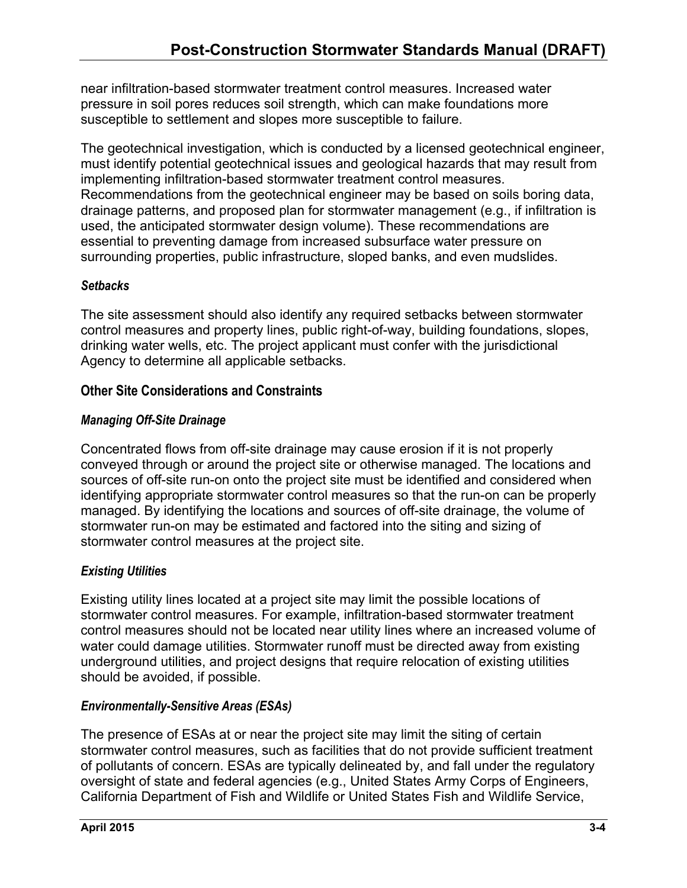near infiltration-based stormwater treatment control measures. Increased water pressure in soil pores reduces soil strength, which can make foundations more susceptible to settlement and slopes more susceptible to failure.

The geotechnical investigation, which is conducted by a licensed geotechnical engineer, must identify potential geotechnical issues and geological hazards that may result from implementing infiltration-based stormwater treatment control measures. Recommendations from the geotechnical engineer may be based on soils boring data, drainage patterns, and proposed plan for stormwater management (e.g., if infiltration is used, the anticipated stormwater design volume). These recommendations are essential to preventing damage from increased subsurface water pressure on surrounding properties, public infrastructure, sloped banks, and even mudslides.

#### *Setbacks*

The site assessment should also identify any required setbacks between stormwater control measures and property lines, public right-of-way, building foundations, slopes, drinking water wells, etc. The project applicant must confer with the jurisdictional Agency to determine all applicable setbacks.

### Other Site Considerations and Constraints

#### *Managing Off-Site Drainage*

Concentrated flows from off-site drainage may cause erosion if it is not properly conveyed through or around the project site or otherwise managed. The locations and sources of off-site run-on onto the project site must be identified and considered when identifying appropriate stormwater control measures so that the run-on can be properly managed. By identifying the locations and sources of off-site drainage, the volume of stormwater run-on may be estimated and factored into the siting and sizing of stormwater control measures at the project site.

#### *Existing Utilities*

Existing utility lines located at a project site may limit the possible locations of stormwater control measures. For example, infiltration-based stormwater treatment control measures should not be located near utility lines where an increased volume of water could damage utilities. Stormwater runoff must be directed away from existing underground utilities, and project designs that require relocation of existing utilities should be avoided, if possible.

#### *Environmentally-Sensitive Areas (ESAs)*

The presence of ESAs at or near the project site may limit the siting of certain stormwater control measures, such as facilities that do not provide sufficient treatment of pollutants of concern. ESAs are typically delineated by, and fall under the regulatory oversight of state and federal agencies (e.g., United States Army Corps of Engineers, California Department of Fish and Wildlife or United States Fish and Wildlife Service,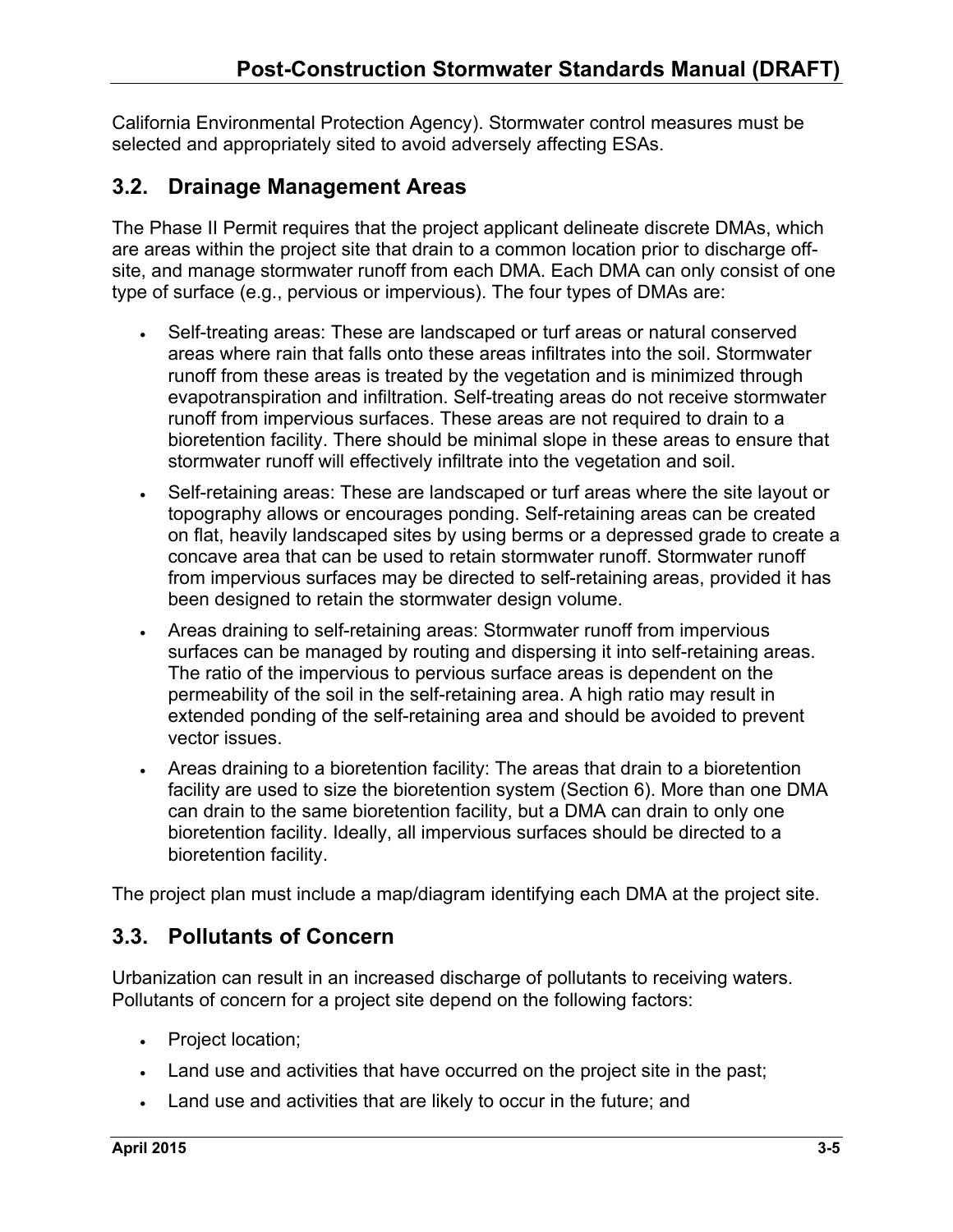California Environmental Protection Agency). Stormwater control measures must be selected and appropriately sited to avoid adversely affecting ESAs.

## 3.2. Drainage Management Areas

The Phase II Permit requires that the project applicant delineate discrete DMAs, which are areas within the project site that drain to a common location prior to discharge off-site, and manage stormwater runoff from each DMA. Each DMA can only consist of one type of surface (e.g., pervious or impervious). The four types of DMAs are:

- Self-treating areas: These are landscaped or turf areas or natural conserved areas where rain that falls onto these areas infiltrates into the soil. Stormwater runoff from these areas is treated by the vegetation and is minimized through evapotranspiration and infiltration. Self-treating areas do not receive stormwater runoff from impervious surfaces. These areas are not required to drain to a bioretention facility. There should be minimal slope in these areas to ensure that stormwater runoff will effectively infiltrate into the vegetation and soil.
- Self-retaining areas: These are landscaped or turf areas where the site layout or topography allows or encourages ponding. Self-retaining areas can be created on flat, heavily landscaped sites by using berms or a depressed grade to create a concave area that can be used to retain stormwater runoff. Stormwater runoff from impervious surfaces may be directed to self-retaining areas, provided it has been designed to retain the stormwater design volume.
- Areas draining to self-retaining areas: Stormwater runoff from impervious surfaces can be managed by routing and dispersing it into self-retaining areas. The ratio of the impervious to pervious surface areas is dependent on the permeability of the soil in the self-retaining area. A high ratio may result in extended ponding of the self-retaining area and should be avoided to prevent vector issues.
- Areas draining to a bioretention facility: The areas that drain to a bioretention facility are used to size the bioretention system (Section 6). More than one DMA can drain to the same bioretention facility, but a DMA can drain to only one bioretention facility. Ideally, all impervious surfaces should be directed to a bioretention facility.

The project plan must include a map/diagram identifying each DMA at the project site.

## 3.3. Pollutants of Concern

Urbanization can result in an increased discharge of pollutants to receiving waters. Pollutants of concern for a project site depend on the following factors:

- Project location;
- Land use and activities that have occurred on the project site in the past;
- Land use and activities that are likely to occur in the future; and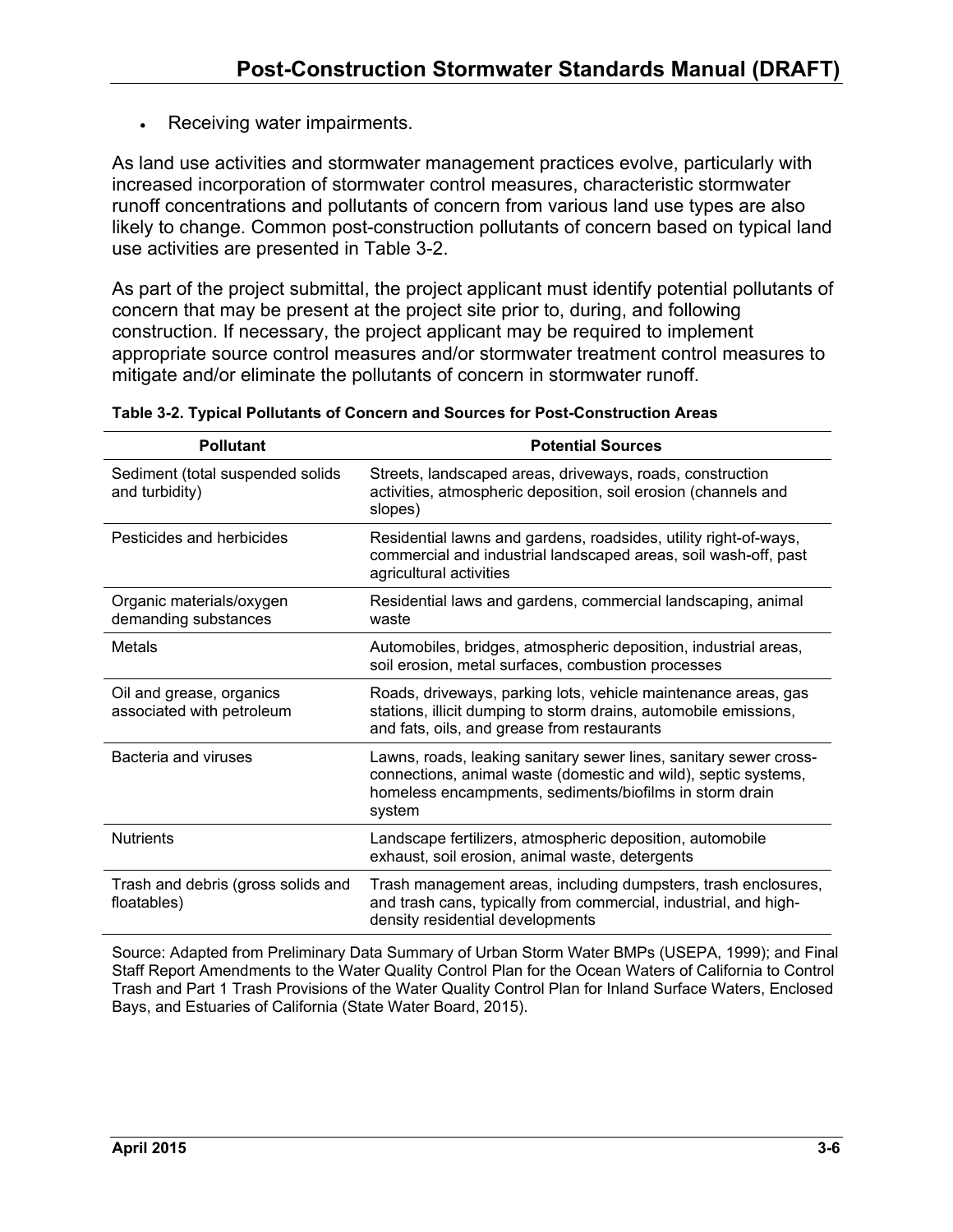- Receiving water impairments.

As land use activities and stormwater management practices evolve, particularly with increased incorporation of stormwater control measures, characteristic stormwater runoff concentrations and pollutants of concern from various land use types are also likely to change. Common post-construction pollutants of concern based on typical land use activities are presented in Table 3-2.

As part of the project submittal, the project applicant must identify potential pollutants of concern that may be present at the project site prior to, during, and following construction. If necessary, the project applicant may be required to implement appropriate source control measures and/or stormwater treatment control measures to mitigate and/or eliminate the pollutants of concern in stormwater runoff.

**Table 3-2. Typical Pollutants of Concern and Sources for Post-Construction Areas**

| Pollutant | Potential Sources |
| --- | --- |
| Sediment (total suspended solids and turbidity) | Streets, landscaped areas, driveways, roads, construction activities, atmospheric deposition, soil erosion (channels and slopes) |
| Pesticides and herbicides | Residential lawns and gardens, roadsides, utility right-of-ways, commercial and industrial landscaped areas, soil wash-off, past agricultural activities |
| Organic materials/oxygen demanding substances | Residential laws and gardens, commercial landscaping, animal waste |
| Metals | Automobiles, bridges, atmospheric deposition, industrial areas, soil erosion, metal surfaces, combustion processes |
| Oil and grease, organics associated with petroleum | Roads, driveways, parking lots, vehicle maintenance areas, gas stations, illicit dumping to storm drains, automobile emissions, and fats, oils, and grease from restaurants |
| Bacteria and viruses | Lawns, roads, leaking sanitary sewer lines, sanitary sewer cross-connections, animal waste (domestic and wild), septic systems, homeless encampments, sediments/biofilms in storm drain system |
| Nutrients | Landscape fertilizers, atmospheric deposition, automobile exhaust, soil erosion, animal waste, detergents |
| Trash and debris (gross solids and floatables) | Trash management areas, including dumpsters, trash enclosures, and trash cans, typically from commercial, industrial, and high-density residential developments |

Source: Adapted from Preliminary Data Summary of Urban Storm Water BMPs (USEPA, 1999); and Final Staff Report Amendments to the Water Quality Control Plan for the Ocean Waters of California to Control Trash and Part 1 Trash Provisions of the Water Quality Control Plan for Inland Surface Waters, Enclosed Bays, and Estuaries of California (State Water Board, 2015).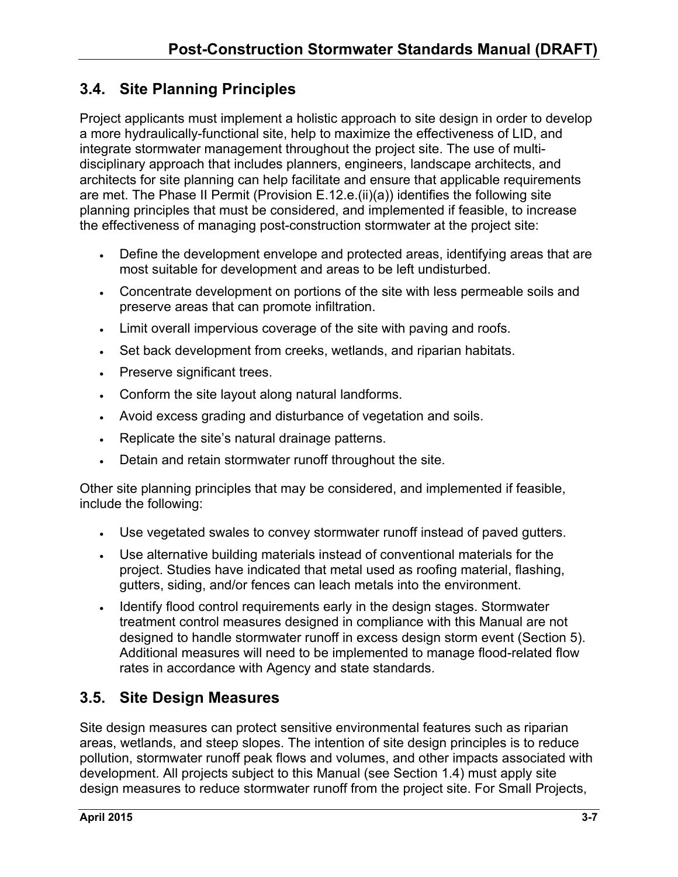## 3.4. Site Planning Principles

Project applicants must implement a holistic approach to site design in order to develop a more hydraulically-functional site, help to maximize the effectiveness of LID, and integrate stormwater management throughout the project site. The use of multi-disciplinary approach that includes planners, engineers, landscape architects, and architects for site planning can help facilitate and ensure that applicable requirements are met. The Phase II Permit (Provision E.12.e.(ii)(a)) identifies the following site planning principles that must be considered, and implemented if feasible, to increase the effectiveness of managing post-construction stormwater at the project site:

- Define the development envelope and protected areas, identifying areas that are most suitable for development and areas to be left undisturbed.
- Concentrate development on portions of the site with less permeable soils and preserve areas that can promote infiltration.
- Limit overall impervious coverage of the site with paving and roofs.
- Set back development from creeks, wetlands, and riparian habitats.
- Preserve significant trees.
- Conform the site layout along natural landforms.
- Avoid excess grading and disturbance of vegetation and soils.
- Replicate the site's natural drainage patterns.
- Detain and retain stormwater runoff throughout the site.

Other site planning principles that may be considered, and implemented if feasible, include the following:

- Use vegetated swales to convey stormwater runoff instead of paved gutters.
- Use alternative building materials instead of conventional materials for the project. Studies have indicated that metal used as roofing material, flashing, gutters, siding, and/or fences can leach metals into the environment.
- Identify flood control requirements early in the design stages. Stormwater treatment control measures designed in compliance with this Manual are not designed to handle stormwater runoff in excess design storm event (Section 5). Additional measures will need to be implemented to manage flood-related flow rates in accordance with Agency and state standards.

## 3.5. Site Design Measures

Site design measures can protect sensitive environmental features such as riparian areas, wetlands, and steep slopes. The intention of site design principles is to reduce pollution, stormwater runoff peak flows and volumes, and other impacts associated with development. All projects subject to this Manual (see Section 1.4) must apply site design measures to reduce stormwater runoff from the project site. For Small Projects,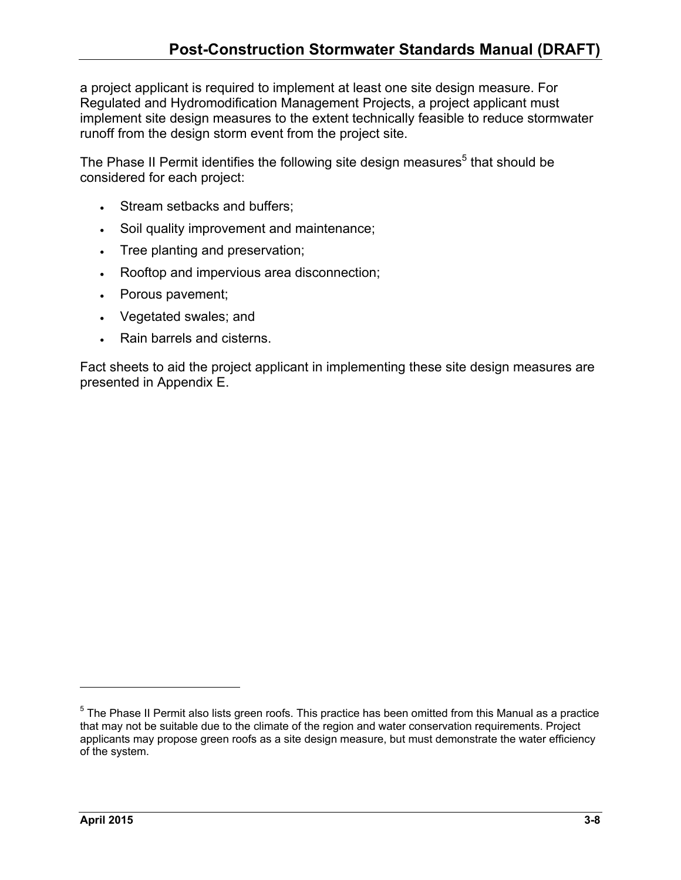a project applicant is required to implement at least one site design measure. For Regulated and Hydromodification Management Projects, a project applicant must implement site design measures to the extent technically feasible to reduce stormwater runoff from the design storm event from the project site.

The Phase II Permit identifies the following site design measures[5] that should be considered for each project:

- Stream setbacks and buffers;
- Soil quality improvement and maintenance;
- Tree planting and preservation;
- Rooftop and impervious area disconnection;
- Porous pavement;
- Vegetated swales; and
- Rain barrels and cisterns.

Fact sheets to aid the project applicant in implementing these site design measures are presented in Appendix E.

---

[5] The Phase II Permit also lists green roofs. This practice has been omitted from this Manual as a practice that may not be suitable due to the climate of the region and water conservation requirements. Project applicants may propose green roofs as a site design measure, but must demonstrate the water efficiency of the system.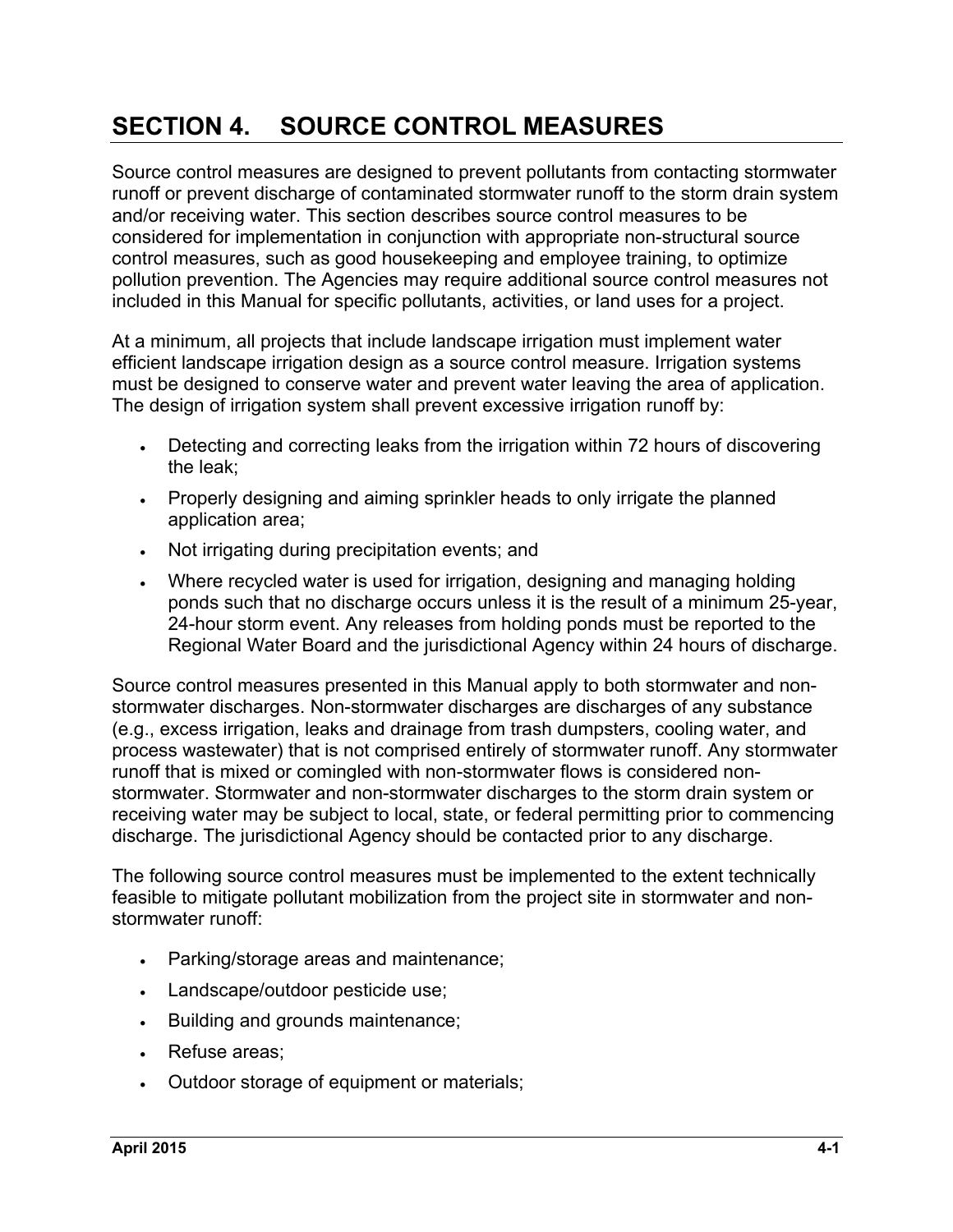# SECTION 4. SOURCE CONTROL MEASURES

Source control measures are designed to prevent pollutants from contacting stormwater runoff or prevent discharge of contaminated stormwater runoff to the storm drain system and/or receiving water. This section describes source control measures to be considered for implementation in conjunction with appropriate non-structural source control measures, such as good housekeeping and employee training, to optimize pollution prevention. The Agencies may require additional source control measures not included in this Manual for specific pollutants, activities, or land uses for a project.

At a minimum, all projects that include landscape irrigation must implement water efficient landscape irrigation design as a source control measure. Irrigation systems must be designed to conserve water and prevent water leaving the area of application. The design of irrigation system shall prevent excessive irrigation runoff by:

- Detecting and correcting leaks from the irrigation within 72 hours of discovering the leak;
- Properly designing and aiming sprinkler heads to only irrigate the planned application area;
- Not irrigating during precipitation events; and
- Where recycled water is used for irrigation, designing and managing holding ponds such that no discharge occurs unless it is the result of a minimum 25-year, 24-hour storm event. Any releases from holding ponds must be reported to the Regional Water Board and the jurisdictional Agency within 24 hours of discharge.

Source control measures presented in this Manual apply to both stormwater and non-stormwater discharges. Non-stormwater discharges are discharges of any substance (e.g., excess irrigation, leaks and drainage from trash dumpsters, cooling water, and process wastewater) that is not comprised entirely of stormwater runoff. Any stormwater runoff that is mixed or comingled with non-stormwater flows is considered non-stormwater. Stormwater and non-stormwater discharges to the storm drain system or receiving water may be subject to local, state, or federal permitting prior to commencing discharge. The jurisdictional Agency should be contacted prior to any discharge.

The following source control measures must be implemented to the extent technically feasible to mitigate pollutant mobilization from the project site in stormwater and non-stormwater runoff:

- Parking/storage areas and maintenance;
- Landscape/outdoor pesticide use;
- Building and grounds maintenance;
- Refuse areas;
- Outdoor storage of equipment or materials;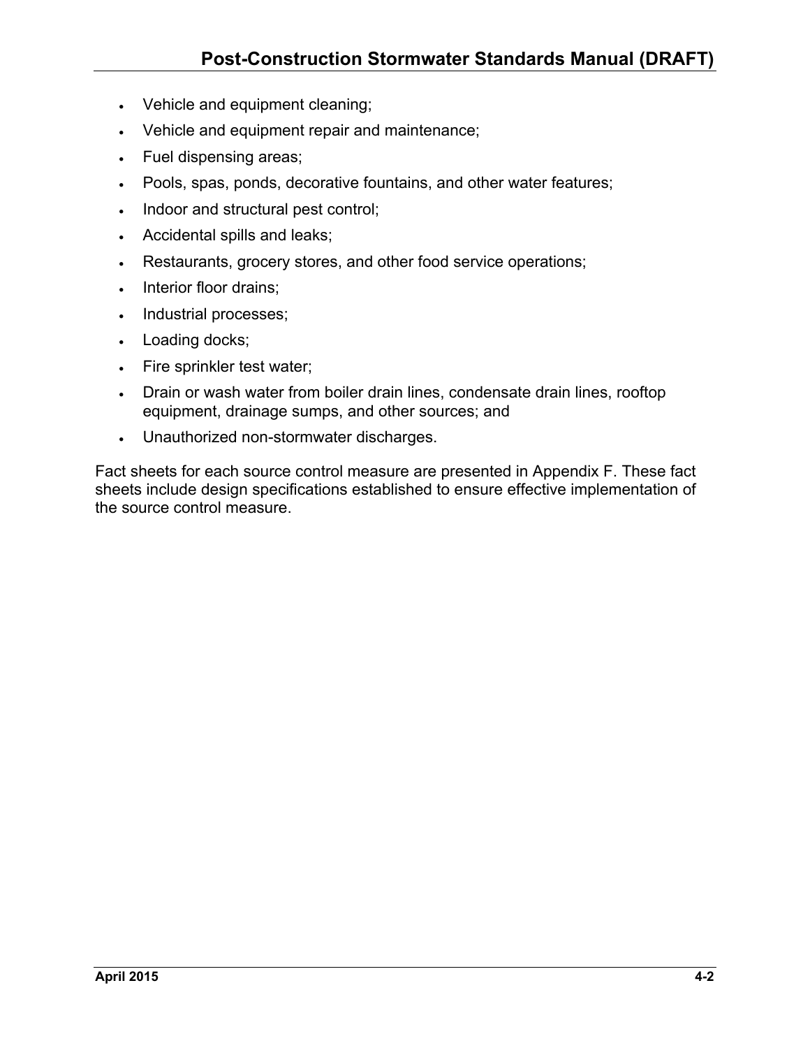- Vehicle and equipment cleaning;
- Vehicle and equipment repair and maintenance;
- Fuel dispensing areas;
- Pools, spas, ponds, decorative fountains, and other water features;
- Indoor and structural pest control;
- Accidental spills and leaks;
- Restaurants, grocery stores, and other food service operations;
- Interior floor drains;
- Industrial processes;
- Loading docks;
- Fire sprinkler test water;
- Drain or wash water from boiler drain lines, condensate drain lines, rooftop equipment, drainage sumps, and other sources; and
- Unauthorized non-stormwater discharges.

Fact sheets for each source control measure are presented in Appendix F. These fact sheets include design specifications established to ensure effective implementation of the source control measure.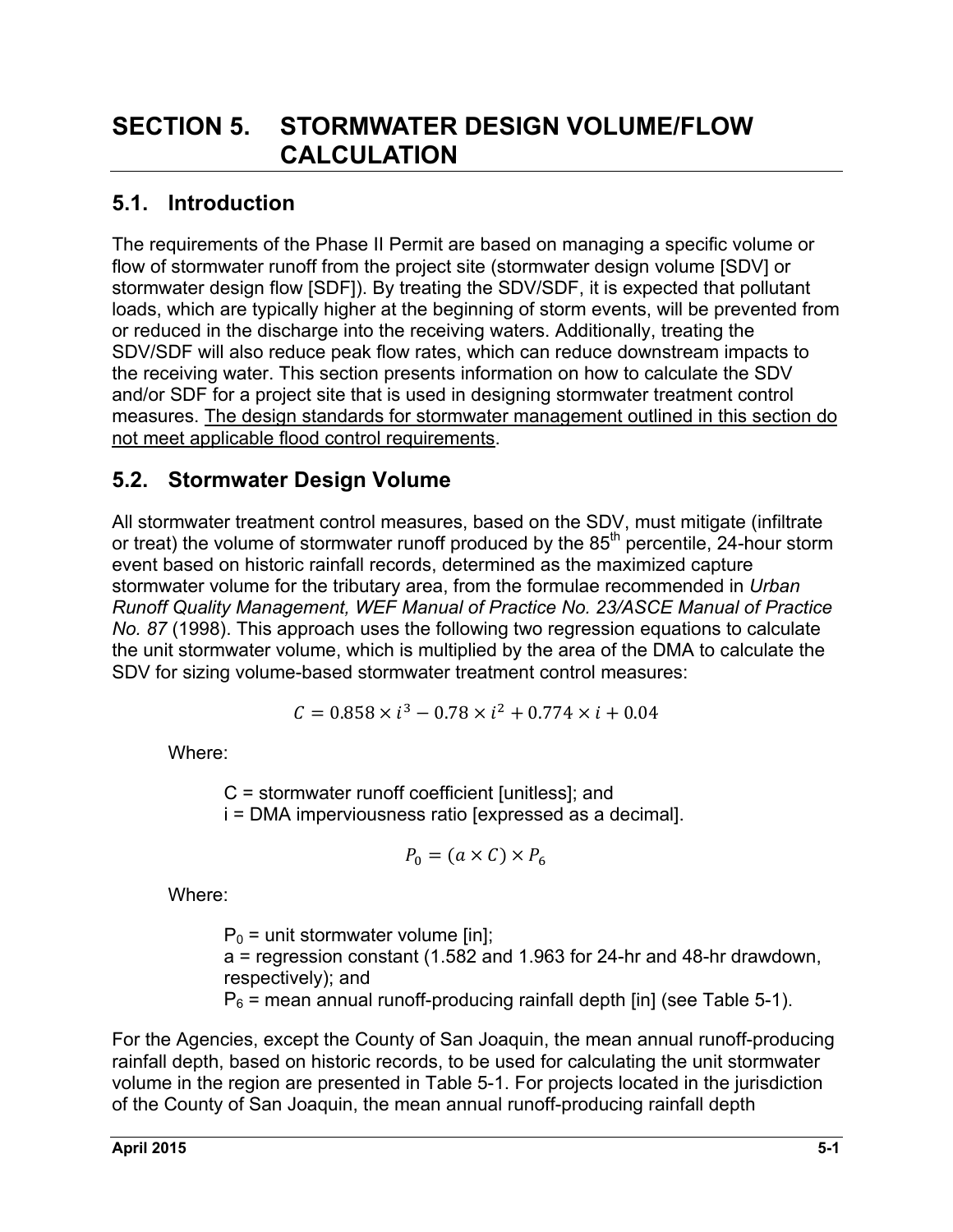# SECTION 5. STORMWATER DESIGN VOLUME/FLOW CALCULATION

## 5.1. Introduction

The requirements of the Phase II Permit are based on managing a specific volume or flow of stormwater runoff from the project site (stormwater design volume [SDV] or stormwater design flow [SDF]). By treating the SDV/SDF, it is expected that pollutant loads, which are typically higher at the beginning of storm events, will be prevented from or reduced in the discharge into the receiving waters. Additionally, treating the SDV/SDF will also reduce peak flow rates, which can reduce downstream impacts to the receiving water. This section presents information on how to calculate the SDV and/or SDF for a project site that is used in designing stormwater treatment control measures. <u>The design standards for stormwater management outlined in this section do not meet applicable flood control requirements</u>.

## 5.2. Stormwater Design Volume

All stormwater treatment control measures, based on the SDV, must mitigate (infiltrate or treat) the volume of stormwater runoff produced by the 85th percentile, 24-hour storm event based on historic rainfall records, determined as the maximized capture stormwater volume for the tributary area, from the formulae recommended in *Urban Runoff Quality Management, WEF Manual of Practice No. 23/ASCE Manual of Practice No. 87* (1998). This approach uses the following two regression equations to calculate the unit stormwater volume, which is multiplied by the area of the DMA to calculate the SDV for sizing volume-based stormwater treatment control measures:

$$C = 0.858 \times i^3 - 0.78 \times i^2 + 0.774 \times i + 0.04$$

Where:

C = stormwater runoff coefficient [unitless]; and
i = DMA imperviousness ratio [expressed as a decimal].

$$P_0 = (a \times C) \times P_6$$

Where:

$P_0$ = unit stormwater volume [in];
a = regression constant (1.582 and 1.963 for 24-hr and 48-hr drawdown, respectively); and
$P_6$ = mean annual runoff-producing rainfall depth [in] (see Table 5-1).

For the Agencies, except the County of San Joaquin, the mean annual runoff-producing rainfall depth, based on historic records, to be used for calculating the unit stormwater volume in the region are presented in Table 5-1. For projects located in the jurisdiction of the County of San Joaquin, the mean annual runoff-producing rainfall depth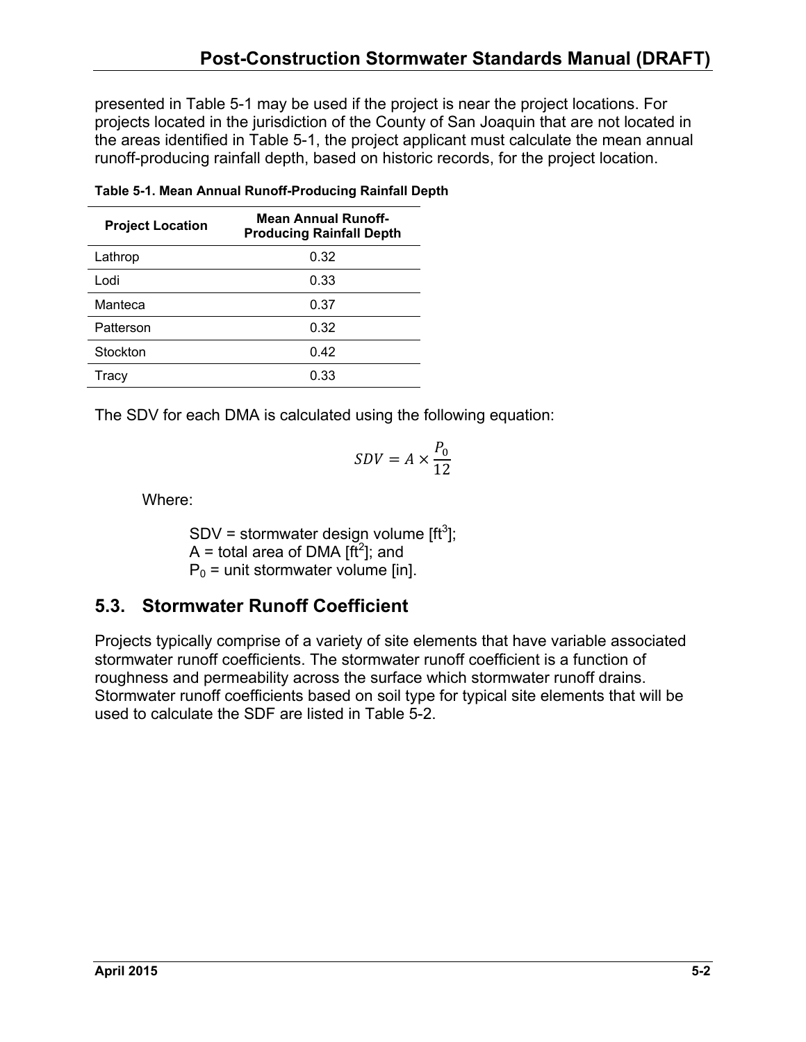presented in Table 5-1 may be used if the project is near the project locations. For projects located in the jurisdiction of the County of San Joaquin that are not located in the areas identified in Table 5-1, the project applicant must calculate the mean annual runoff-producing rainfall depth, based on historic records, for the project location.

**Table 5-1. Mean Annual Runoff-Producing Rainfall Depth**

| Project Location | Mean Annual Runoff-Producing Rainfall Depth |
| --- | --- |
| Lathrop | 0.32 |
| Lodi | 0.33 |
| Manteca | 0.37 |
| Patterson | 0.32 |
| Stockton | 0.42 |
| Tracy | 0.33 |

The SDV for each DMA is calculated using the following equation:

$$SDV = A \times \frac{P_0}{12}$$

Where:

SDV = stormwater design volume [$ft^3$];
A = total area of DMA [$ft^2$]; and
$P_0$ = unit stormwater volume [in].

## 5.3. Stormwater Runoff Coefficient

Projects typically comprise of a variety of site elements that have variable associated stormwater runoff coefficients. The stormwater runoff coefficient is a function of roughness and permeability across the surface which stormwater runoff drains. Stormwater runoff coefficients based on soil type for typical site elements that will be used to calculate the SDF are listed in Table 5-2.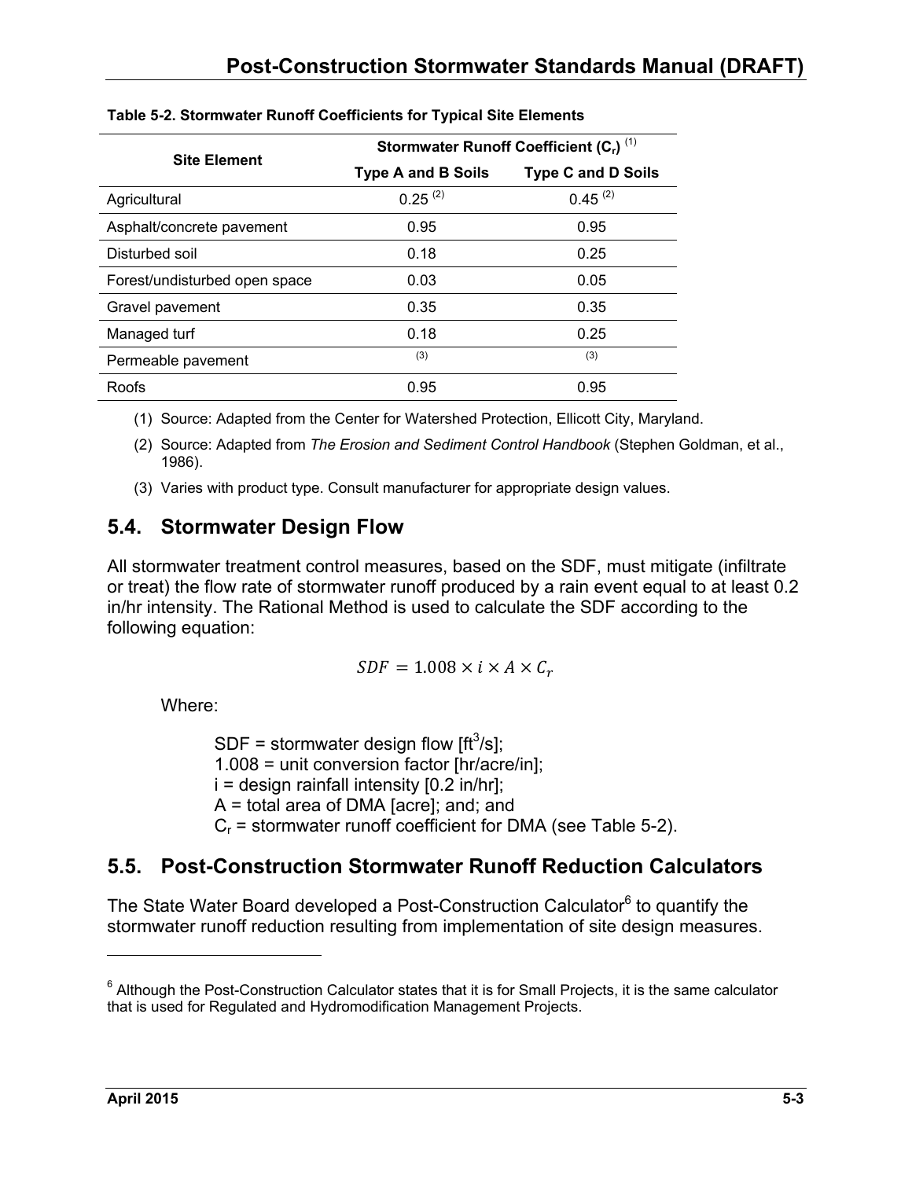**Table 5-2. Stormwater Runoff Coefficients for Typical Site Elements**

| Site Element | Stormwater Runoff Coefficient ($C_r$) [1] | |
|---|---|---|
| | Type A and B Soils | Type C and D Soils |
| Agricultural | 0.25 [2] | 0.45 [2] |
| Asphalt/concrete pavement | 0.95 | 0.95 |
| Disturbed soil | 0.18 | 0.25 |
| Forest/undisturbed open space | 0.03 | 0.05 |
| Gravel pavement | 0.35 | 0.35 |
| Managed turf | 0.18 | 0.25 |
| Permeable pavement | [3] | [3] |
| Roofs | 0.95 | 0.95 |

(1) Source: Adapted from the Center for Watershed Protection, Ellicott City, Maryland.

(2) Source: Adapted from *The Erosion and Sediment Control Handbook* (Stephen Goldman, et al., 1986).

(3) Varies with product type. Consult manufacturer for appropriate design values.

## 5.4. Stormwater Design Flow

All stormwater treatment control measures, based on the SDF, must mitigate (infiltrate or treat) the flow rate of stormwater runoff produced by a rain event equal to at least 0.2 in/hr intensity. The Rational Method is used to calculate the SDF according to the following equation:

$$SDF = 1.008 \times i \times A \times C_r$$

Where:

SDF = stormwater design flow [$ft^3/s$];
1.008 = unit conversion factor [hr/acre/in];
i = design rainfall intensity [0.2 in/hr];
A = total area of DMA [acre]; and; and
$C_r$ = stormwater runoff coefficient for DMA (see Table 5-2).

## 5.5. Post-Construction Stormwater Runoff Reduction Calculators

The State Water Board developed a Post-Construction Calculator[6] to quantify the stormwater runoff reduction resulting from implementation of site design measures.

[6] Although the Post-Construction Calculator states that it is for Small Projects, it is the same calculator that is used for Regulated and Hydromodification Management Projects.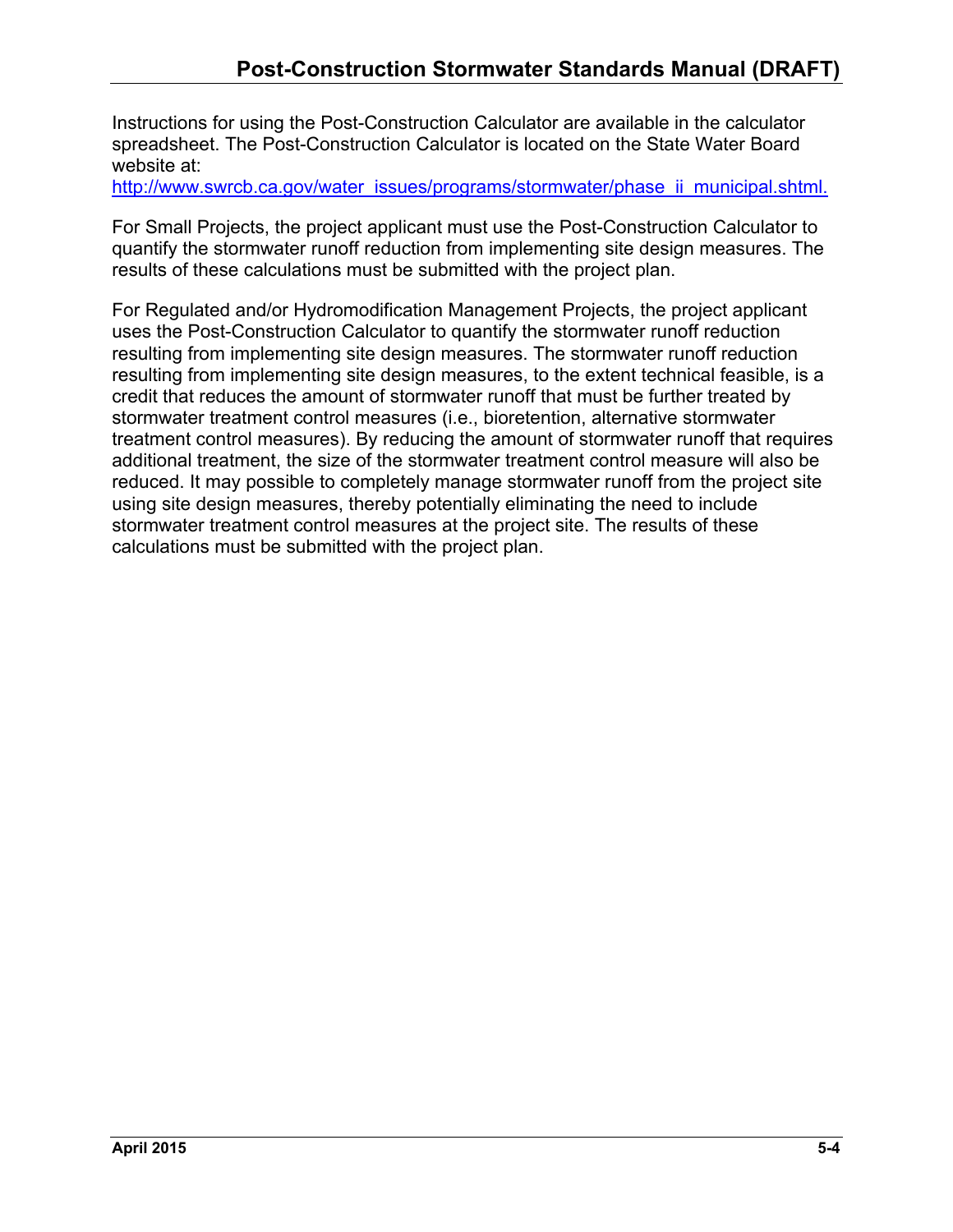Instructions for using the Post-Construction Calculator are available in the calculator spreadsheet. The Post-Construction Calculator is located on the State Water Board website at:
http://www.swrcb.ca.gov/water_issues/programs/stormwater/phase_ii_municipal.shtml.

For Small Projects, the project applicant must use the Post-Construction Calculator to quantify the stormwater runoff reduction from implementing site design measures. The results of these calculations must be submitted with the project plan.

For Regulated and/or Hydromodification Management Projects, the project applicant uses the Post-Construction Calculator to quantify the stormwater runoff reduction resulting from implementing site design measures. The stormwater runoff reduction resulting from implementing site design measures, to the extent technical feasible, is a credit that reduces the amount of stormwater runoff that must be further treated by stormwater treatment control measures (i.e., bioretention, alternative stormwater treatment control measures). By reducing the amount of stormwater runoff that requires additional treatment, the size of the stormwater treatment control measure will also be reduced. It may possible to completely manage stormwater runoff from the project site using site design measures, thereby potentially eliminating the need to include stormwater treatment control measures at the project site. The results of these calculations must be submitted with the project plan.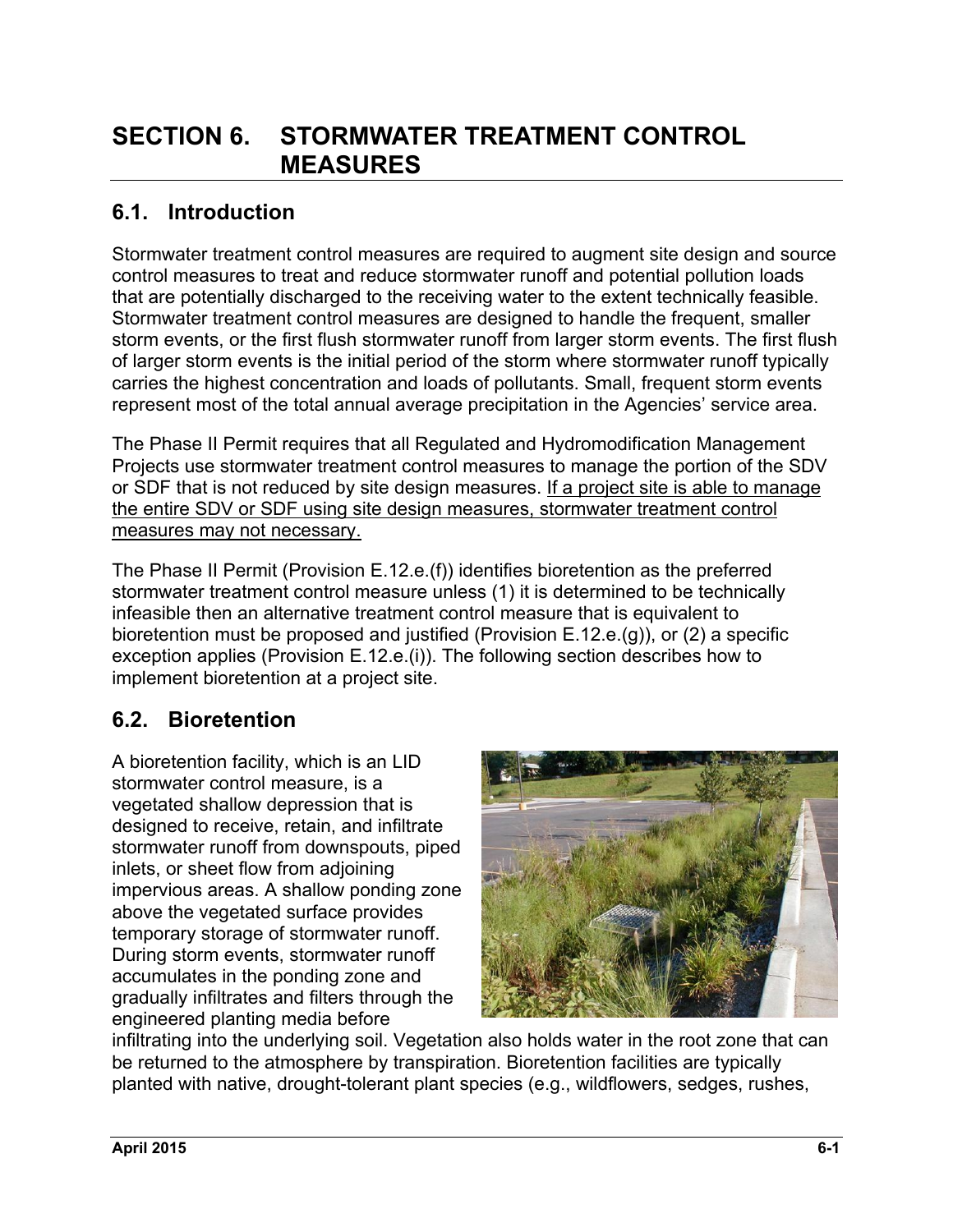# SECTION 6. STORMWATER TREATMENT CONTROL MEASURES

## 6.1. Introduction

Stormwater treatment control measures are required to augment site design and source control measures to treat and reduce stormwater runoff and potential pollution loads that are potentially discharged to the receiving water to the extent technically feasible. Stormwater treatment control measures are designed to handle the frequent, smaller storm events, or the first flush stormwater runoff from larger storm events. The first flush of larger storm events is the initial period of the storm where stormwater runoff typically carries the highest concentration and loads of pollutants. Small, frequent storm events represent most of the total annual average precipitation in the Agencies' service area.

The Phase II Permit requires that all Regulated and Hydromodification Management Projects use stormwater treatment control measures to manage the portion of the SDV or SDF that is not reduced by site design measures. <u>If a project site is able to manage the entire SDV or SDF using site design measures, stormwater treatment control measures may not necessary.</u>

The Phase II Permit (Provision E.12.e.(f)) identifies bioretention as the preferred stormwater treatment control measure unless (1) it is determined to be technically infeasible then an alternative treatment control measure that is equivalent to bioretention must be proposed and justified (Provision E.12.e.(g)), or (2) a specific exception applies (Provision E.12.e.(i)). The following section describes how to implement bioretention at a project site.

## 6.2. Bioretention

A bioretention facility, which is an LID stormwater control measure, is a vegetated shallow depression that is designed to receive, retain, and infiltrate stormwater runoff from downspouts, piped inlets, or sheet flow from adjoining impervious areas. A shallow ponding zone above the vegetated surface provides temporary storage of stormwater runoff. During storm events, stormwater runoff accumulates in the ponding zone and gradually infiltrates and filters through the engineered planting media before infiltrating into the underlying soil. Vegetation also holds water in the root zone that can be returned to the atmosphere by transpiration. Bioretention facilities are typically planted with native, drought-tolerant plant species (e.g., wildflowers, sedges, rushes,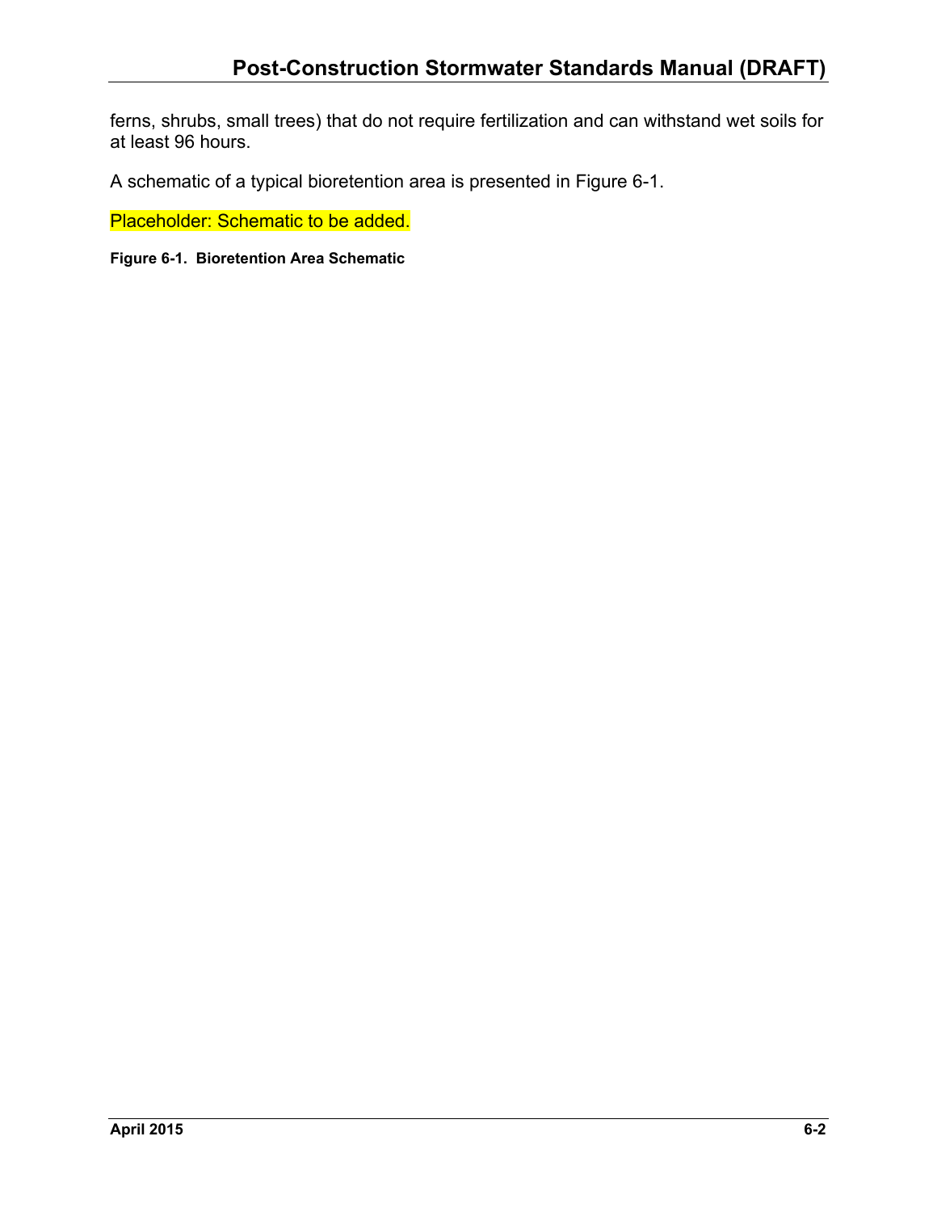ferns, shrubs, small trees) that do not require fertilization and can withstand wet soils for at least 96 hours.

A schematic of a typical bioretention area is presented in Figure 6-1.

Placeholder: Schematic to be added.

**Figure 6-1. Bioretention Area Schematic**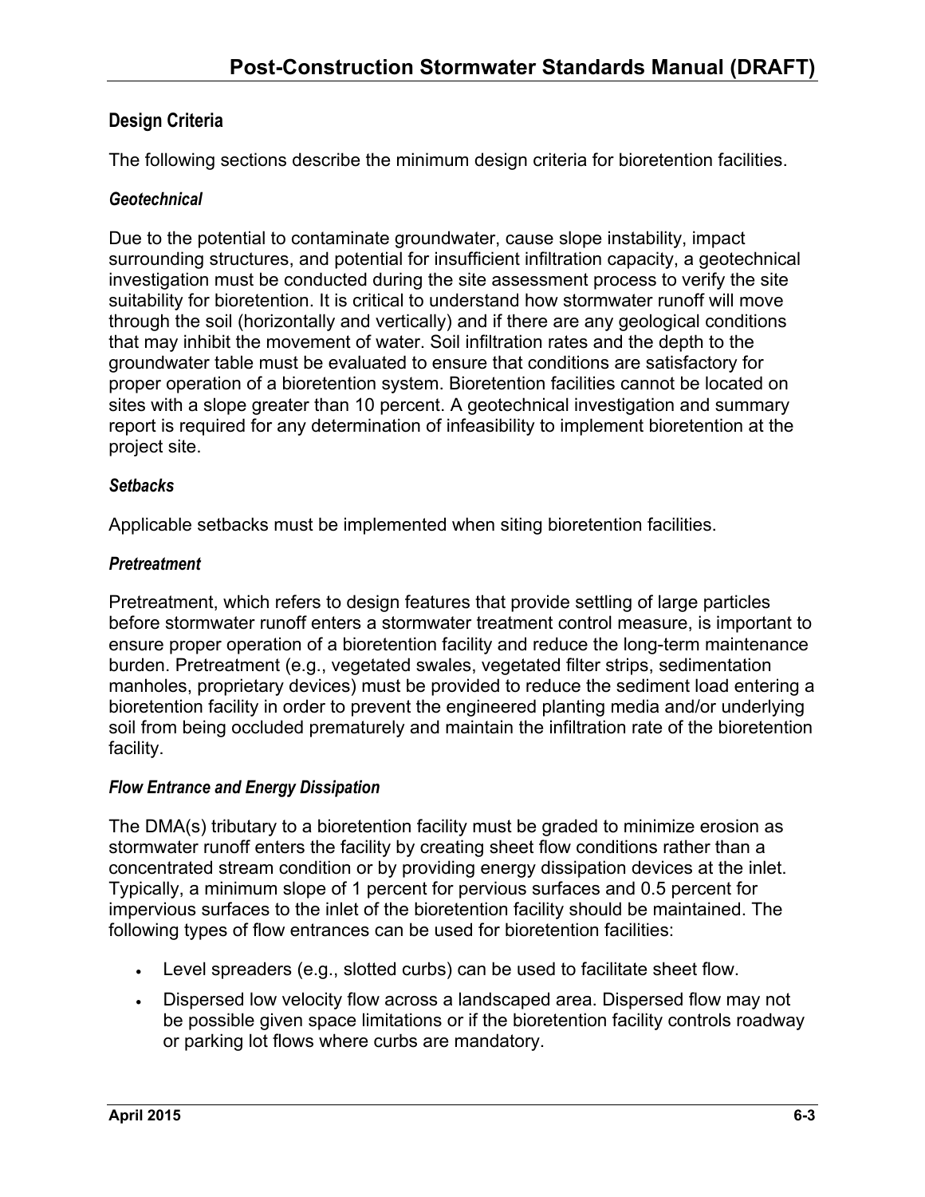## Design Criteria

The following sections describe the minimum design criteria for bioretention facilities.

### *Geotechnical*

Due to the potential to contaminate groundwater, cause slope instability, impact surrounding structures, and potential for insufficient infiltration capacity, a geotechnical investigation must be conducted during the site assessment process to verify the site suitability for bioretention. It is critical to understand how stormwater runoff will move through the soil (horizontally and vertically) and if there are any geological conditions that may inhibit the movement of water. Soil infiltration rates and the depth to the groundwater table must be evaluated to ensure that conditions are satisfactory for proper operation of a bioretention system. Bioretention facilities cannot be located on sites with a slope greater than 10 percent. A geotechnical investigation and summary report is required for any determination of infeasibility to implement bioretention at the project site.

### *Setbacks*

Applicable setbacks must be implemented when siting bioretention facilities.

### *Pretreatment*

Pretreatment, which refers to design features that provide settling of large particles before stormwater runoff enters a stormwater treatment control measure, is important to ensure proper operation of a bioretention facility and reduce the long-term maintenance burden. Pretreatment (e.g., vegetated swales, vegetated filter strips, sedimentation manholes, proprietary devices) must be provided to reduce the sediment load entering a bioretention facility in order to prevent the engineered planting media and/or underlying soil from being occluded prematurely and maintain the infiltration rate of the bioretention facility.

### *Flow Entrance and Energy Dissipation*

The DMA(s) tributary to a bioretention facility must be graded to minimize erosion as stormwater runoff enters the facility by creating sheet flow conditions rather than a concentrated stream condition or by providing energy dissipation devices at the inlet. Typically, a minimum slope of 1 percent for pervious surfaces and 0.5 percent for impervious surfaces to the inlet of the bioretention facility should be maintained. The following types of flow entrances can be used for bioretention facilities:

- Level spreaders (e.g., slotted curbs) can be used to facilitate sheet flow.
- Dispersed low velocity flow across a landscaped area. Dispersed flow may not be possible given space limitations or if the bioretention facility controls roadway or parking lot flows where curbs are mandatory.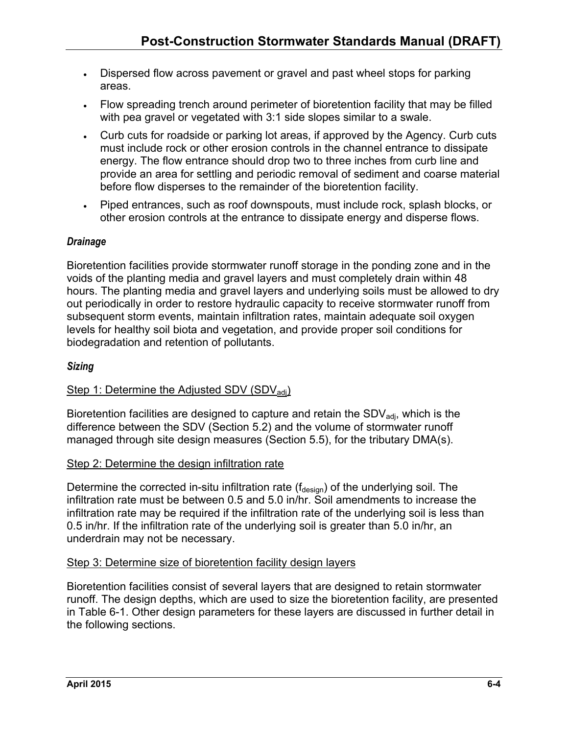- Dispersed flow across pavement or gravel and past wheel stops for parking areas.
- Flow spreading trench around perimeter of bioretention facility that may be filled with pea gravel or vegetated with 3:1 side slopes similar to a swale.
- Curb cuts for roadside or parking lot areas, if approved by the Agency. Curb cuts must include rock or other erosion controls in the channel entrance to dissipate energy. The flow entrance should drop two to three inches from curb line and provide an area for settling and periodic removal of sediment and coarse material before flow disperses to the remainder of the bioretention facility.
- Piped entrances, such as roof downspouts, must include rock, splash blocks, or other erosion controls at the entrance to dissipate energy and disperse flows.

***Drainage***

Bioretention facilities provide stormwater runoff storage in the ponding zone and in the voids of the planting media and gravel layers and must completely drain within 48 hours. The planting media and gravel layers and underlying soils must be allowed to dry out periodically in order to restore hydraulic capacity to receive stormwater runoff from subsequent storm events, maintain infiltration rates, maintain adequate soil oxygen levels for healthy soil biota and vegetation, and provide proper soil conditions for biodegradation and retention of pollutants.

***Sizing***

<u>Step 1: Determine the Adjusted SDV ($SDV_{adj}$)</u>

Bioretention facilities are designed to capture and retain the $SDV_{adj}$, which is the difference between the SDV (Section 5.2) and the volume of stormwater runoff managed through site design measures (Section 5.5), for the tributary DMA(s).

<u>Step 2: Determine the design infiltration rate</u>

Determine the corrected in-situ infiltration rate ($f_{design}$) of the underlying soil. The infiltration rate must be between 0.5 and 5.0 in/hr. Soil amendments to increase the infiltration rate may be required if the infiltration rate of the underlying soil is less than 0.5 in/hr. If the infiltration rate of the underlying soil is greater than 5.0 in/hr, an underdrain may not be necessary.

<u>Step 3: Determine size of bioretention facility design layers</u>

Bioretention facilities consist of several layers that are designed to retain stormwater runoff. The design depths, which are used to size the bioretention facility, are presented in Table 6-1. Other design parameters for these layers are discussed in further detail in the following sections.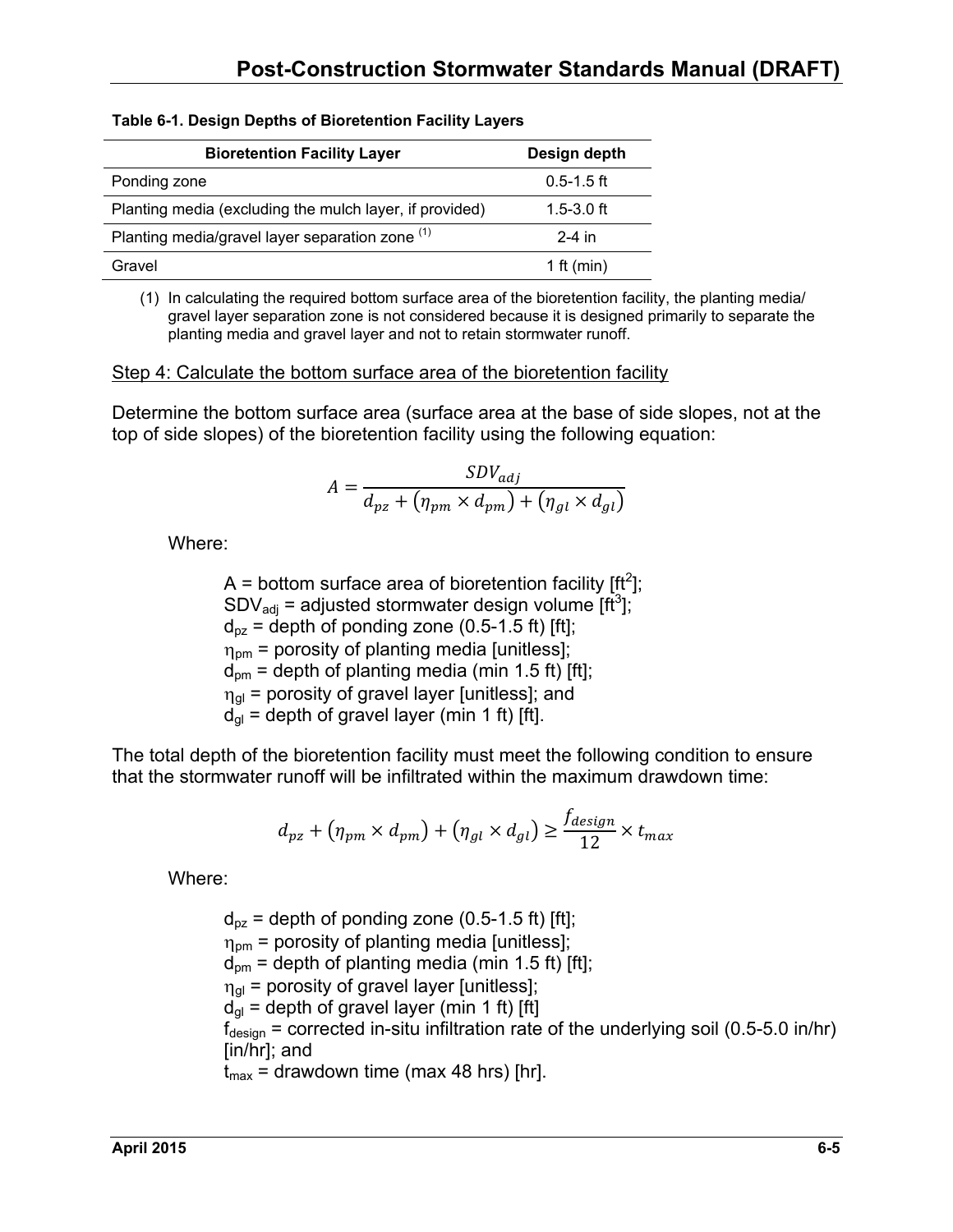**Table 6-1. Design Depths of Bioretention Facility Layers**

| Bioretention Facility Layer | Design depth |
|---|---|
| Ponding zone | 0.5-1.5 ft |
| Planting media (excluding the mulch layer, if provided) | 1.5-3.0 ft |
| Planting media/gravel layer separation zone (1) | 2-4 in |
| Gravel | 1 ft (min) |

(1) In calculating the required bottom surface area of the bioretention facility, the planting media/ gravel layer separation zone is not considered because it is designed primarily to separate the planting media and gravel layer and not to retain stormwater runoff.

Step 4: Calculate the bottom surface area of the bioretention facility

Determine the bottom surface area (surface area at the base of side slopes, not at the top of side slopes) of the bioretention facility using the following equation:

$$A = \frac{SDV_{adj}}{d_{pz} + (\eta_{pm} \times d_{pm}) + (\eta_{gl} \times d_{gl})}$$

Where:

- $A$ = bottom surface area of bioretention facility [ft$^2$];
- $SDV_{adj}$ = adjusted stormwater design volume [ft$^3$];
- $d_{pz}$ = depth of ponding zone (0.5-1.5 ft) [ft];
- $\eta_{pm}$ = porosity of planting media [unitless];
- $d_{pm}$ = depth of planting media (min 1.5 ft) [ft];
- $\eta_{gl}$ = porosity of gravel layer [unitless]; and
- $d_{gl}$ = depth of gravel layer (min 1 ft) [ft].

The total depth of the bioretention facility must meet the following condition to ensure that the stormwater runoff will be infiltrated within the maximum drawdown time:

$$d_{pz} + (\eta_{pm} \times d_{pm}) + (\eta_{gl} \times d_{gl}) \geq \frac{f_{design}}{12} \times t_{max}$$

Where:

- $d_{pz}$ = depth of ponding zone (0.5-1.5 ft) [ft];
- $\eta_{pm}$ = porosity of planting media [unitless];
- $d_{pm}$ = depth of planting media (min 1.5 ft) [ft];
- $\eta_{gl}$ = porosity of gravel layer [unitless];
- $d_{gl}$ = depth of gravel layer (min 1 ft) [ft]
- $f_{design}$ = corrected in-situ infiltration rate of the underlying soil (0.5-5.0 in/hr) [in/hr]; and
- $t_{max}$ = drawdown time (max 48 hrs) [hr].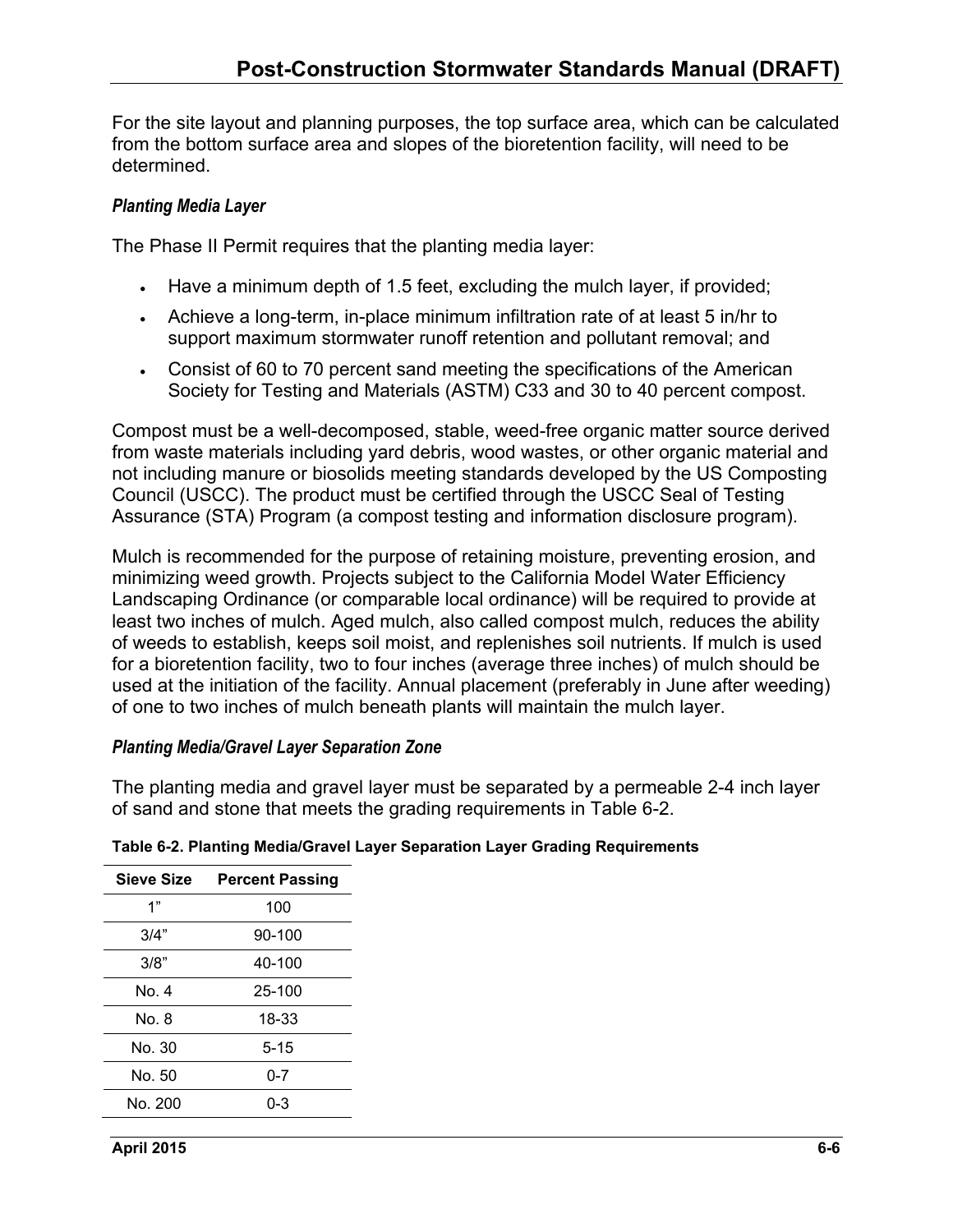For the site layout and planning purposes, the top surface area, which can be calculated from the bottom surface area and slopes of the bioretention facility, will need to be determined.

#### *Planting Media Layer*

The Phase II Permit requires that the planting media layer:

- Have a minimum depth of 1.5 feet, excluding the mulch layer, if provided;
- Achieve a long-term, in-place minimum infiltration rate of at least 5 in/hr to support maximum stormwater runoff retention and pollutant removal; and
- Consist of 60 to 70 percent sand meeting the specifications of the American Society for Testing and Materials (ASTM) C33 and 30 to 40 percent compost.

Compost must be a well-decomposed, stable, weed-free organic matter source derived from waste materials including yard debris, wood wastes, or other organic material and not including manure or biosolids meeting standards developed by the US Composting Council (USCC). The product must be certified through the USCC Seal of Testing Assurance (STA) Program (a compost testing and information disclosure program).

Mulch is recommended for the purpose of retaining moisture, preventing erosion, and minimizing weed growth. Projects subject to the California Model Water Efficiency Landscaping Ordinance (or comparable local ordinance) will be required to provide at least two inches of mulch. Aged mulch, also called compost mulch, reduces the ability of weeds to establish, keeps soil moist, and replenishes soil nutrients. If mulch is used for a bioretention facility, two to four inches (average three inches) of mulch should be used at the initiation of the facility. Annual placement (preferably in June after weeding) of one to two inches of mulch beneath plants will maintain the mulch layer.

#### *Planting Media/Gravel Layer Separation Zone*

The planting media and gravel layer must be separated by a permeable 2-4 inch layer of sand and stone that meets the grading requirements in Table 6-2.

**Table 6-2. Planting Media/Gravel Layer Separation Layer Grading Requirements**

| Sieve Size | Percent Passing |
|---|---|
| 1” | 100 |
| 3/4” | 90-100 |
| 3/8” | 40-100 |
| No. 4 | 25-100 |
| No. 8 | 18-33 |
| No. 30 | 5-15 |
| No. 50 | 0-7 |
| No. 200 | 0-3 |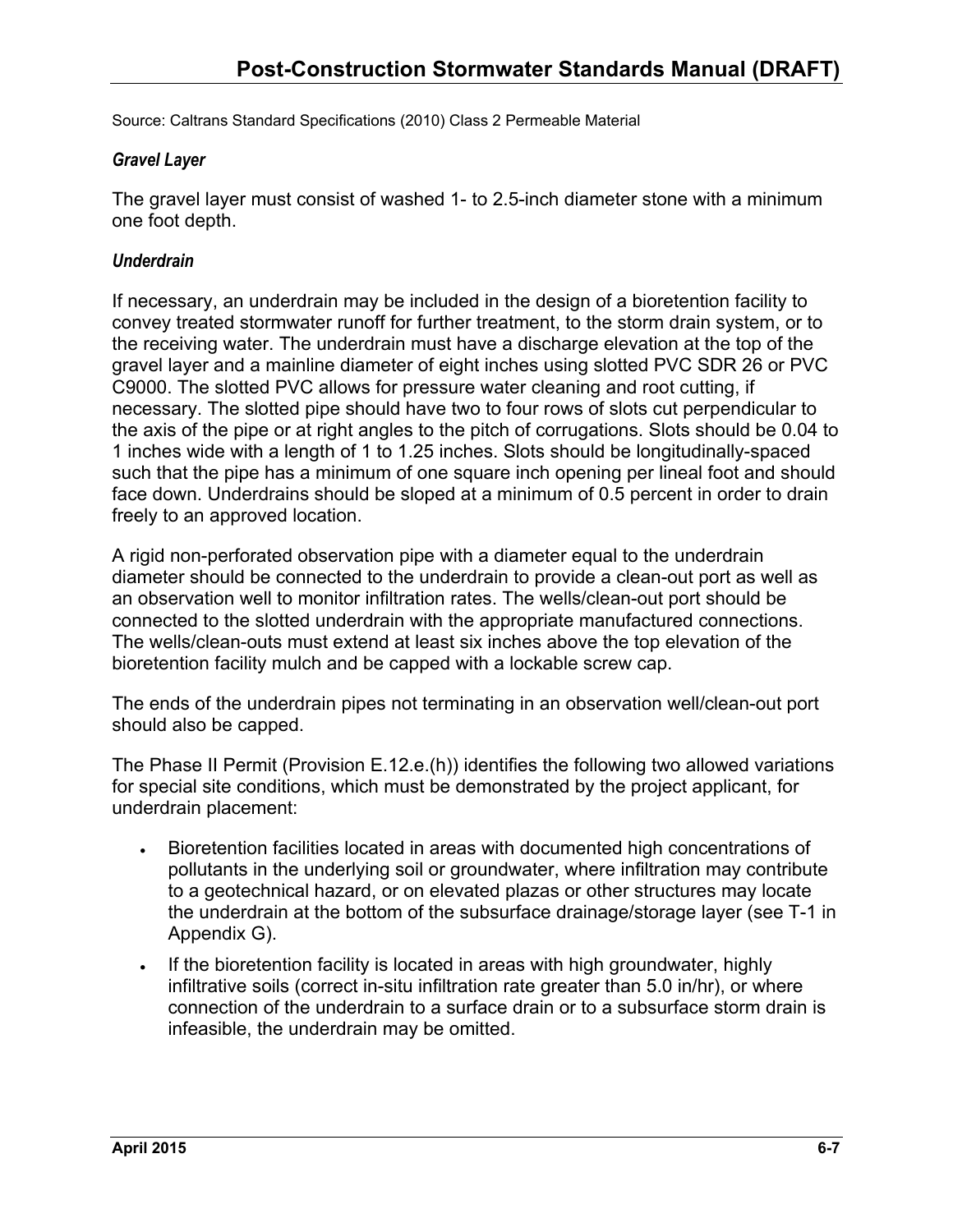Source: Caltrans Standard Specifications (2010) Class 2 Permeable Material

***Gravel Layer***

The gravel layer must consist of washed 1- to 2.5-inch diameter stone with a minimum one foot depth.

***Underdrain***

If necessary, an underdrain may be included in the design of a bioretention facility to convey treated stormwater runoff for further treatment, to the storm drain system, or to the receiving water. The underdrain must have a discharge elevation at the top of the gravel layer and a mainline diameter of eight inches using slotted PVC SDR 26 or PVC C9000. The slotted PVC allows for pressure water cleaning and root cutting, if necessary. The slotted pipe should have two to four rows of slots cut perpendicular to the axis of the pipe or at right angles to the pitch of corrugations. Slots should be 0.04 to 1 inches wide with a length of 1 to 1.25 inches. Slots should be longitudinally-spaced such that the pipe has a minimum of one square inch opening per lineal foot and should face down. Underdrains should be sloped at a minimum of 0.5 percent in order to drain freely to an approved location.

A rigid non-perforated observation pipe with a diameter equal to the underdrain diameter should be connected to the underdrain to provide a clean-out port as well as an observation well to monitor infiltration rates. The wells/clean-out port should be connected to the slotted underdrain with the appropriate manufactured connections. The wells/clean-outs must extend at least six inches above the top elevation of the bioretention facility mulch and be capped with a lockable screw cap.

The ends of the underdrain pipes not terminating in an observation well/clean-out port should also be capped.

The Phase II Permit (Provision E.12.e.(h)) identifies the following two allowed variations for special site conditions, which must be demonstrated by the project applicant, for underdrain placement:

- Bioretention facilities located in areas with documented high concentrations of pollutants in the underlying soil or groundwater, where infiltration may contribute to a geotechnical hazard, or on elevated plazas or other structures may locate the underdrain at the bottom of the subsurface drainage/storage layer (see T-1 in Appendix G).
- If the bioretention facility is located in areas with high groundwater, highly infiltrative soils (correct in-situ infiltration rate greater than 5.0 in/hr), or where connection of the underdrain to a surface drain or to a subsurface storm drain is infeasible, the underdrain may be omitted.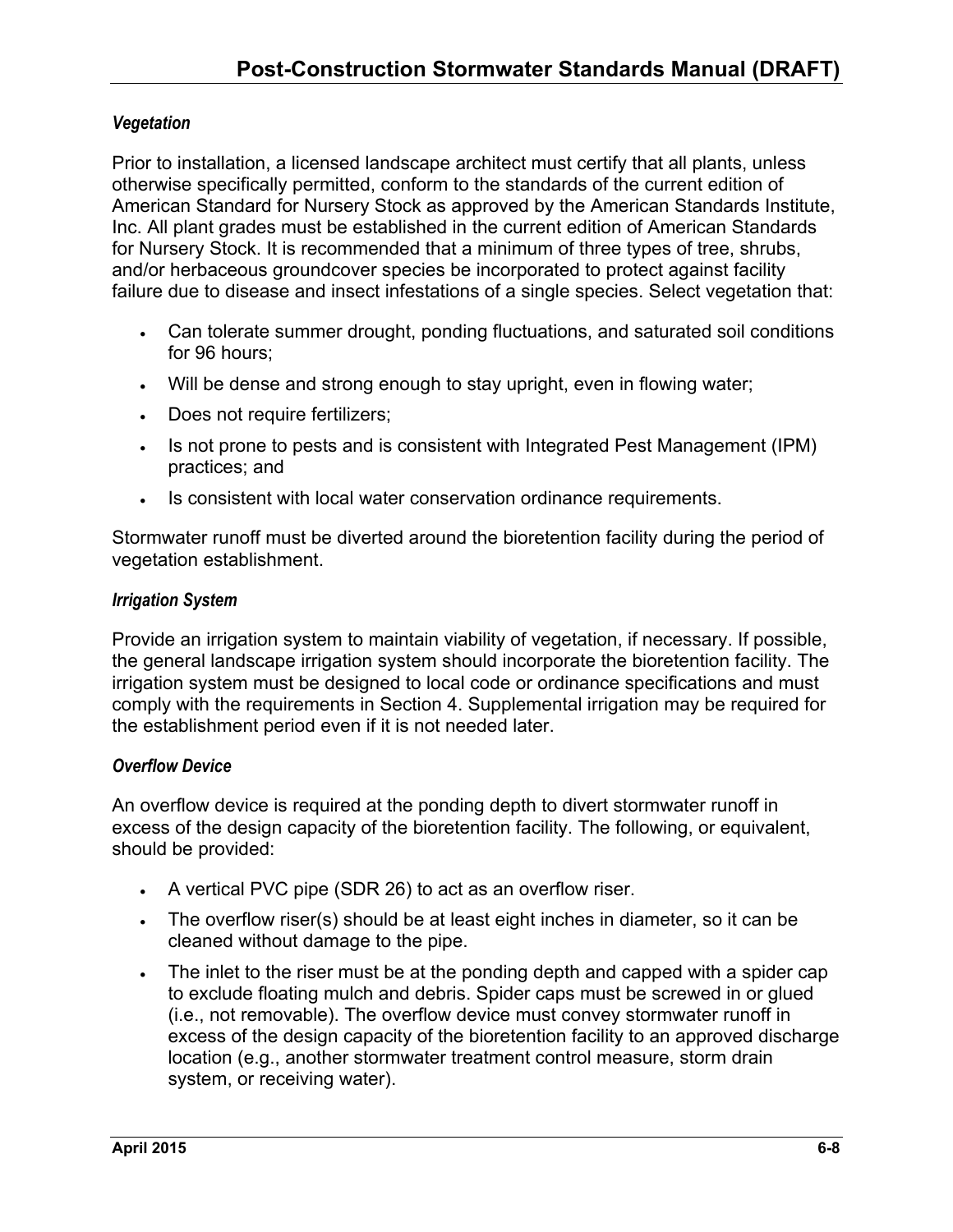*Vegetation*

Prior to installation, a licensed landscape architect must certify that all plants, unless otherwise specifically permitted, conform to the standards of the current edition of American Standard for Nursery Stock as approved by the American Standards Institute, Inc. All plant grades must be established in the current edition of American Standards for Nursery Stock. It is recommended that a minimum of three types of tree, shrubs, and/or herbaceous groundcover species be incorporated to protect against facility failure due to disease and insect infestations of a single species. Select vegetation that:

- Can tolerate summer drought, ponding fluctuations, and saturated soil conditions for 96 hours;
- Will be dense and strong enough to stay upright, even in flowing water;
- Does not require fertilizers;
- Is not prone to pests and is consistent with Integrated Pest Management (IPM) practices; and
- Is consistent with local water conservation ordinance requirements.

Stormwater runoff must be diverted around the bioretention facility during the period of vegetation establishment.

*Irrigation System*

Provide an irrigation system to maintain viability of vegetation, if necessary. If possible, the general landscape irrigation system should incorporate the bioretention facility. The irrigation system must be designed to local code or ordinance specifications and must comply with the requirements in Section 4. Supplemental irrigation may be required for the establishment period even if it is not needed later.

*Overflow Device*

An overflow device is required at the ponding depth to divert stormwater runoff in excess of the design capacity of the bioretention facility. The following, or equivalent, should be provided:

- A vertical PVC pipe (SDR 26) to act as an overflow riser.
- The overflow riser(s) should be at least eight inches in diameter, so it can be cleaned without damage to the pipe.
- The inlet to the riser must be at the ponding depth and capped with a spider cap to exclude floating mulch and debris. Spider caps must be screwed in or glued (i.e., not removable). The overflow device must convey stormwater runoff in excess of the design capacity of the bioretention facility to an approved discharge location (e.g., another stormwater treatment control measure, storm drain system, or receiving water).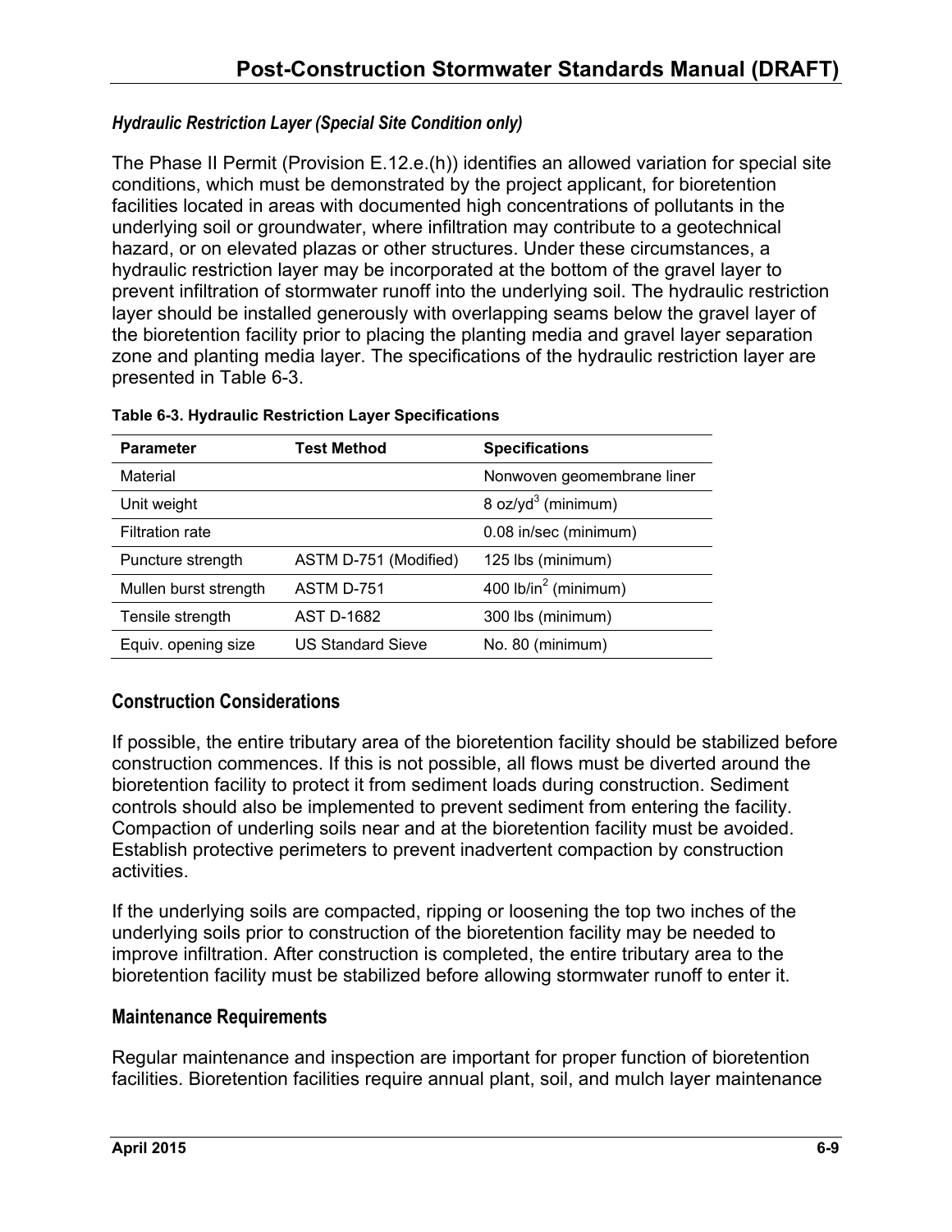*Hydraulic Restriction Layer (Special Site Condition only)*

The Phase II Permit (Provision E.12.e.(h)) identifies an allowed variation for special site conditions, which must be demonstrated by the project applicant, for bioretention facilities located in areas with documented high concentrations of pollutants in the underlying soil or groundwater, where infiltration may contribute to a geotechnical hazard, or on elevated plazas or other structures. Under these circumstances, a hydraulic restriction layer may be incorporated at the bottom of the gravel layer to prevent infiltration of stormwater runoff into the underlying soil. The hydraulic restriction layer should be installed generously with overlapping seams below the gravel layer of the bioretention facility prior to placing the planting media and gravel layer separation zone and planting media layer. The specifications of the hydraulic restriction layer are presented in Table 6-3.

**Table 6-3. Hydraulic Restriction Layer Specifications**

| Parameter | Test Method | Specifications |
|---|---|---|
| Material | | Nonwoven geomembrane liner |
| Unit weight | | 8 oz/yd$^3$ (minimum) |
| Filtration rate | | 0.08 in/sec (minimum) |
| Puncture strength | ASTM D-751 (Modified) | 125 lbs (minimum) |
| Mullen burst strength | ASTM D-751 | 400 lb/in$^2$ (minimum) |
| Tensile strength | AST D-1682 | 300 lbs (minimum) |
| Equiv. opening size | US Standard Sieve | No. 80 (minimum) |

## Construction Considerations

If possible, the entire tributary area of the bioretention facility should be stabilized before construction commences. If this is not possible, all flows must be diverted around the bioretention facility to protect it from sediment loads during construction. Sediment controls should also be implemented to prevent sediment from entering the facility. Compaction of underling soils near and at the bioretention facility must be avoided. Establish protective perimeters to prevent inadvertent compaction by construction activities.

If the underlying soils are compacted, ripping or loosening the top two inches of the underlying soils prior to construction of the bioretention facility may be needed to improve infiltration. After construction is completed, the entire tributary area to the bioretention facility must be stabilized before allowing stormwater runoff to enter it.

## Maintenance Requirements

Regular maintenance and inspection are important for proper function of bioretention facilities. Bioretention facilities require annual plant, soil, and mulch layer maintenance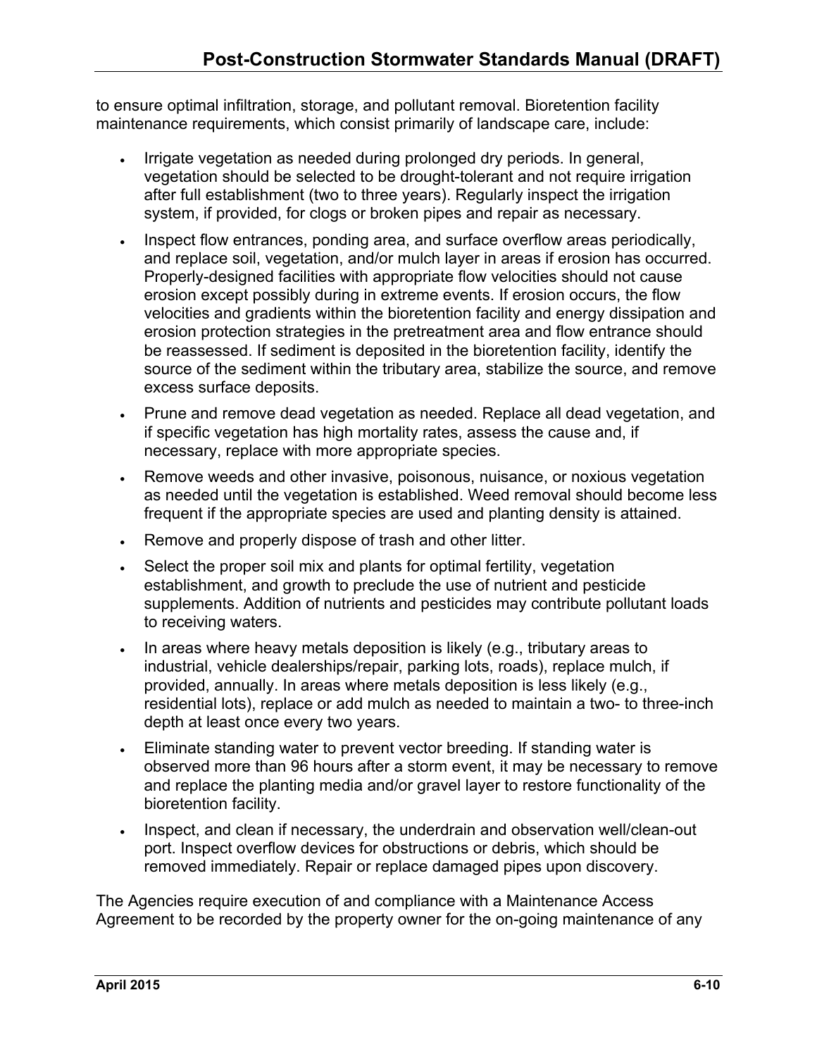to ensure optimal infiltration, storage, and pollutant removal. Bioretention facility maintenance requirements, which consist primarily of landscape care, include:

- Irrigate vegetation as needed during prolonged dry periods. In general, vegetation should be selected to be drought-tolerant and not require irrigation after full establishment (two to three years). Regularly inspect the irrigation system, if provided, for clogs or broken pipes and repair as necessary.
- Inspect flow entrances, ponding area, and surface overflow areas periodically, and replace soil, vegetation, and/or mulch layer in areas if erosion has occurred. Properly-designed facilities with appropriate flow velocities should not cause erosion except possibly during in extreme events. If erosion occurs, the flow velocities and gradients within the bioretention facility and energy dissipation and erosion protection strategies in the pretreatment area and flow entrance should be reassessed. If sediment is deposited in the bioretention facility, identify the source of the sediment within the tributary area, stabilize the source, and remove excess surface deposits.
- Prune and remove dead vegetation as needed. Replace all dead vegetation, and if specific vegetation has high mortality rates, assess the cause and, if necessary, replace with more appropriate species.
- Remove weeds and other invasive, poisonous, nuisance, or noxious vegetation as needed until the vegetation is established. Weed removal should become less frequent if the appropriate species are used and planting density is attained.
- Remove and properly dispose of trash and other litter.
- Select the proper soil mix and plants for optimal fertility, vegetation establishment, and growth to preclude the use of nutrient and pesticide supplements. Addition of nutrients and pesticides may contribute pollutant loads to receiving waters.
- In areas where heavy metals deposition is likely (e.g., tributary areas to industrial, vehicle dealerships/repair, parking lots, roads), replace mulch, if provided, annually. In areas where metals deposition is less likely (e.g., residential lots), replace or add mulch as needed to maintain a two- to three-inch depth at least once every two years.
- Eliminate standing water to prevent vector breeding. If standing water is observed more than 96 hours after a storm event, it may be necessary to remove and replace the planting media and/or gravel layer to restore functionality of the bioretention facility.
- Inspect, and clean if necessary, the underdrain and observation well/clean-out port. Inspect overflow devices for obstructions or debris, which should be removed immediately. Repair or replace damaged pipes upon discovery.

The Agencies require execution of and compliance with a Maintenance Access Agreement to be recorded by the property owner for the on-going maintenance of any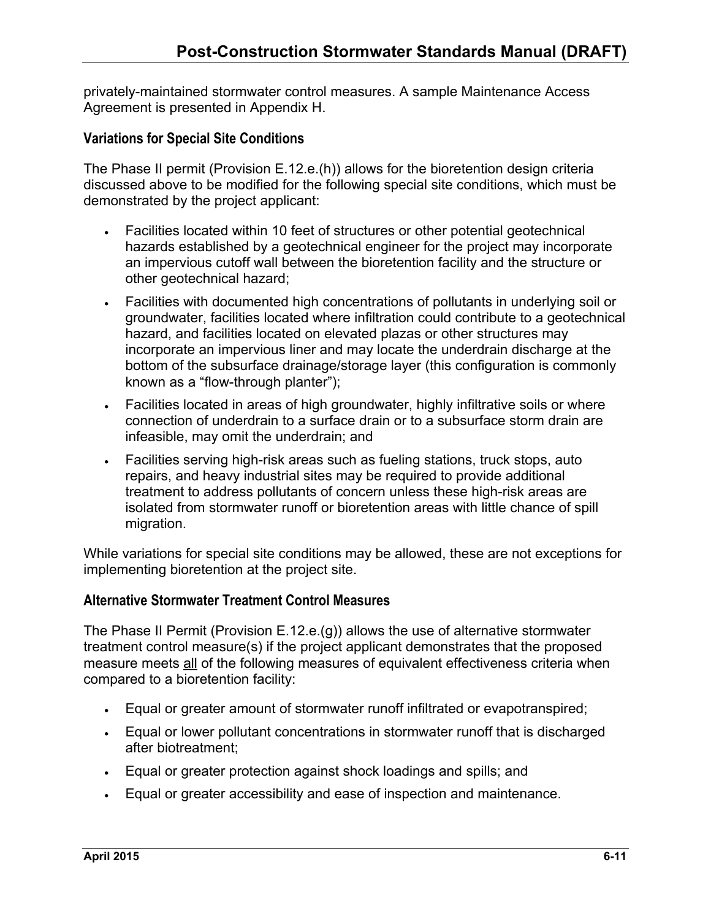privately-maintained stormwater control measures. A sample Maintenance Access Agreement is presented in Appendix H.

### Variations for Special Site Conditions

The Phase II permit (Provision E.12.e.(h)) allows for the bioretention design criteria discussed above to be modified for the following special site conditions, which must be demonstrated by the project applicant:

- Facilities located within 10 feet of structures or other potential geotechnical hazards established by a geotechnical engineer for the project may incorporate an impervious cutoff wall between the bioretention facility and the structure or other geotechnical hazard;
- Facilities with documented high concentrations of pollutants in underlying soil or groundwater, facilities located where infiltration could contribute to a geotechnical hazard, and facilities located on elevated plazas or other structures may incorporate an impervious liner and may locate the underdrain discharge at the bottom of the subsurface drainage/storage layer (this configuration is commonly known as a "flow-through planter");
- Facilities located in areas of high groundwater, highly infiltrative soils or where connection of underdrain to a surface drain or to a subsurface storm drain are infeasible, may omit the underdrain; and
- Facilities serving high-risk areas such as fueling stations, truck stops, auto repairs, and heavy industrial sites may be required to provide additional treatment to address pollutants of concern unless these high-risk areas are isolated from stormwater runoff or bioretention areas with little chance of spill migration.

While variations for special site conditions may be allowed, these are not exceptions for implementing bioretention at the project site.

### Alternative Stormwater Treatment Control Measures

The Phase II Permit (Provision E.12.e.(g)) allows the use of alternative stormwater treatment control measure(s) if the project applicant demonstrates that the proposed measure meets <u>all</u> of the following measures of equivalent effectiveness criteria when compared to a bioretention facility:

- Equal or greater amount of stormwater runoff infiltrated or evapotranspired;
- Equal or lower pollutant concentrations in stormwater runoff that is discharged after biotreatment;
- Equal or greater protection against shock loadings and spills; and
- Equal or greater accessibility and ease of inspection and maintenance.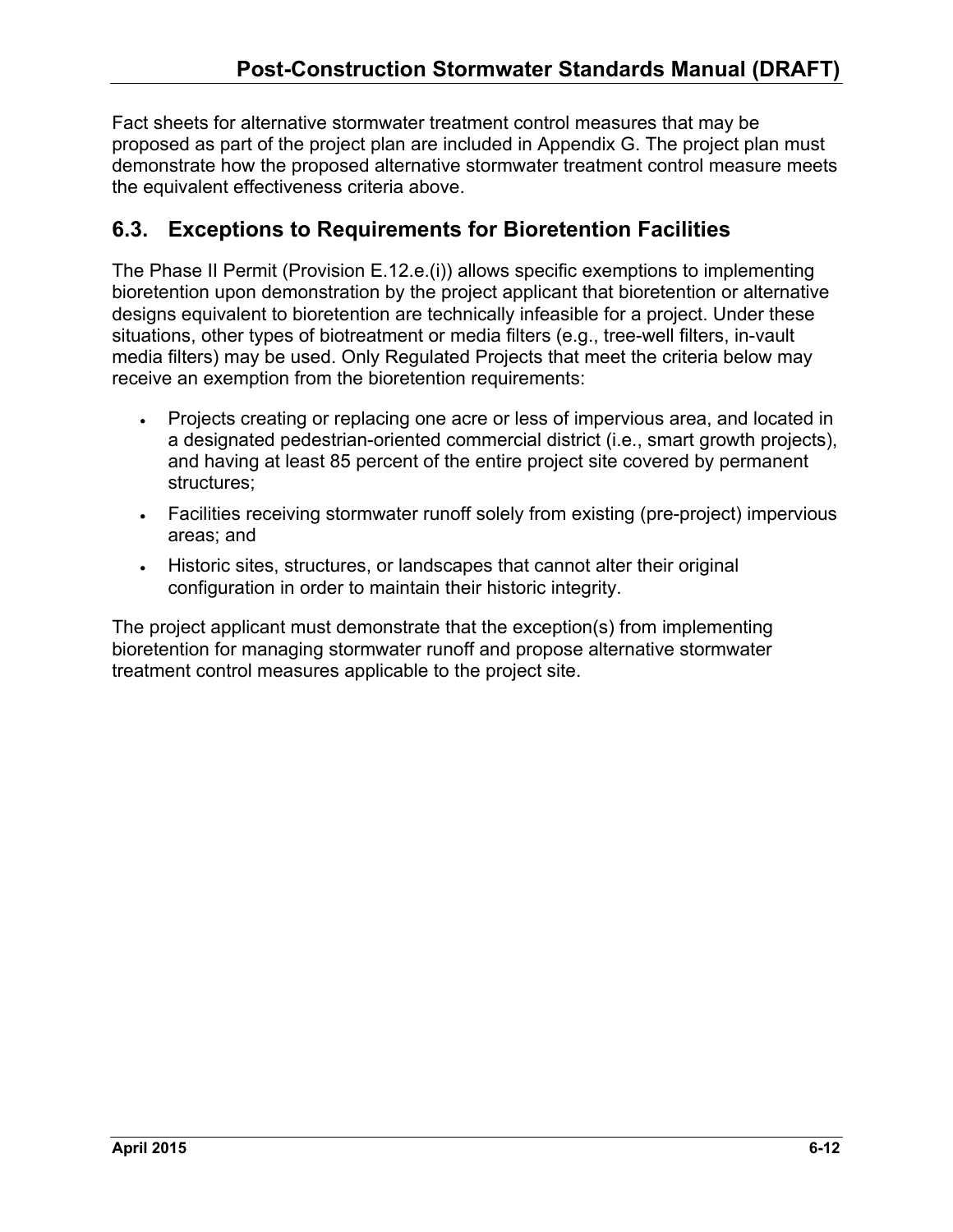Fact sheets for alternative stormwater treatment control measures that may be proposed as part of the project plan are included in Appendix G. The project plan must demonstrate how the proposed alternative stormwater treatment control measure meets the equivalent effectiveness criteria above.

## 6.3. Exceptions to Requirements for Bioretention Facilities

The Phase II Permit (Provision E.12.e.(i)) allows specific exemptions to implementing bioretention upon demonstration by the project applicant that bioretention or alternative designs equivalent to bioretention are technically infeasible for a project. Under these situations, other types of biotreatment or media filters (e.g., tree-well filters, in-vault media filters) may be used. Only Regulated Projects that meet the criteria below may receive an exemption from the bioretention requirements:

- Projects creating or replacing one acre or less of impervious area, and located in a designated pedestrian-oriented commercial district (i.e., smart growth projects), and having at least 85 percent of the entire project site covered by permanent structures;
- Facilities receiving stormwater runoff solely from existing (pre-project) impervious areas; and
- Historic sites, structures, or landscapes that cannot alter their original configuration in order to maintain their historic integrity.

The project applicant must demonstrate that the exception(s) from implementing bioretention for managing stormwater runoff and propose alternative stormwater treatment control measures applicable to the project site.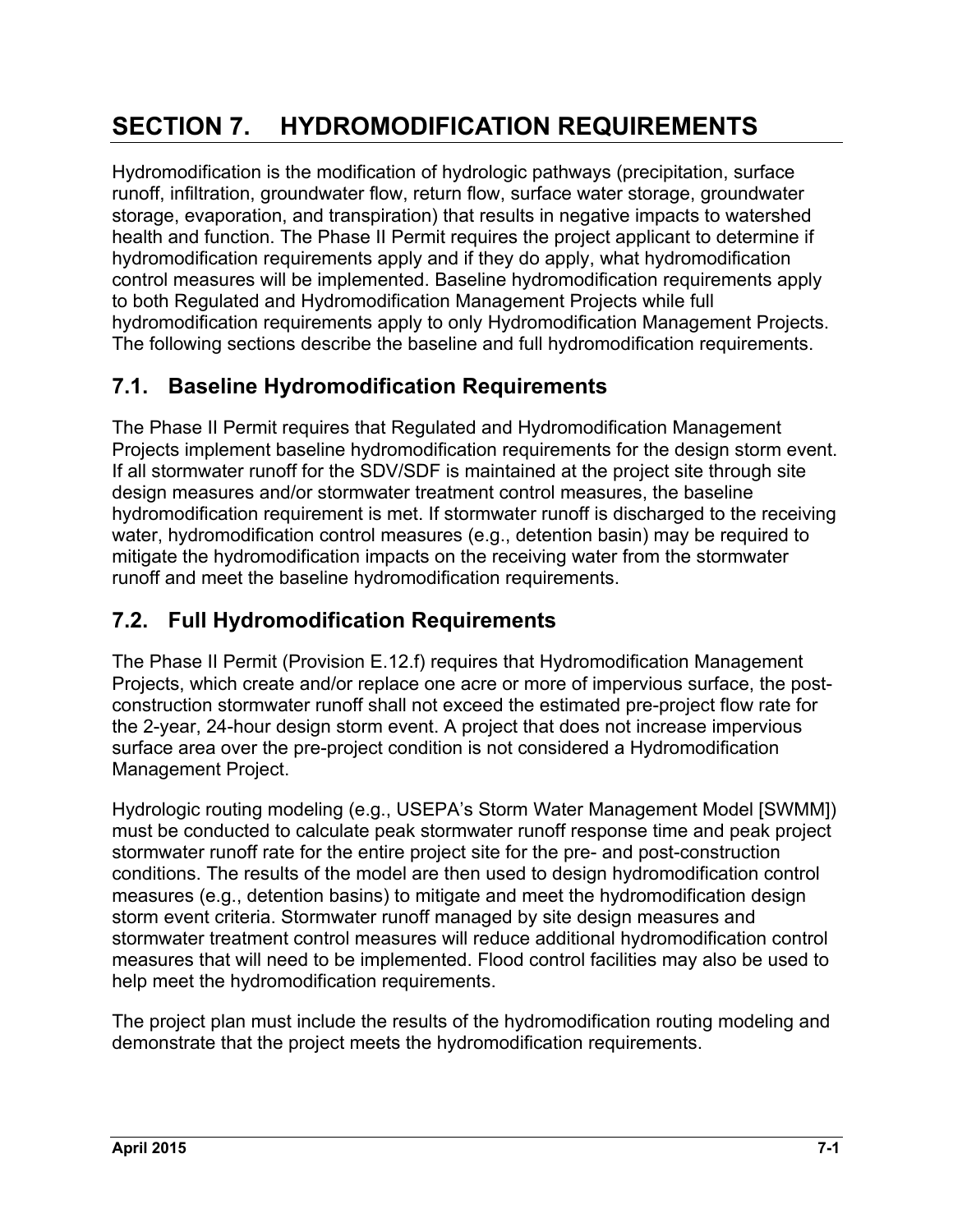# SECTION 7. HYDROMODIFICATION REQUIREMENTS

Hydromodification is the modification of hydrologic pathways (precipitation, surface runoff, infiltration, groundwater flow, return flow, surface water storage, groundwater storage, evaporation, and transpiration) that results in negative impacts to watershed health and function. The Phase II Permit requires the project applicant to determine if hydromodification requirements apply and if they do apply, what hydromodification control measures will be implemented. Baseline hydromodification requirements apply to both Regulated and Hydromodification Management Projects while full hydromodification requirements apply to only Hydromodification Management Projects. The following sections describe the baseline and full hydromodification requirements.

## 7.1. Baseline Hydromodification Requirements

The Phase II Permit requires that Regulated and Hydromodification Management Projects implement baseline hydromodification requirements for the design storm event. If all stormwater runoff for the SDV/SDF is maintained at the project site through site design measures and/or stormwater treatment control measures, the baseline hydromodification requirement is met. If stormwater runoff is discharged to the receiving water, hydromodification control measures (e.g., detention basin) may be required to mitigate the hydromodification impacts on the receiving water from the stormwater runoff and meet the baseline hydromodification requirements.

## 7.2. Full Hydromodification Requirements

The Phase II Permit (Provision E.12.f) requires that Hydromodification Management Projects, which create and/or replace one acre or more of impervious surface, the post-construction stormwater runoff shall not exceed the estimated pre-project flow rate for the 2-year, 24-hour design storm event. A project that does not increase impervious surface area over the pre-project condition is not considered a Hydromodification Management Project.

Hydrologic routing modeling (e.g., USEPA's Storm Water Management Model [SWMM]) must be conducted to calculate peak stormwater runoff response time and peak project stormwater runoff rate for the entire project site for the pre- and post-construction conditions. The results of the model are then used to design hydromodification control measures (e.g., detention basins) to mitigate and meet the hydromodification design storm event criteria. Stormwater runoff managed by site design measures and stormwater treatment control measures will reduce additional hydromodification control measures that will need to be implemented. Flood control facilities may also be used to help meet the hydromodification requirements.

The project plan must include the results of the hydromodification routing modeling and demonstrate that the project meets the hydromodification requirements.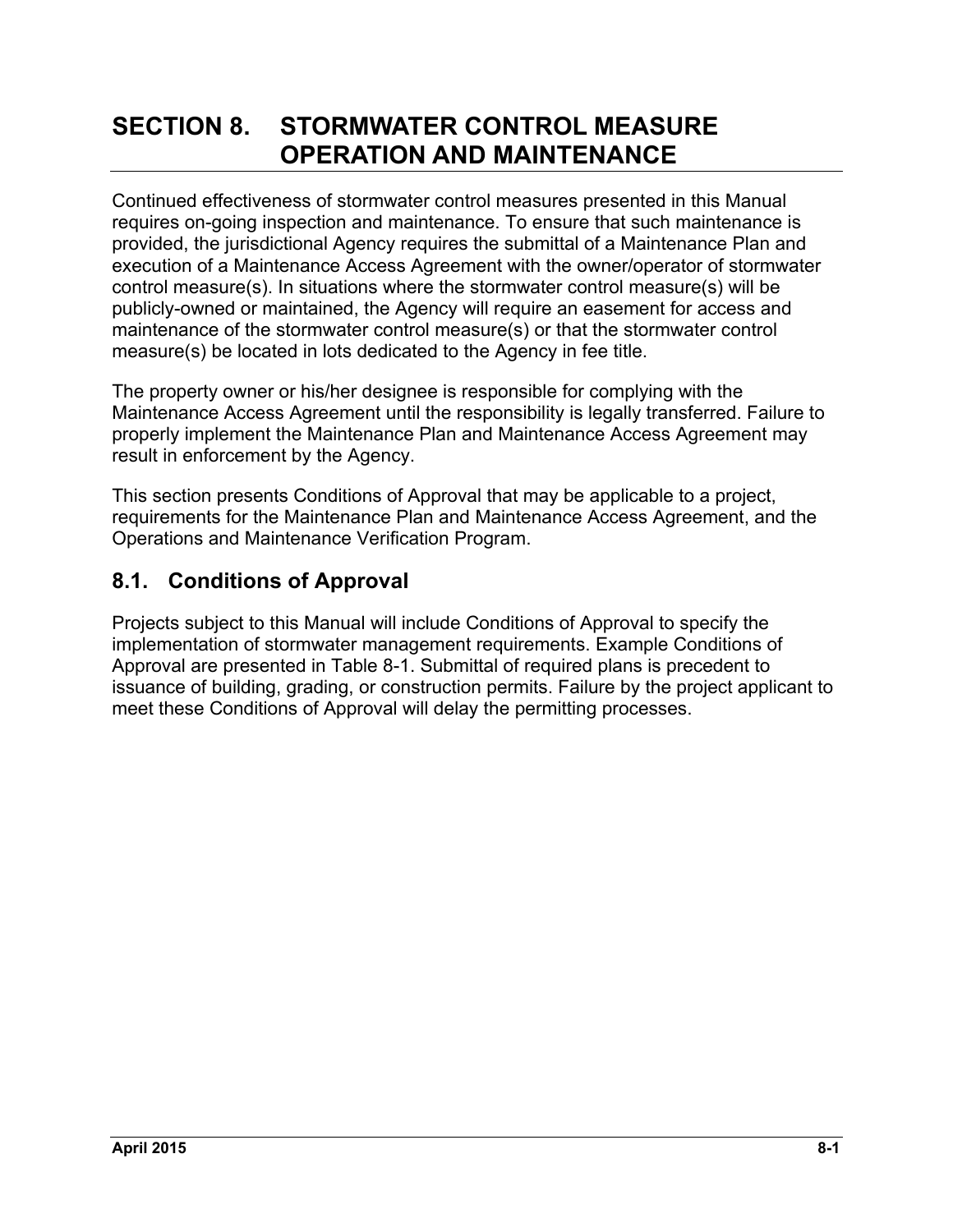# SECTION 8. STORMWATER CONTROL MEASURE OPERATION AND MAINTENANCE

Continued effectiveness of stormwater control measures presented in this Manual requires on-going inspection and maintenance. To ensure that such maintenance is provided, the jurisdictional Agency requires the submittal of a Maintenance Plan and execution of a Maintenance Access Agreement with the owner/operator of stormwater control measure(s). In situations where the stormwater control measure(s) will be publicly-owned or maintained, the Agency will require an easement for access and maintenance of the stormwater control measure(s) or that the stormwater control measure(s) be located in lots dedicated to the Agency in fee title.

The property owner or his/her designee is responsible for complying with the Maintenance Access Agreement until the responsibility is legally transferred. Failure to properly implement the Maintenance Plan and Maintenance Access Agreement may result in enforcement by the Agency.

This section presents Conditions of Approval that may be applicable to a project, requirements for the Maintenance Plan and Maintenance Access Agreement, and the Operations and Maintenance Verification Program.

## 8.1. Conditions of Approval

Projects subject to this Manual will include Conditions of Approval to specify the implementation of stormwater management requirements. Example Conditions of Approval are presented in Table 8-1. Submittal of required plans is precedent to issuance of building, grading, or construction permits. Failure by the project applicant to meet these Conditions of Approval will delay the permitting processes.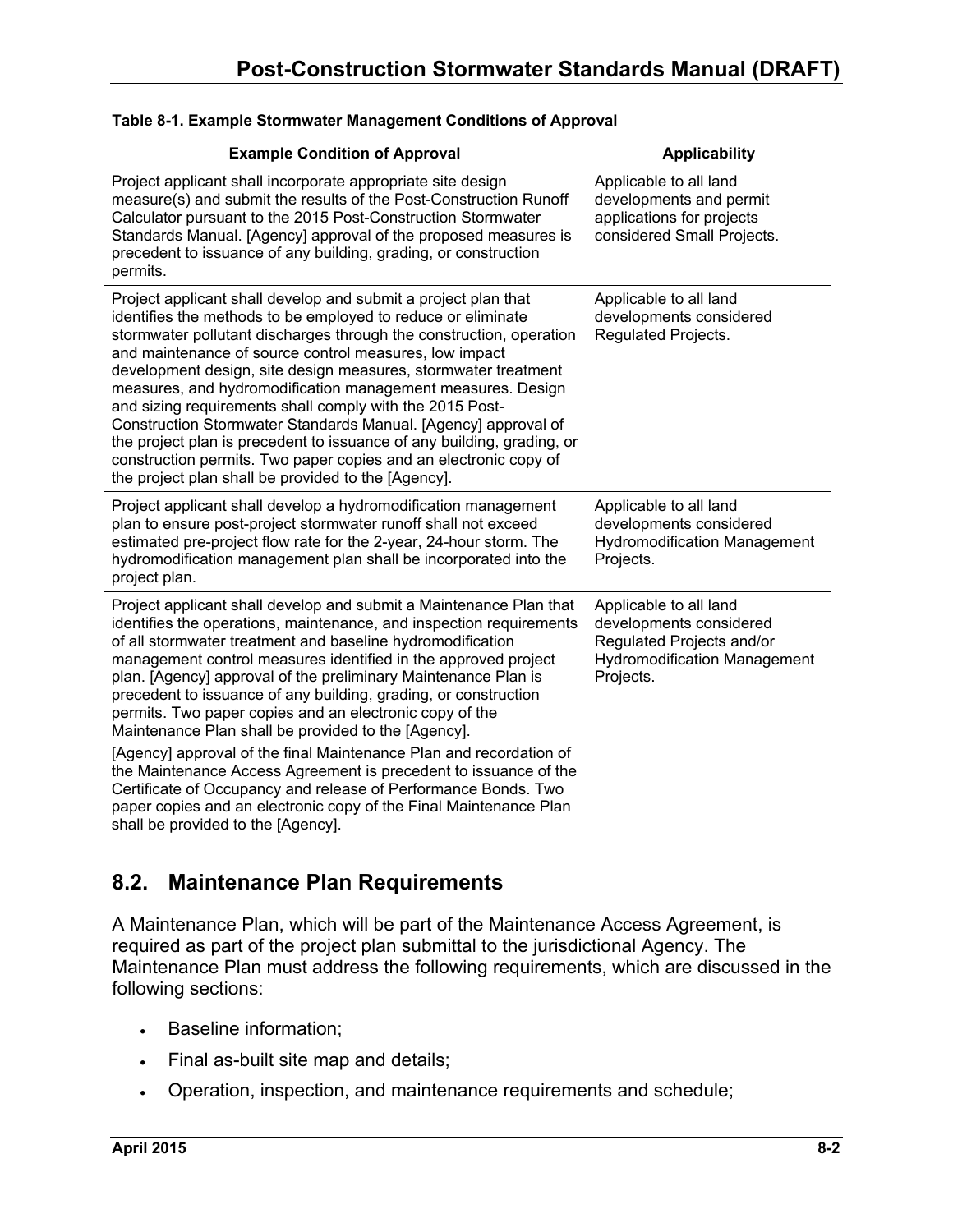**Table 8-1. Example Stormwater Management Conditions of Approval**

| Example Condition of Approval | Applicability |
|---|---|
| Project applicant shall incorporate appropriate site design measure(s) and submit the results of the Post-Construction Runoff Calculator pursuant to the 2015 Post-Construction Stormwater Standards Manual. [Agency] approval of the proposed measures is precedent to issuance of any building, grading, or construction permits. | Applicable to all land developments and permit applications for projects considered Small Projects. |
| Project applicant shall develop and submit a project plan that identifies the methods to be employed to reduce or eliminate stormwater pollutant discharges through the construction, operation and maintenance of source control measures, low impact development design, site design measures, stormwater treatment measures, and hydromodification management measures. Design and sizing requirements shall comply with the 2015 Post-Construction Stormwater Standards Manual. [Agency] approval of the project plan is precedent to issuance of any building, grading, or construction permits. Two paper copies and an electronic copy of the project plan shall be provided to the [Agency]. | Applicable to all land developments considered Regulated Projects. |
| Project applicant shall develop a hydromodification management plan to ensure post-project stormwater runoff shall not exceed estimated pre-project flow rate for the 2-year, 24-hour storm. The hydromodification management plan shall be incorporated into the project plan. | Applicable to all land developments considered Hydromodification Management Projects. |
| Project applicant shall develop and submit a Maintenance Plan that identifies the operations, maintenance, and inspection requirements of all stormwater treatment and baseline hydromodification management control measures identified in the approved project plan. [Agency] approval of the preliminary Maintenance Plan is precedent to issuance of any building, grading, or construction permits. Two paper copies and an electronic copy of the Maintenance Plan shall be provided to the [Agency].<br><br>[Agency] approval of the final Maintenance Plan and recordation of the Maintenance Access Agreement is precedent to issuance of the Certificate of Occupancy and release of Performance Bonds. Two paper copies and an electronic copy of the Final Maintenance Plan shall be provided to the [Agency]. | Applicable to all land developments considered Regulated Projects and/or Hydromodification Management Projects. |

## 8.2. Maintenance Plan Requirements

A Maintenance Plan, which will be part of the Maintenance Access Agreement, is required as part of the project plan submittal to the jurisdictional Agency. The Maintenance Plan must address the following requirements, which are discussed in the following sections:

- Baseline information;
- Final as-built site map and details;
- Operation, inspection, and maintenance requirements and schedule;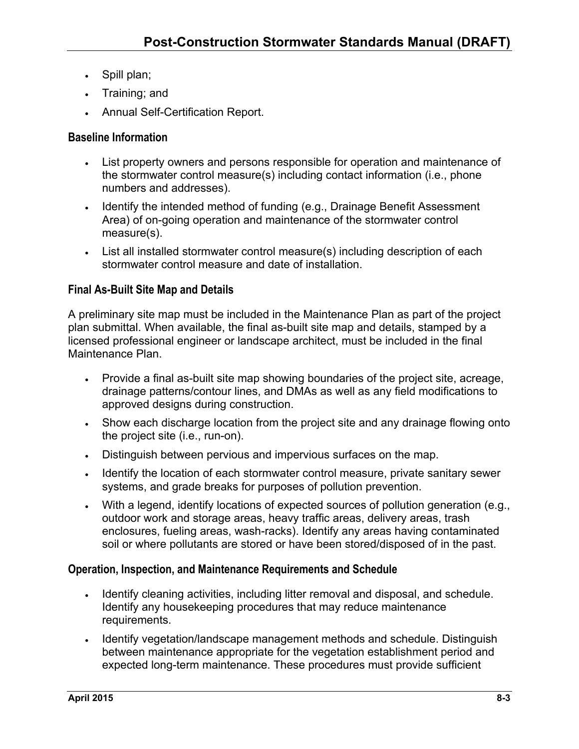- Spill plan;
- Training; and
- Annual Self-Certification Report.

### Baseline Information

- List property owners and persons responsible for operation and maintenance of the stormwater control measure(s) including contact information (i.e., phone numbers and addresses).
- Identify the intended method of funding (e.g., Drainage Benefit Assessment Area) of on-going operation and maintenance of the stormwater control measure(s).
- List all installed stormwater control measure(s) including description of each stormwater control measure and date of installation.

### Final As-Built Site Map and Details

A preliminary site map must be included in the Maintenance Plan as part of the project plan submittal. When available, the final as-built site map and details, stamped by a licensed professional engineer or landscape architect, must be included in the final Maintenance Plan.

- Provide a final as-built site map showing boundaries of the project site, acreage, drainage patterns/contour lines, and DMAs as well as any field modifications to approved designs during construction.
- Show each discharge location from the project site and any drainage flowing onto the project site (i.e., run-on).
- Distinguish between pervious and impervious surfaces on the map.
- Identify the location of each stormwater control measure, private sanitary sewer systems, and grade breaks for purposes of pollution prevention.
- With a legend, identify locations of expected sources of pollution generation (e.g., outdoor work and storage areas, heavy traffic areas, delivery areas, trash enclosures, fueling areas, wash-racks). Identify any areas having contaminated soil or where pollutants are stored or have been stored/disposed of in the past.

### Operation, Inspection, and Maintenance Requirements and Schedule

- Identify cleaning activities, including litter removal and disposal, and schedule. Identify any housekeeping procedures that may reduce maintenance requirements.
- Identify vegetation/landscape management methods and schedule. Distinguish between maintenance appropriate for the vegetation establishment period and expected long-term maintenance. These procedures must provide sufficient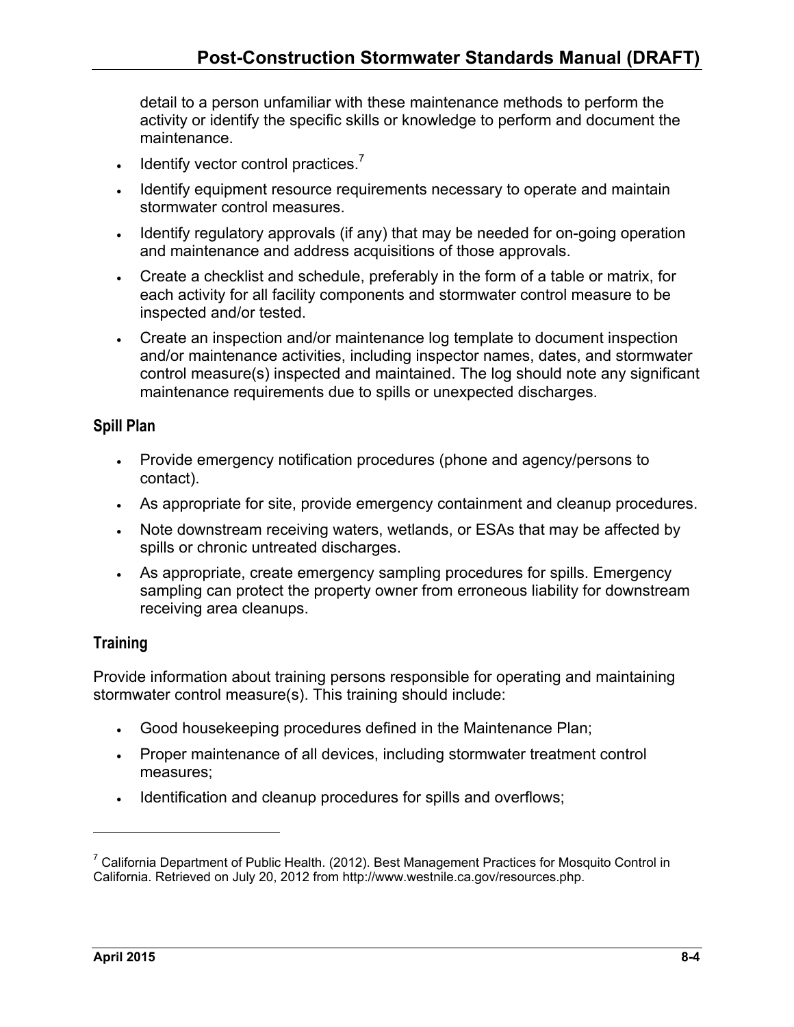detail to a person unfamiliar with these maintenance methods to perform the activity or identify the specific skills or knowledge to perform and document the maintenance.

- Identify vector control practices.[7]
- Identify equipment resource requirements necessary to operate and maintain stormwater control measures.
- Identify regulatory approvals (if any) that may be needed for on-going operation and maintenance and address acquisitions of those approvals.
- Create a checklist and schedule, preferably in the form of a table or matrix, for each activity for all facility components and stormwater control measure to be inspected and/or tested.
- Create an inspection and/or maintenance log template to document inspection and/or maintenance activities, including inspector names, dates, and stormwater control measure(s) inspected and maintained. The log should note any significant maintenance requirements due to spills or unexpected discharges.

### Spill Plan

- Provide emergency notification procedures (phone and agency/persons to contact).
- As appropriate for site, provide emergency containment and cleanup procedures.
- Note downstream receiving waters, wetlands, or ESAs that may be affected by spills or chronic untreated discharges.
- As appropriate, create emergency sampling procedures for spills. Emergency sampling can protect the property owner from erroneous liability for downstream receiving area cleanups.

### Training

Provide information about training persons responsible for operating and maintaining stormwater control measure(s). This training should include:

- Good housekeeping procedures defined in the Maintenance Plan;
- Proper maintenance of all devices, including stormwater treatment control measures;
- Identification and cleanup procedures for spills and overflows;

---

[7] California Department of Public Health. (2012). Best Management Practices for Mosquito Control in California. Retrieved on July 20, 2012 from http://www.westnile.ca.gov/resources.php.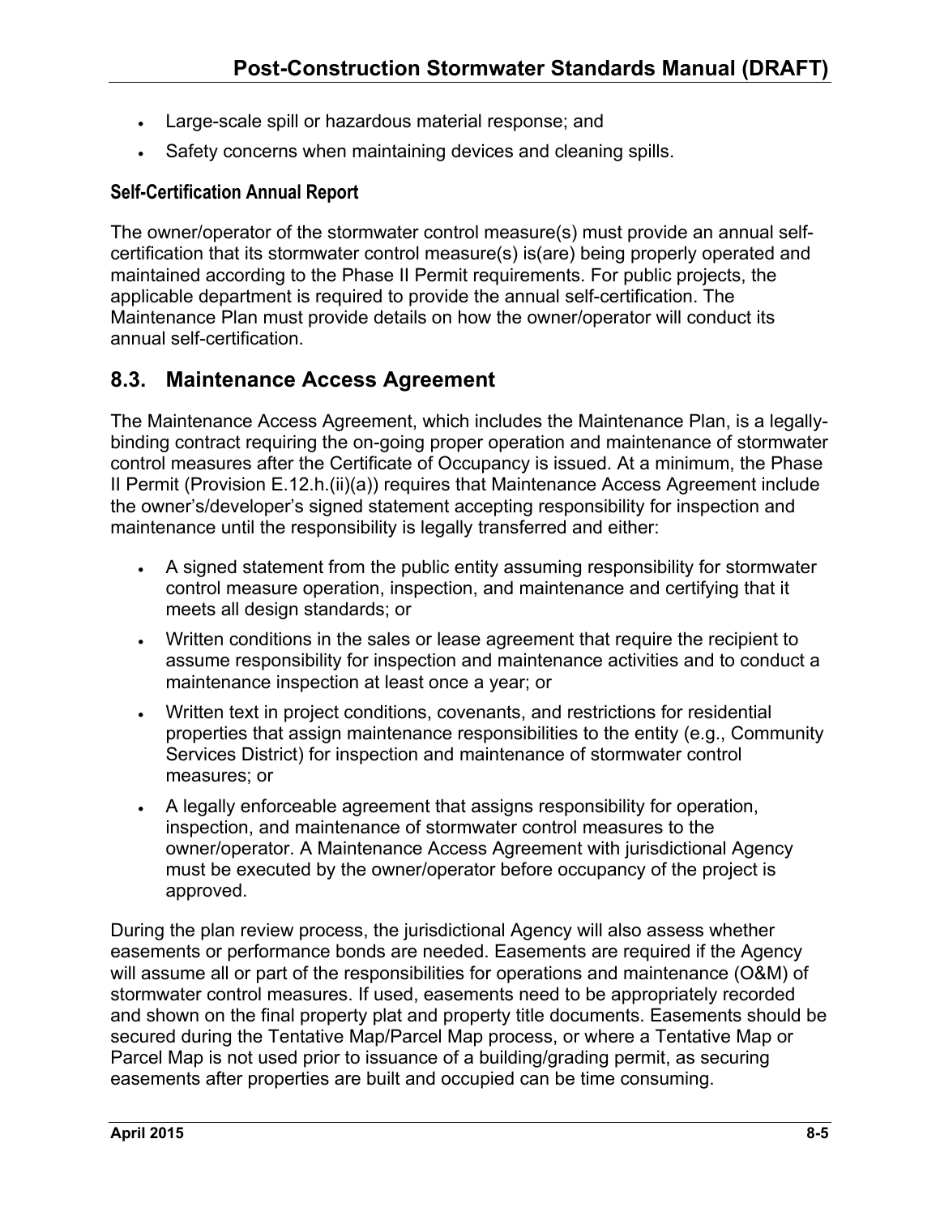- Large-scale spill or hazardous material response; and
- Safety concerns when maintaining devices and cleaning spills.

#### Self-Certification Annual Report

The owner/operator of the stormwater control measure(s) must provide an annual self-certification that its stormwater control measure(s) is(are) being properly operated and maintained according to the Phase II Permit requirements. For public projects, the applicable department is required to provide the annual self-certification. The Maintenance Plan must provide details on how the owner/operator will conduct its annual self-certification.

## 8.3. Maintenance Access Agreement

The Maintenance Access Agreement, which includes the Maintenance Plan, is a legally-binding contract requiring the on-going proper operation and maintenance of stormwater control measures after the Certificate of Occupancy is issued. At a minimum, the Phase II Permit (Provision E.12.h.(ii)(a)) requires that Maintenance Access Agreement include the owner's/developer's signed statement accepting responsibility for inspection and maintenance until the responsibility is legally transferred and either:

- A signed statement from the public entity assuming responsibility for stormwater control measure operation, inspection, and maintenance and certifying that it meets all design standards; or
- Written conditions in the sales or lease agreement that require the recipient to assume responsibility for inspection and maintenance activities and to conduct a maintenance inspection at least once a year; or
- Written text in project conditions, covenants, and restrictions for residential properties that assign maintenance responsibilities to the entity (e.g., Community Services District) for inspection and maintenance of stormwater control measures; or
- A legally enforceable agreement that assigns responsibility for operation, inspection, and maintenance of stormwater control measures to the owner/operator. A Maintenance Access Agreement with jurisdictional Agency must be executed by the owner/operator before occupancy of the project is approved.

During the plan review process, the jurisdictional Agency will also assess whether easements or performance bonds are needed. Easements are required if the Agency will assume all or part of the responsibilities for operations and maintenance (O&M) of stormwater control measures. If used, easements need to be appropriately recorded and shown on the final property plat and property title documents. Easements should be secured during the Tentative Map/Parcel Map process, or where a Tentative Map or Parcel Map is not used prior to issuance of a building/grading permit, as securing easements after properties are built and occupied can be time consuming.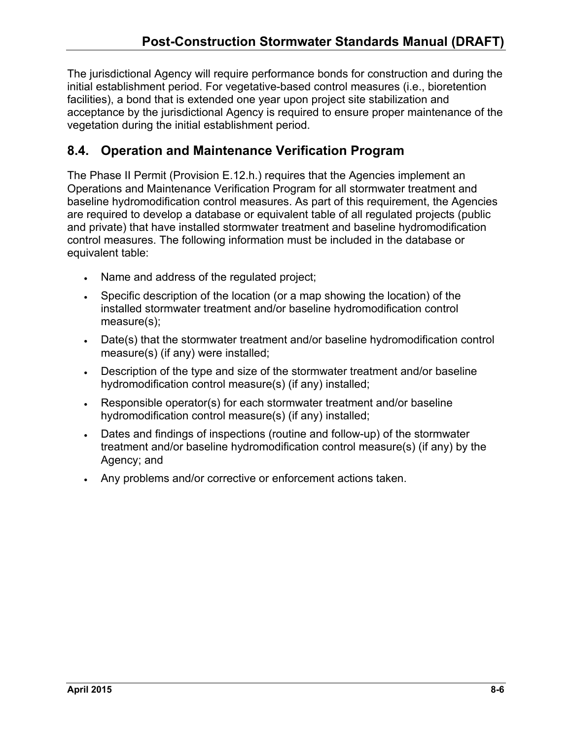The jurisdictional Agency will require performance bonds for construction and during the initial establishment period. For vegetative-based control measures (i.e., bioretention facilities), a bond that is extended one year upon project site stabilization and acceptance by the jurisdictional Agency is required to ensure proper maintenance of the vegetation during the initial establishment period.

## 8.4. Operation and Maintenance Verification Program

The Phase II Permit (Provision E.12.h.) requires that the Agencies implement an Operations and Maintenance Verification Program for all stormwater treatment and baseline hydromodification control measures. As part of this requirement, the Agencies are required to develop a database or equivalent table of all regulated projects (public and private) that have installed stormwater treatment and baseline hydromodification control measures. The following information must be included in the database or equivalent table:

- Name and address of the regulated project;
- Specific description of the location (or a map showing the location) of the installed stormwater treatment and/or baseline hydromodification control measure(s);
- Date(s) that the stormwater treatment and/or baseline hydromodification control measure(s) (if any) were installed;
- Description of the type and size of the stormwater treatment and/or baseline hydromodification control measure(s) (if any) installed;
- Responsible operator(s) for each stormwater treatment and/or baseline hydromodification control measure(s) (if any) installed;
- Dates and findings of inspections (routine and follow-up) of the stormwater treatment and/or baseline hydromodification control measure(s) (if any) by the Agency; and
- Any problems and/or corrective or enforcement actions taken.